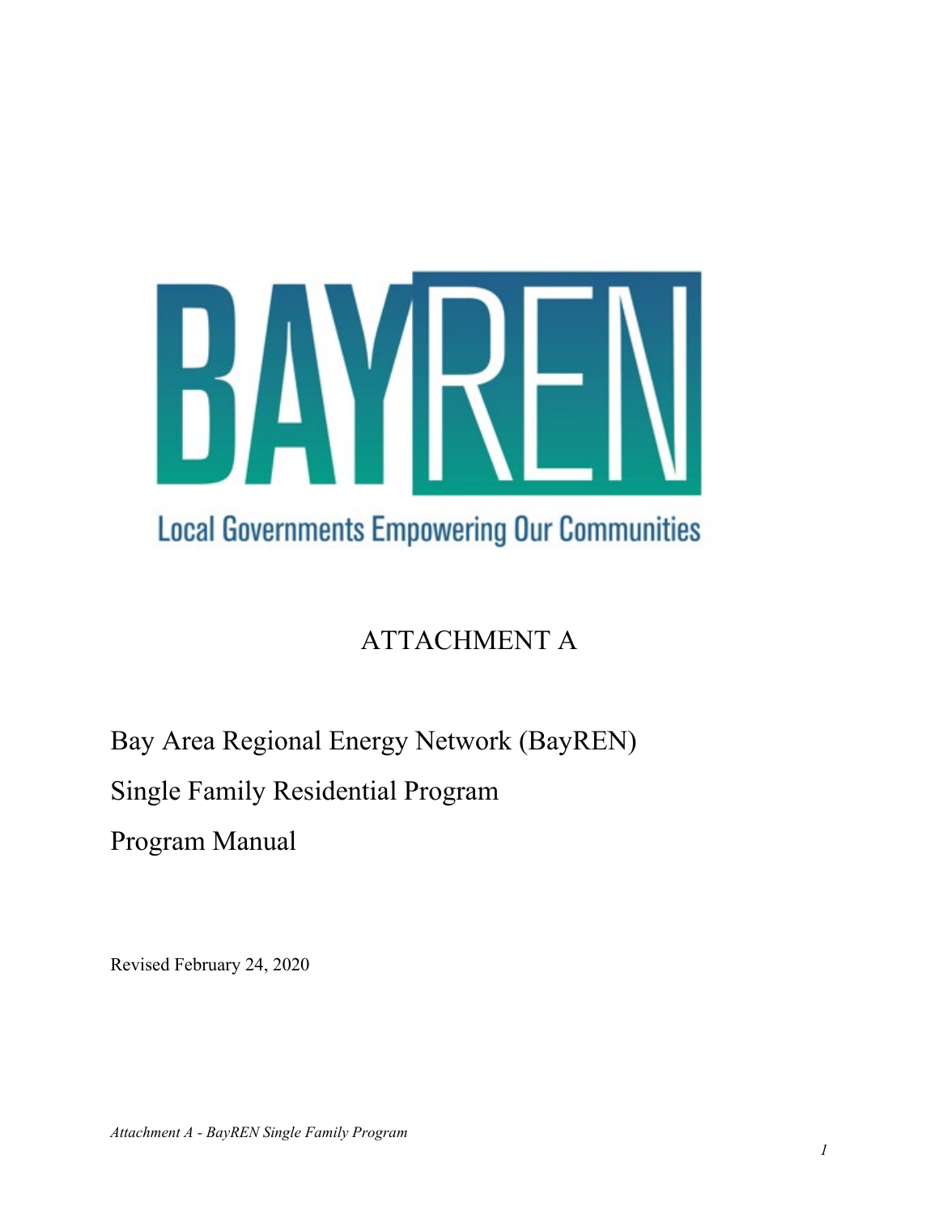BAYREN

Local Governments Empowering Our Communities

# ATTACHMENT A

## Bay Area Regional Energy Network (BayREN)

## Single Family Residential Program

## Program Manual

Revised February 24, 2020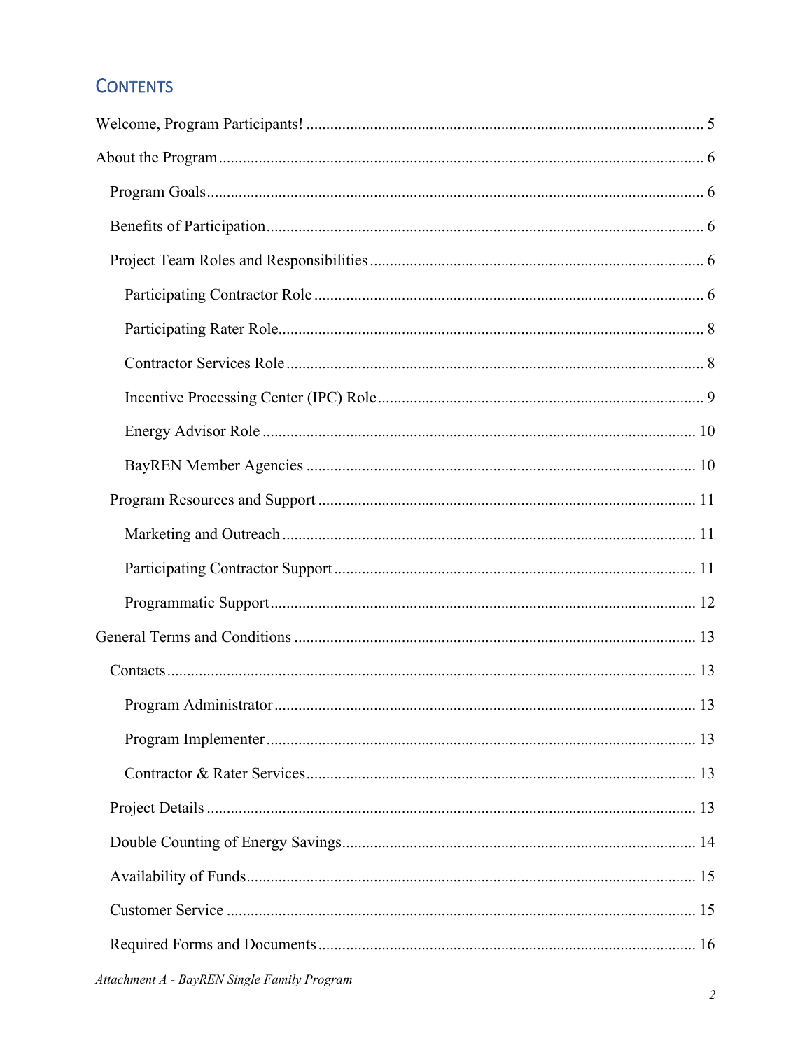## CONTENTS

Welcome, Program Participants! .................................................................................................. 5

About the Program ....................................................................................................................... 6

- Program Goals ........................................................................................................................... 6
- Benefits of Participation ........................................................................................................... 6
- Project Team Roles and Responsibilities .................................................................................. 6
  - Participating Contractor Role ................................................................................................ 6
  - Participating Rater Role ......................................................................................................... 8
  - Contractor Services Role ....................................................................................................... 8
  - Incentive Processing Center (IPC) Role ................................................................................ 9
  - Energy Advisor Role ........................................................................................................... 10
  - BayREN Member Agencies ................................................................................................ 10
- Program Resources and Support .............................................................................................. 11
  - Marketing and Outreach ...................................................................................................... 11
  - Participating Contractor Support ......................................................................................... 11
  - Programmatic Support ......................................................................................................... 12

General Terms and Conditions .................................................................................................... 13

- Contacts .................................................................................................................................... 13
  - Program Administrator ........................................................................................................ 13
  - Program Implementer .......................................................................................................... 13
  - Contractor & Rater Services ................................................................................................ 13
- Project Details .......................................................................................................................... 13
- Double Counting of Energy Savings ........................................................................................ 14
- Availability of Funds ............................................................................................................... 15
- Customer Service ..................................................................................................................... 15
- Required Forms and Documents .............................................................................................. 16

*Attachment A - BayREN Single Family Program*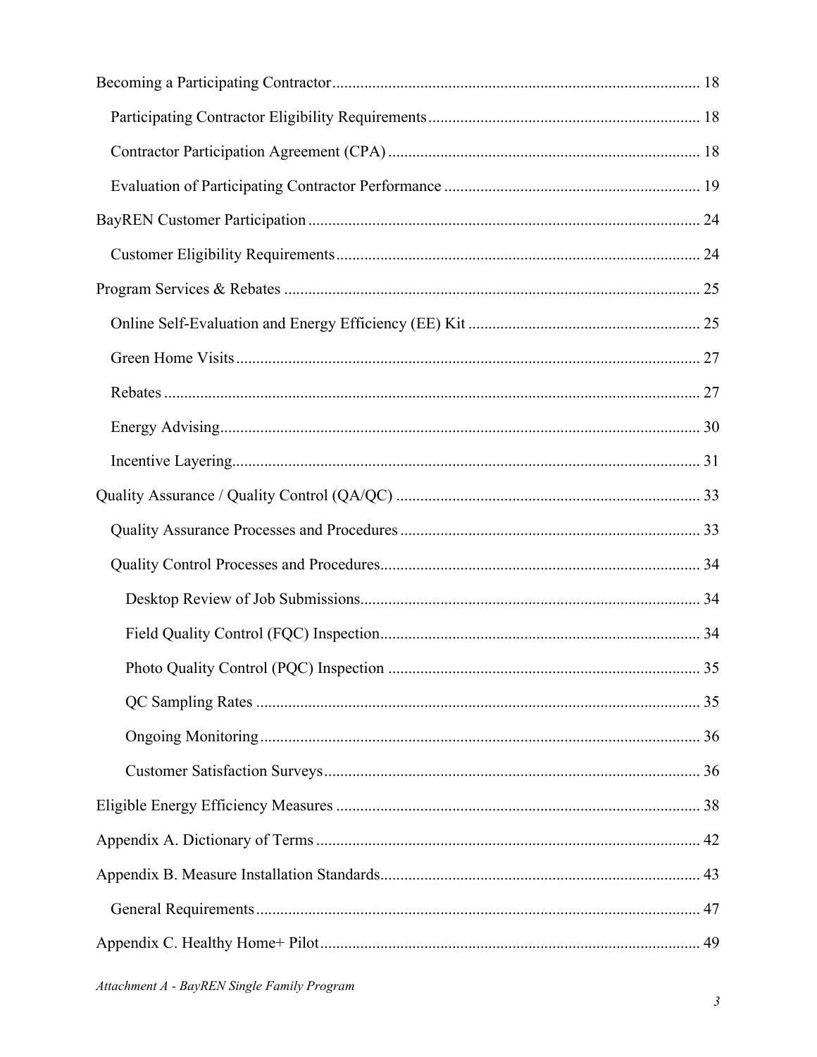Becoming a Participating Contractor ........................................................................................... 18

Participating Contractor Eligibility Requirements .................................................................. 18

Contractor Participation Agreement (CPA) ............................................................................ 18

Evaluation of Participating Contractor Performance .............................................................. 19

BayREN Customer Participation ................................................................................................ 24

Customer Eligibility Requirements ......................................................................................... 24

Program Services & Rebates ...................................................................................................... 25

Online Self-Evaluation and Energy Efficiency (EE) Kit ........................................................ 25

Green Home Visits .................................................................................................................. 27

Rebates ................................................................................................................................... 27

Energy Advising ...................................................................................................................... 30

Incentive Layering ................................................................................................................... 31

Quality Assurance / Quality Control (QA/QC) .......................................................................... 33

Quality Assurance Processes and Procedures ......................................................................... 33

Quality Control Processes and Procedures .............................................................................. 34

Desktop Review of Job Submissions .................................................................................. 34

Field Quality Control (FQC) Inspection .............................................................................. 34

Photo Quality Control (PQC) Inspection ............................................................................ 35

QC Sampling Rates ............................................................................................................. 35

Ongoing Monitoring ............................................................................................................ 36

Customer Satisfaction Surveys ............................................................................................ 36

Eligible Energy Efficiency Measures ......................................................................................... 38

Appendix A. Dictionary of Terms ............................................................................................... 42

Appendix B. Measure Installation Standards ............................................................................... 43

General Requirements ............................................................................................................. 47

Appendix C. Healthy Home+ Pilot .............................................................................................. 49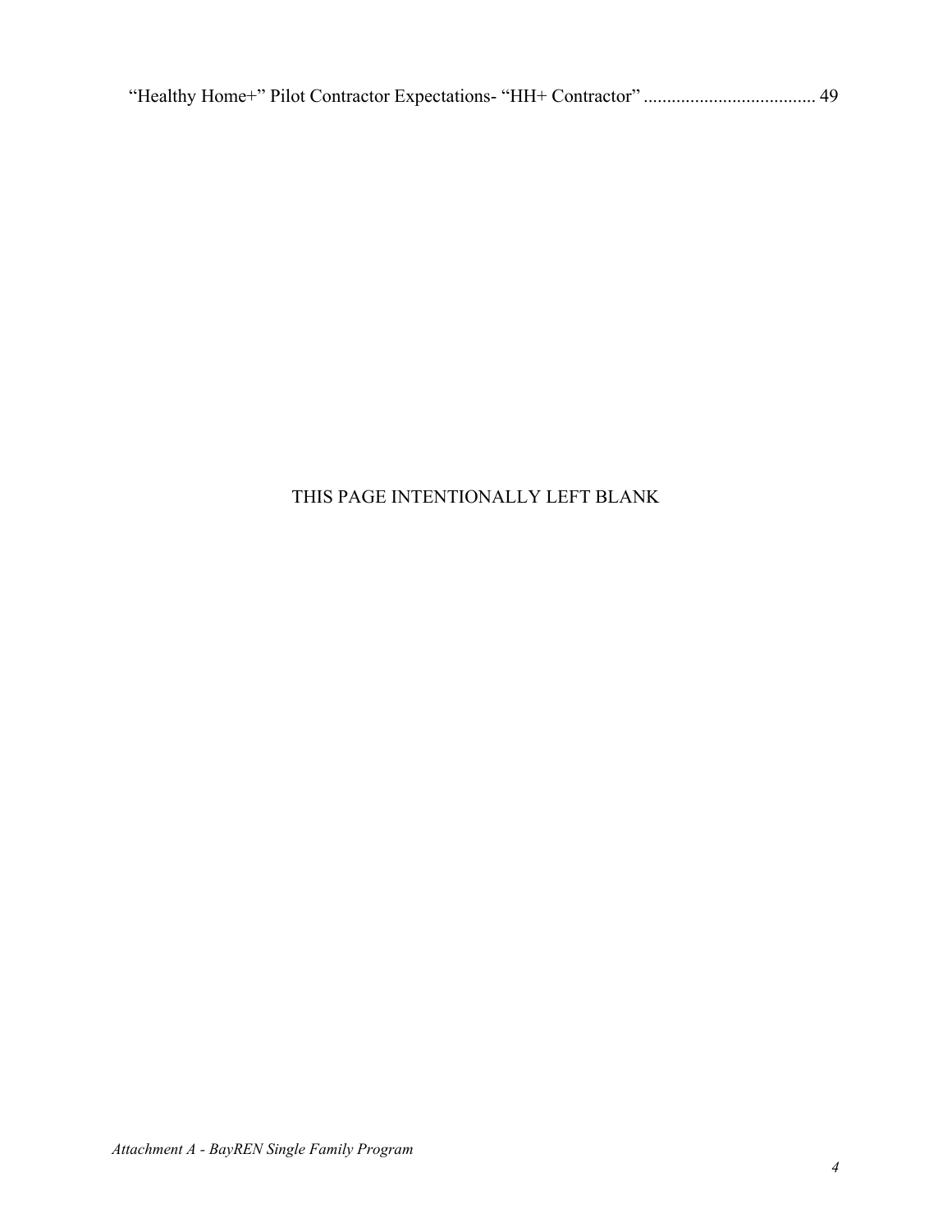"Healthy Home+" Pilot Contractor Expectations- "HH+ Contractor" .................................... 49

THIS PAGE INTENTIONALLY LEFT BLANK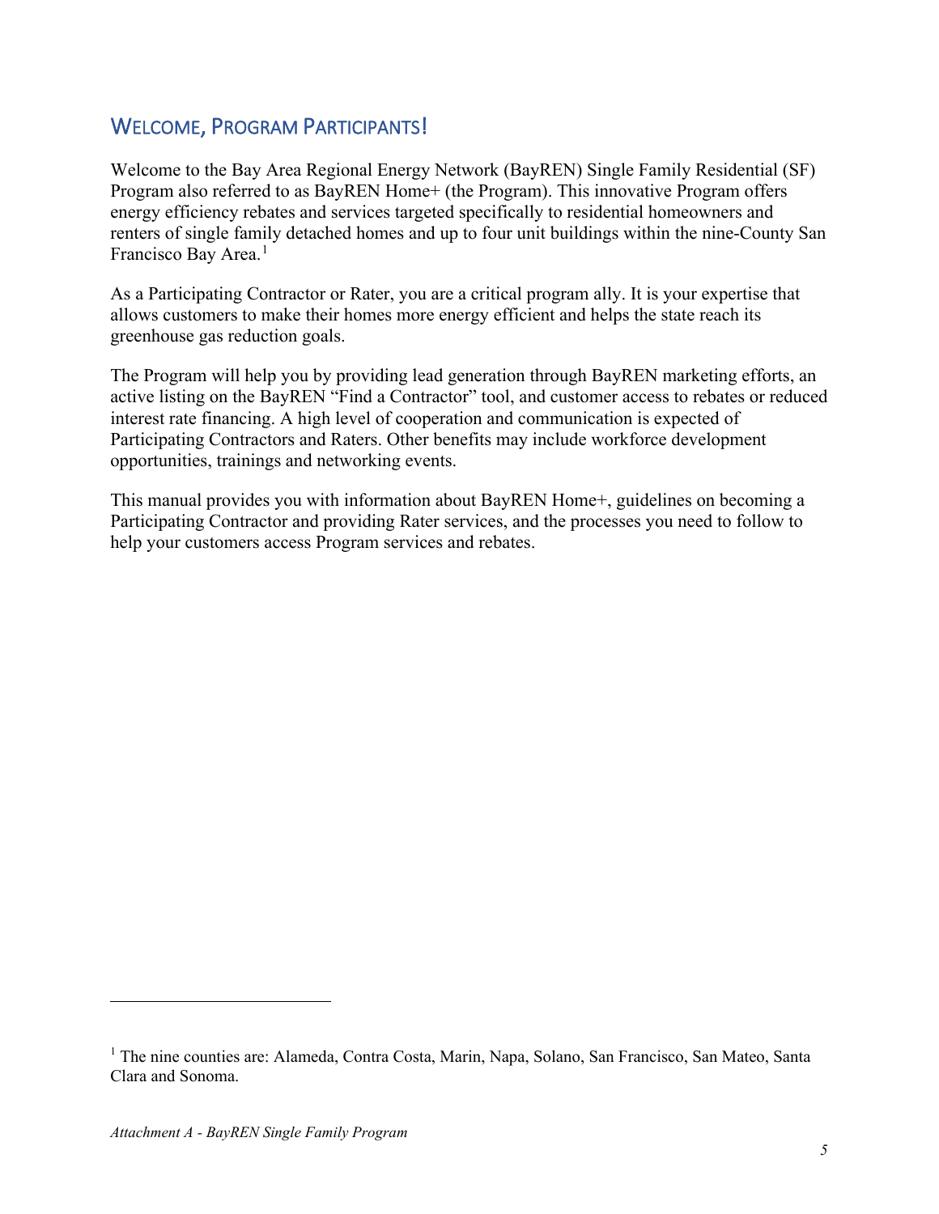## Welcome, Program Participants!

Welcome to the Bay Area Regional Energy Network (BayREN) Single Family Residential (SF) Program also referred to as BayREN Home+ (the Program). This innovative Program offers energy efficiency rebates and services targeted specifically to residential homeowners and renters of single family detached homes and up to four unit buildings within the nine-County San Francisco Bay Area.[1]

As a Participating Contractor or Rater, you are a critical program ally. It is your expertise that allows customers to make their homes more energy efficient and helps the state reach its greenhouse gas reduction goals.

The Program will help you by providing lead generation through BayREN marketing efforts, an active listing on the BayREN "Find a Contractor" tool, and customer access to rebates or reduced interest rate financing. A high level of cooperation and communication is expected of Participating Contractors and Raters. Other benefits may include workforce development opportunities, trainings and networking events.

This manual provides you with information about BayREN Home+, guidelines on becoming a Participating Contractor and providing Rater services, and the processes you need to follow to help your customers access Program services and rebates.

---

[1] The nine counties are: Alameda, Contra Costa, Marin, Napa, Solano, San Francisco, San Mateo, Santa Clara and Sonoma.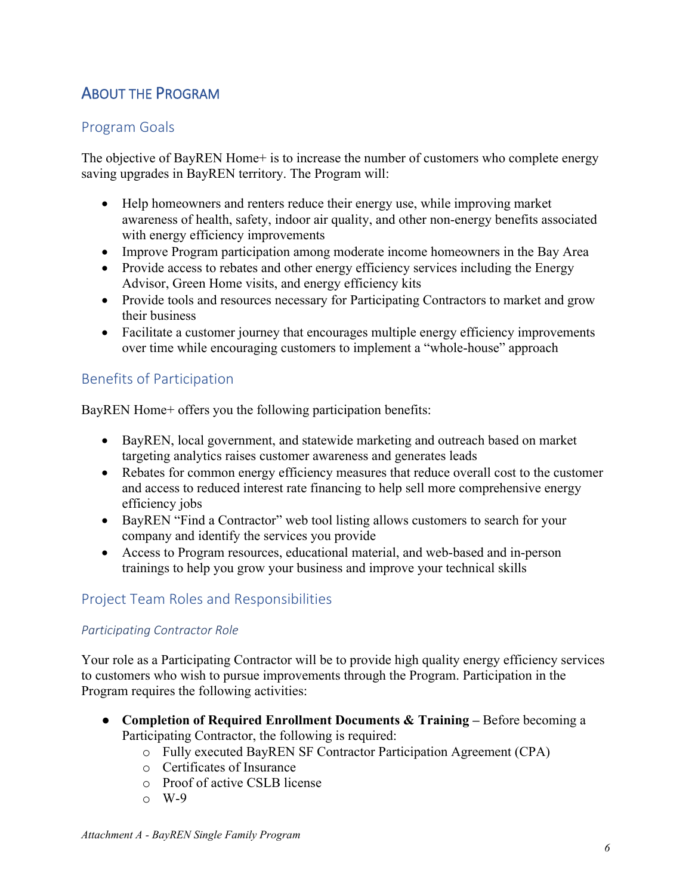# ABOUT THE PROGRAM

## Program Goals

The objective of BayREN Home+ is to increase the number of customers who complete energy saving upgrades in BayREN territory. The Program will:

- Help homeowners and renters reduce their energy use, while improving market awareness of health, safety, indoor air quality, and other non-energy benefits associated with energy efficiency improvements
- Improve Program participation among moderate income homeowners in the Bay Area
- Provide access to rebates and other energy efficiency services including the Energy Advisor, Green Home visits, and energy efficiency kits
- Provide tools and resources necessary for Participating Contractors to market and grow their business
- Facilitate a customer journey that encourages multiple energy efficiency improvements over time while encouraging customers to implement a "whole-house" approach

## Benefits of Participation

BayREN Home+ offers you the following participation benefits:

- BayREN, local government, and statewide marketing and outreach based on market targeting analytics raises customer awareness and generates leads
- Rebates for common energy efficiency measures that reduce overall cost to the customer and access to reduced interest rate financing to help sell more comprehensive energy efficiency jobs
- BayREN "Find a Contractor" web tool listing allows customers to search for your company and identify the services you provide
- Access to Program resources, educational material, and web-based and in-person trainings to help you grow your business and improve your technical skills

## Project Team Roles and Responsibilities

### *Participating Contractor Role*

Your role as a Participating Contractor will be to provide high quality energy efficiency services to customers who wish to pursue improvements through the Program. Participation in the Program requires the following activities:

- **Completion of Required Enrollment Documents & Training –** Before becoming a Participating Contractor, the following is required:
  - Fully executed BayREN SF Contractor Participation Agreement (CPA)
  - Certificates of Insurance
  - Proof of active CSLB license
  - W-9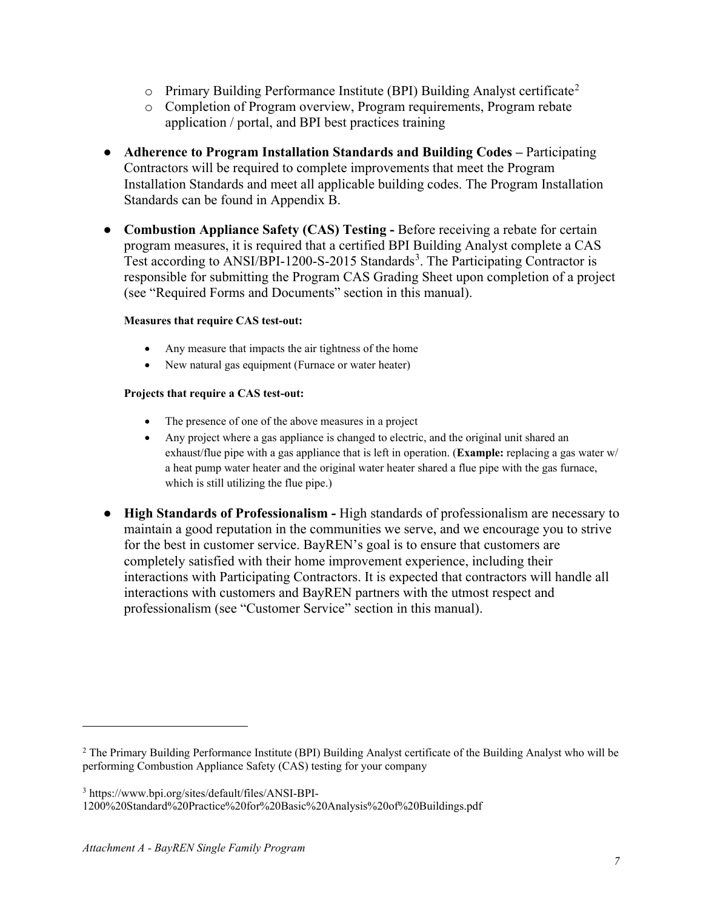- Primary Building Performance Institute (BPI) Building Analyst certificate[2]
  - Completion of Program overview, Program requirements, Program rebate application / portal, and BPI best practices training

- **Adherence to Program Installation Standards and Building Codes –** Participating Contractors will be required to complete improvements that meet the Program Installation Standards and meet all applicable building codes. The Program Installation Standards can be found in Appendix B.

- **Combustion Appliance Safety (CAS) Testing -** Before receiving a rebate for certain program measures, it is required that a certified BPI Building Analyst complete a CAS Test according to ANSI/BPI-1200-S-2015 Standards[3]. The Participating Contractor is responsible for submitting the Program CAS Grading Sheet upon completion of a project (see "Required Forms and Documents" section in this manual).

  **Measures that require CAS test-out:**

  - Any measure that impacts the air tightness of the home
  - New natural gas equipment (Furnace or water heater)

  **Projects that require a CAS test-out:**

  - The presence of one of the above measures in a project
  - Any project where a gas appliance is changed to electric, and the original unit shared an exhaust/flue pipe with a gas appliance that is left in operation. (**Example:** replacing a gas water w/ a heat pump water heater and the original water heater shared a flue pipe with the gas furnace, which is still utilizing the flue pipe.)

- **High Standards of Professionalism -** High standards of professionalism are necessary to maintain a good reputation in the communities we serve, and we encourage you to strive for the best in customer service. BayREN's goal is to ensure that customers are completely satisfied with their home improvement experience, including their interactions with Participating Contractors. It is expected that contractors will handle all interactions with customers and BayREN partners with the utmost respect and professionalism (see "Customer Service" section in this manual).

---

[2] The Primary Building Performance Institute (BPI) Building Analyst certificate of the Building Analyst who will be performing Combustion Appliance Safety (CAS) testing for your company

[3] https://www.bpi.org/sites/default/files/ANSI-BPI-1200%20Standard%20Practice%20for%20Basic%20Analysis%20of%20Buildings.pdf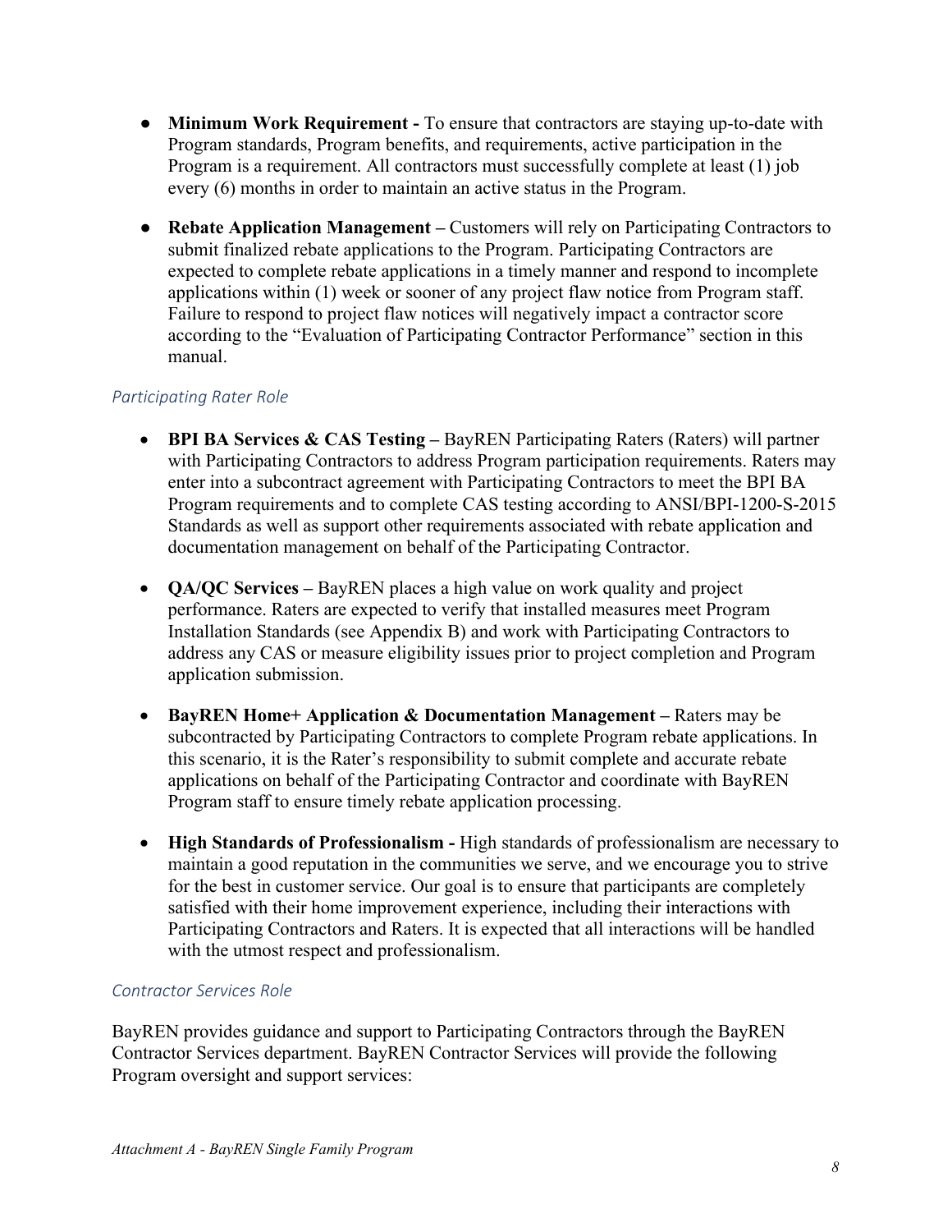- **Minimum Work Requirement -** To ensure that contractors are staying up-to-date with Program standards, Program benefits, and requirements, active participation in the Program is a requirement. All contractors must successfully complete at least (1) job every (6) months in order to maintain an active status in the Program.
- **Rebate Application Management –** Customers will rely on Participating Contractors to submit finalized rebate applications to the Program. Participating Contractors are expected to complete rebate applications in a timely manner and respond to incomplete applications within (1) week or sooner of any project flaw notice from Program staff. Failure to respond to project flaw notices will negatively impact a contractor score according to the "Evaluation of Participating Contractor Performance" section in this manual.

### *Participating Rater Role*

- **BPI BA Services & CAS Testing –** BayREN Participating Raters (Raters) will partner with Participating Contractors to address Program participation requirements. Raters may enter into a subcontract agreement with Participating Contractors to meet the BPI BA Program requirements and to complete CAS testing according to ANSI/BPI-1200-S-2015 Standards as well as support other requirements associated with rebate application and documentation management on behalf of the Participating Contractor.
- **QA/QC Services –** BayREN places a high value on work quality and project performance. Raters are expected to verify that installed measures meet Program Installation Standards (see Appendix B) and work with Participating Contractors to address any CAS or measure eligibility issues prior to project completion and Program application submission.
- **BayREN Home+ Application & Documentation Management –** Raters may be subcontracted by Participating Contractors to complete Program rebate applications. In this scenario, it is the Rater's responsibility to submit complete and accurate rebate applications on behalf of the Participating Contractor and coordinate with BayREN Program staff to ensure timely rebate application processing.
- **High Standards of Professionalism -** High standards of professionalism are necessary to maintain a good reputation in the communities we serve, and we encourage you to strive for the best in customer service. Our goal is to ensure that participants are completely satisfied with their home improvement experience, including their interactions with Participating Contractors and Raters. It is expected that all interactions will be handled with the utmost respect and professionalism.

### *Contractor Services Role*

BayREN provides guidance and support to Participating Contractors through the BayREN Contractor Services department. BayREN Contractor Services will provide the following Program oversight and support services: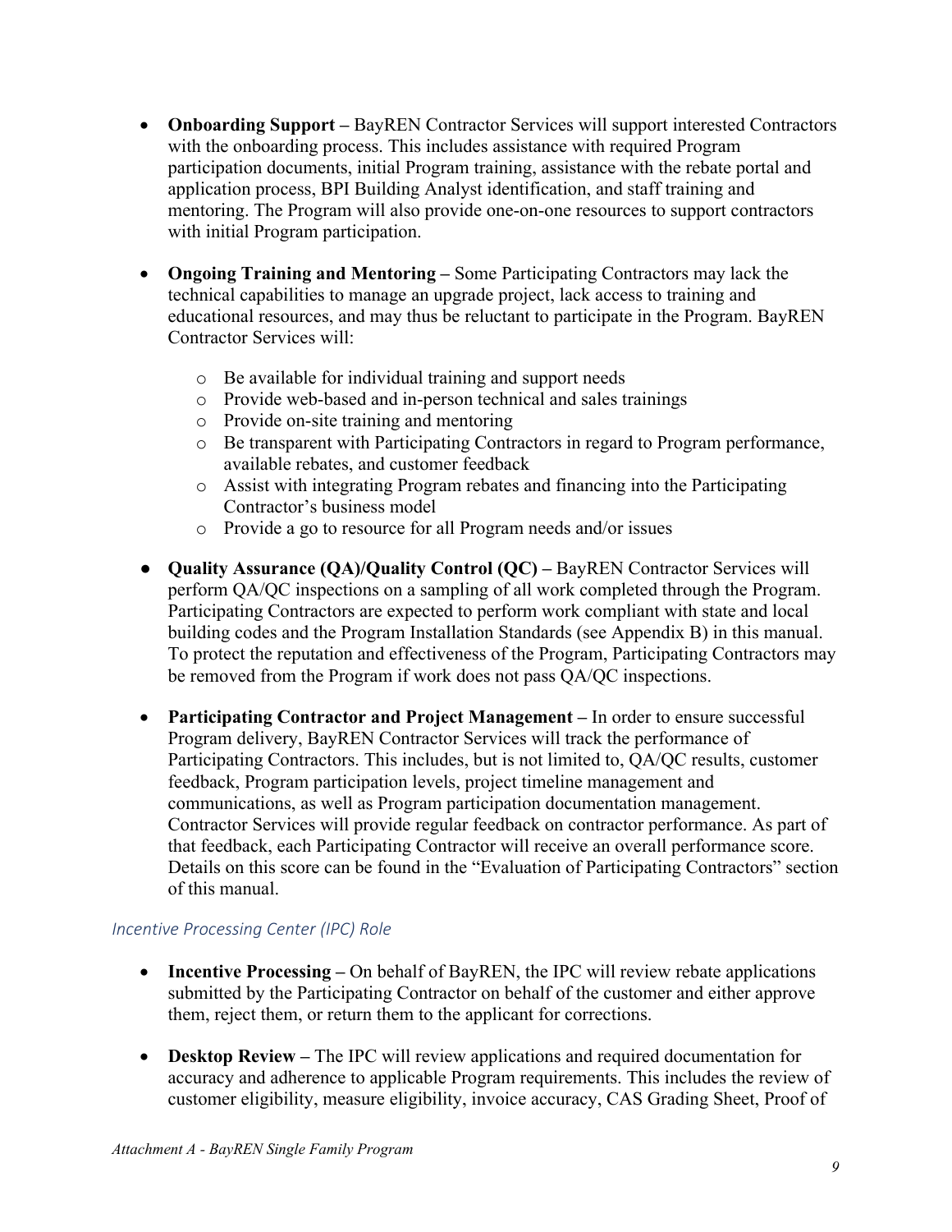- **Onboarding Support –** BayREN Contractor Services will support interested Contractors with the onboarding process. This includes assistance with required Program participation documents, initial Program training, assistance with the rebate portal and application process, BPI Building Analyst identification, and staff training and mentoring. The Program will also provide one-on-one resources to support contractors with initial Program participation.

- **Ongoing Training and Mentoring –** Some Participating Contractors may lack the technical capabilities to manage an upgrade project, lack access to training and educational resources, and may thus be reluctant to participate in the Program. BayREN Contractor Services will:
  - Be available for individual training and support needs
  - Provide web-based and in-person technical and sales trainings
  - Provide on-site training and mentoring
  - Be transparent with Participating Contractors in regard to Program performance, available rebates, and customer feedback
  - Assist with integrating Program rebates and financing into the Participating Contractor's business model
  - Provide a go to resource for all Program needs and/or issues

- **Quality Assurance (QA)/Quality Control (QC) –** BayREN Contractor Services will perform QA/QC inspections on a sampling of all work completed through the Program. Participating Contractors are expected to perform work compliant with state and local building codes and the Program Installation Standards (see Appendix B) in this manual. To protect the reputation and effectiveness of the Program, Participating Contractors may be removed from the Program if work does not pass QA/QC inspections.

- **Participating Contractor and Project Management –** In order to ensure successful Program delivery, BayREN Contractor Services will track the performance of Participating Contractors. This includes, but is not limited to, QA/QC results, customer feedback, Program participation levels, project timeline management and communications, as well as Program participation documentation management. Contractor Services will provide regular feedback on contractor performance. As part of that feedback, each Participating Contractor will receive an overall performance score. Details on this score can be found in the "Evaluation of Participating Contractors" section of this manual.

### *Incentive Processing Center (IPC) Role*

- **Incentive Processing –** On behalf of BayREN, the IPC will review rebate applications submitted by the Participating Contractor on behalf of the customer and either approve them, reject them, or return them to the applicant for corrections.

- **Desktop Review –** The IPC will review applications and required documentation for accuracy and adherence to applicable Program requirements. This includes the review of customer eligibility, measure eligibility, invoice accuracy, CAS Grading Sheet, Proof of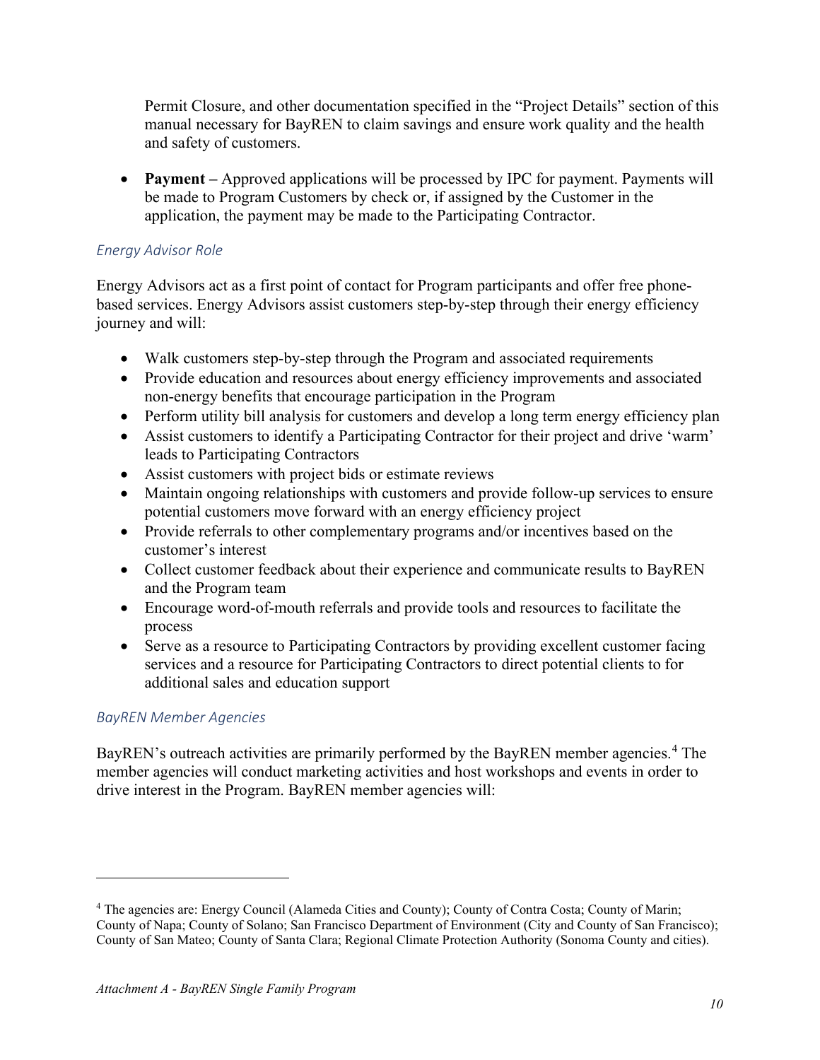Permit Closure, and other documentation specified in the "Project Details" section of this manual necessary for BayREN to claim savings and ensure work quality and the health and safety of customers.

- **Payment –** Approved applications will be processed by IPC for payment. Payments will be made to Program Customers by check or, if assigned by the Customer in the application, the payment may be made to the Participating Contractor.

### *Energy Advisor Role*

Energy Advisors act as a first point of contact for Program participants and offer free phone-based services. Energy Advisors assist customers step-by-step through their energy efficiency journey and will:

- Walk customers step-by-step through the Program and associated requirements
- Provide education and resources about energy efficiency improvements and associated non-energy benefits that encourage participation in the Program
- Perform utility bill analysis for customers and develop a long term energy efficiency plan
- Assist customers to identify a Participating Contractor for their project and drive 'warm' leads to Participating Contractors
- Assist customers with project bids or estimate reviews
- Maintain ongoing relationships with customers and provide follow-up services to ensure potential customers move forward with an energy efficiency project
- Provide referrals to other complementary programs and/or incentives based on the customer's interest
- Collect customer feedback about their experience and communicate results to BayREN and the Program team
- Encourage word-of-mouth referrals and provide tools and resources to facilitate the process
- Serve as a resource to Participating Contractors by providing excellent customer facing services and a resource for Participating Contractors to direct potential clients to for additional sales and education support

### *BayREN Member Agencies*

BayREN's outreach activities are primarily performed by the BayREN member agencies.[4] The member agencies will conduct marketing activities and host workshops and events in order to drive interest in the Program. BayREN member agencies will:

---

[4] The agencies are: Energy Council (Alameda Cities and County); County of Contra Costa; County of Marin; County of Napa; County of Solano; San Francisco Department of Environment (City and County of San Francisco); County of San Mateo; County of Santa Clara; Regional Climate Protection Authority (Sonoma County and cities).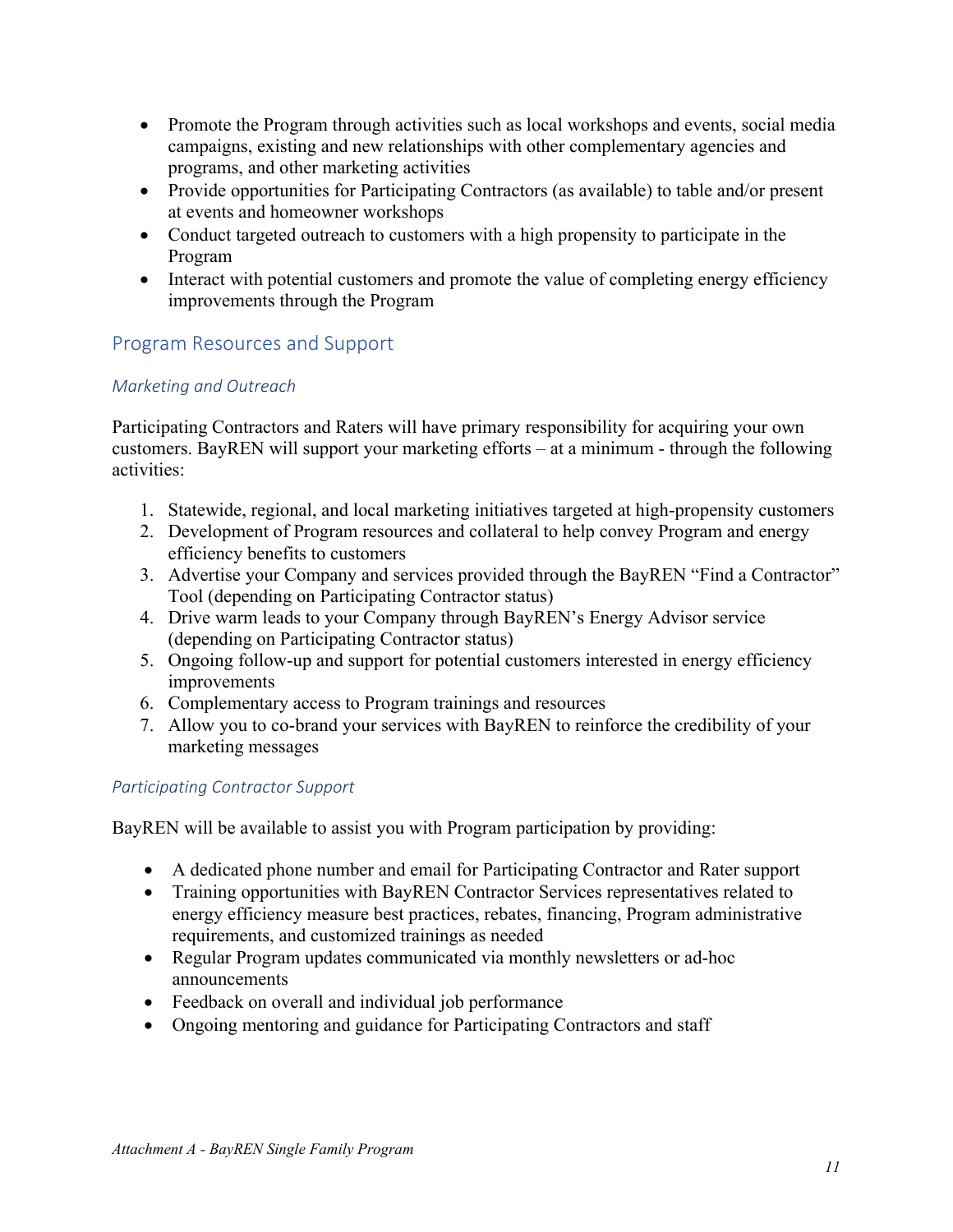- Promote the Program through activities such as local workshops and events, social media campaigns, existing and new relationships with other complementary agencies and programs, and other marketing activities
- Provide opportunities for Participating Contractors (as available) to table and/or present at events and homeowner workshops
- Conduct targeted outreach to customers with a high propensity to participate in the Program
- Interact with potential customers and promote the value of completing energy efficiency improvements through the Program

## Program Resources and Support

### *Marketing and Outreach*

Participating Contractors and Raters will have primary responsibility for acquiring your own customers. BayREN will support your marketing efforts – at a minimum - through the following activities:

1. Statewide, regional, and local marketing initiatives targeted at high-propensity customers
2. Development of Program resources and collateral to help convey Program and energy efficiency benefits to customers
3. Advertise your Company and services provided through the BayREN "Find a Contractor" Tool (depending on Participating Contractor status)
4. Drive warm leads to your Company through BayREN's Energy Advisor service (depending on Participating Contractor status)
5. Ongoing follow-up and support for potential customers interested in energy efficiency improvements
6. Complementary access to Program trainings and resources
7. Allow you to co-brand your services with BayREN to reinforce the credibility of your marketing messages

### *Participating Contractor Support*

BayREN will be available to assist you with Program participation by providing:

- A dedicated phone number and email for Participating Contractor and Rater support
- Training opportunities with BayREN Contractor Services representatives related to energy efficiency measure best practices, rebates, financing, Program administrative requirements, and customized trainings as needed
- Regular Program updates communicated via monthly newsletters or ad-hoc announcements
- Feedback on overall and individual job performance
- Ongoing mentoring and guidance for Participating Contractors and staff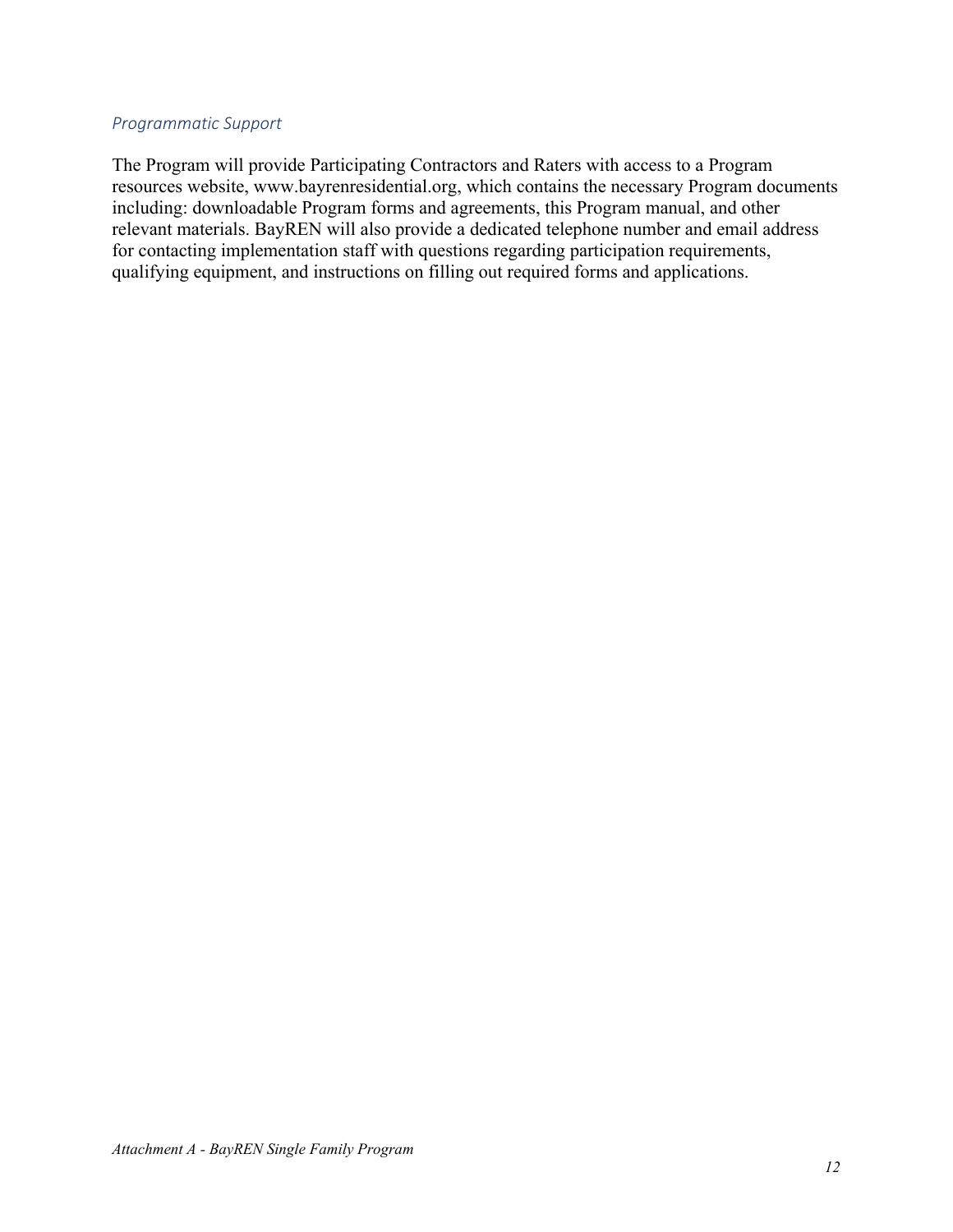### *Programmatic Support*

The Program will provide Participating Contractors and Raters with access to a Program resources website, www.bayrenresidential.org, which contains the necessary Program documents including: downloadable Program forms and agreements, this Program manual, and other relevant materials. BayREN will also provide a dedicated telephone number and email address for contacting implementation staff with questions regarding participation requirements, qualifying equipment, and instructions on filling out required forms and applications.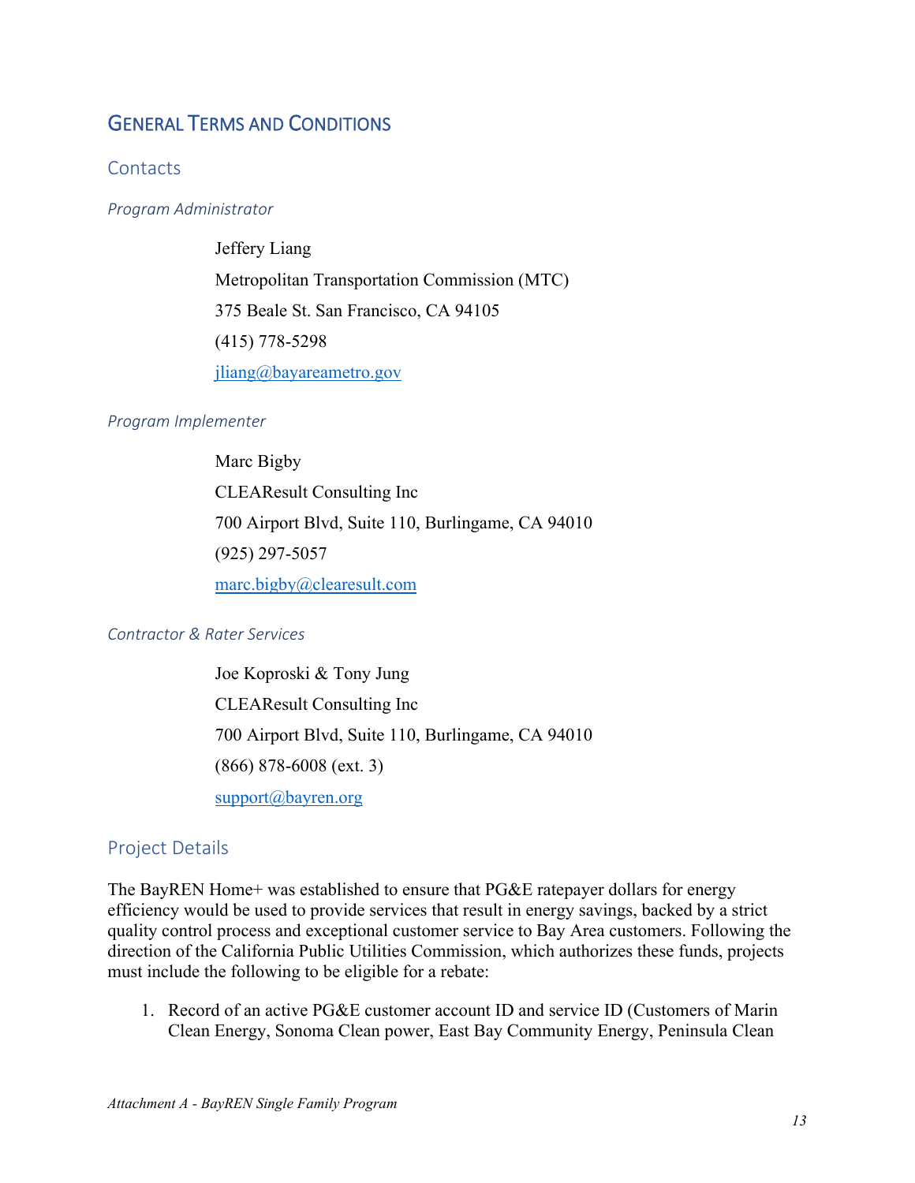# General Terms and Conditions

## Contacts

### *Program Administrator*

Jeffery Liang
Metropolitan Transportation Commission (MTC)
375 Beale St. San Francisco, CA 94105
(415) 778-5298
jliang@bayareametro.gov

### *Program Implementer*

Marc Bigby
CLEAResult Consulting Inc
700 Airport Blvd, Suite 110, Burlingame, CA 94010
(925) 297-5057
marc.bigby@clearesult.com

### *Contractor & Rater Services*

Joe Koproski & Tony Jung
CLEAResult Consulting Inc
700 Airport Blvd, Suite 110, Burlingame, CA 94010
(866) 878-6008 (ext. 3)
support@bayren.org

## Project Details

The BayREN Home+ was established to ensure that PG&E ratepayer dollars for energy efficiency would be used to provide services that result in energy savings, backed by a strict quality control process and exceptional customer service to Bay Area customers. Following the direction of the California Public Utilities Commission, which authorizes these funds, projects must include the following to be eligible for a rebate:

1. Record of an active PG&E customer account ID and service ID (Customers of Marin Clean Energy, Sonoma Clean power, East Bay Community Energy, Peninsula Clean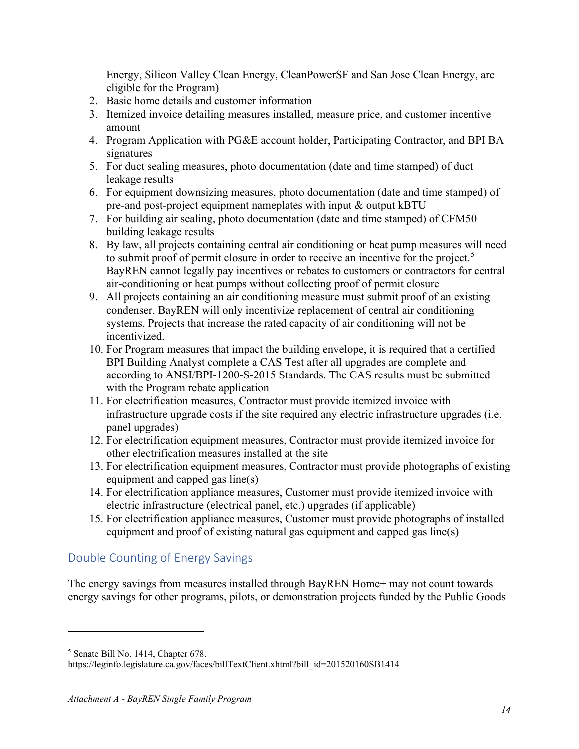Energy, Silicon Valley Clean Energy, CleanPowerSF and San Jose Clean Energy, are eligible for the Program)

2. Basic home details and customer information
3. Itemized invoice detailing measures installed, measure price, and customer incentive amount
4. Program Application with PG&E account holder, Participating Contractor, and BPI BA signatures
5. For duct sealing measures, photo documentation (date and time stamped) of duct leakage results
6. For equipment downsizing measures, photo documentation (date and time stamped) of pre-and post-project equipment nameplates with input & output kBTU
7. For building air sealing, photo documentation (date and time stamped) of CFM50 building leakage results
8. By law, all projects containing central air conditioning or heat pump measures will need to submit proof of permit closure in order to receive an incentive for the project.[5] BayREN cannot legally pay incentives or rebates to customers or contractors for central air-conditioning or heat pumps without collecting proof of permit closure
9. All projects containing an air conditioning measure must submit proof of an existing condenser. BayREN will only incentivize replacement of central air conditioning systems. Projects that increase the rated capacity of air conditioning will not be incentivized.
10. For Program measures that impact the building envelope, it is required that a certified BPI Building Analyst complete a CAS Test after all upgrades are complete and according to ANSI/BPI-1200-S-2015 Standards. The CAS results must be submitted with the Program rebate application
11. For electrification measures, Contractor must provide itemized invoice with infrastructure upgrade costs if the site required any electric infrastructure upgrades (i.e. panel upgrades)
12. For electrification equipment measures, Contractor must provide itemized invoice for other electrification measures installed at the site
13. For electrification equipment measures, Contractor must provide photographs of existing equipment and capped gas line(s)
14. For electrification appliance measures, Customer must provide itemized invoice with electric infrastructure (electrical panel, etc.) upgrades (if applicable)
15. For electrification appliance measures, Customer must provide photographs of installed equipment and proof of existing natural gas equipment and capped gas line(s)

## Double Counting of Energy Savings

The energy savings from measures installed through BayREN Home+ may not count towards energy savings for other programs, pilots, or demonstration projects funded by the Public Goods

---

[5] Senate Bill No. 1414, Chapter 678.
https://leginfo.legislature.ca.gov/faces/billTextClient.xhtml?bill_id=201520160SB1414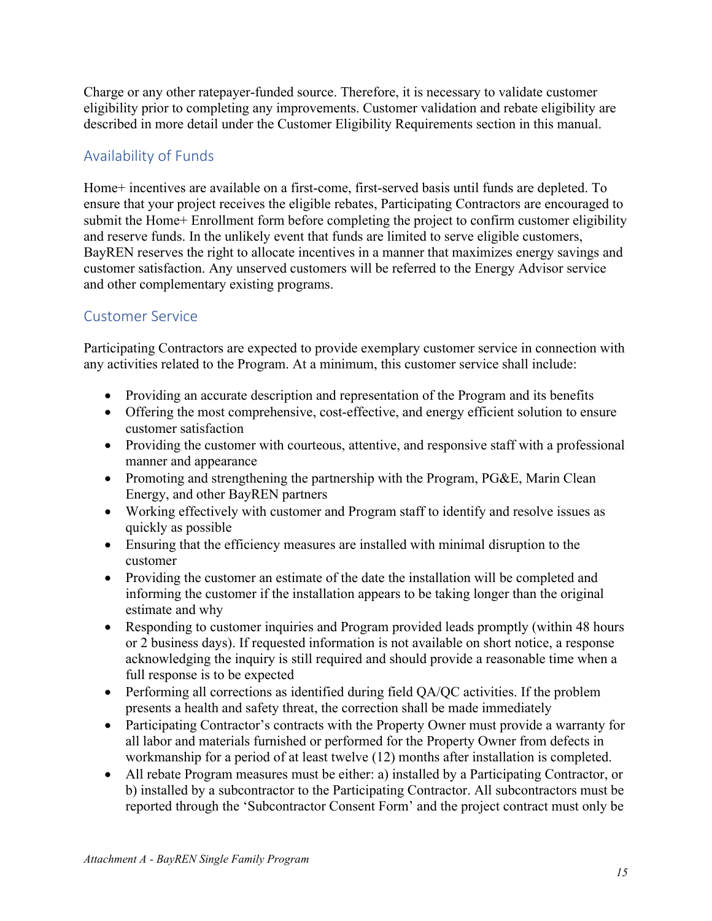Charge or any other ratepayer-funded source. Therefore, it is necessary to validate customer eligibility prior to completing any improvements. Customer validation and rebate eligibility are described in more detail under the Customer Eligibility Requirements section in this manual.

## Availability of Funds

Home+ incentives are available on a first-come, first-served basis until funds are depleted. To ensure that your project receives the eligible rebates, Participating Contractors are encouraged to submit the Home+ Enrollment form before completing the project to confirm customer eligibility and reserve funds. In the unlikely event that funds are limited to serve eligible customers, BayREN reserves the right to allocate incentives in a manner that maximizes energy savings and customer satisfaction. Any unserved customers will be referred to the Energy Advisor service and other complementary existing programs.

## Customer Service

Participating Contractors are expected to provide exemplary customer service in connection with any activities related to the Program. At a minimum, this customer service shall include:

- Providing an accurate description and representation of the Program and its benefits
- Offering the most comprehensive, cost-effective, and energy efficient solution to ensure customer satisfaction
- Providing the customer with courteous, attentive, and responsive staff with a professional manner and appearance
- Promoting and strengthening the partnership with the Program, PG&E, Marin Clean Energy, and other BayREN partners
- Working effectively with customer and Program staff to identify and resolve issues as quickly as possible
- Ensuring that the efficiency measures are installed with minimal disruption to the customer
- Providing the customer an estimate of the date the installation will be completed and informing the customer if the installation appears to be taking longer than the original estimate and why
- Responding to customer inquiries and Program provided leads promptly (within 48 hours or 2 business days). If requested information is not available on short notice, a response acknowledging the inquiry is still required and should provide a reasonable time when a full response is to be expected
- Performing all corrections as identified during field QA/QC activities. If the problem presents a health and safety threat, the correction shall be made immediately
- Participating Contractor's contracts with the Property Owner must provide a warranty for all labor and materials furnished or performed for the Property Owner from defects in workmanship for a period of at least twelve (12) months after installation is completed.
- All rebate Program measures must be either: a) installed by a Participating Contractor, or b) installed by a subcontractor to the Participating Contractor. All subcontractors must be reported through the 'Subcontractor Consent Form' and the project contract must only be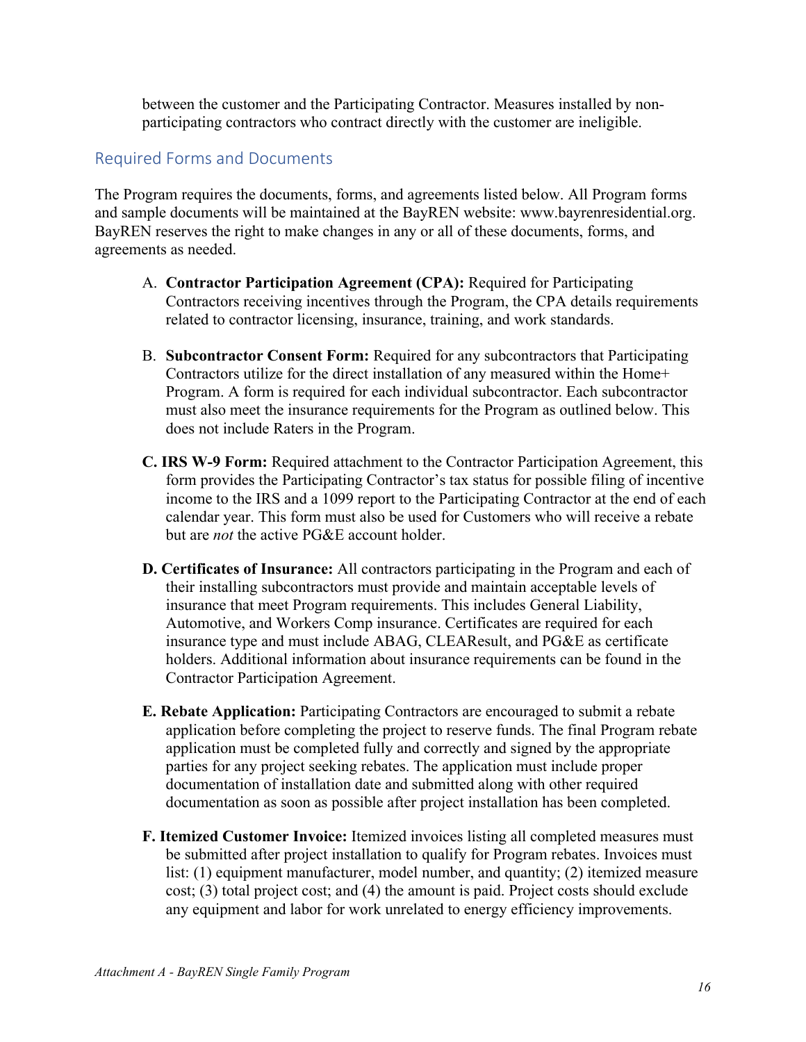between the customer and the Participating Contractor. Measures installed by non-participating contractors who contract directly with the customer are ineligible.

## Required Forms and Documents

The Program requires the documents, forms, and agreements listed below. All Program forms and sample documents will be maintained at the BayREN website: www.bayrenresidential.org. BayREN reserves the right to make changes in any or all of these documents, forms, and agreements as needed.

A. **Contractor Participation Agreement (CPA):** Required for Participating Contractors receiving incentives through the Program, the CPA details requirements related to contractor licensing, insurance, training, and work standards.

B. **Subcontractor Consent Form:** Required for any subcontractors that Participating Contractors utilize for the direct installation of any measured within the Home+ Program. A form is required for each individual subcontractor. Each subcontractor must also meet the insurance requirements for the Program as outlined below. This does not include Raters in the Program.

**C. IRS W-9 Form:** Required attachment to the Contractor Participation Agreement, this form provides the Participating Contractor's tax status for possible filing of incentive income to the IRS and a 1099 report to the Participating Contractor at the end of each calendar year. This form must also be used for Customers who will receive a rebate but are *not* the active PG&E account holder.

**D. Certificates of Insurance:** All contractors participating in the Program and each of their installing subcontractors must provide and maintain acceptable levels of insurance that meet Program requirements. This includes General Liability, Automotive, and Workers Comp insurance. Certificates are required for each insurance type and must include ABAG, CLEAResult, and PG&E as certificate holders. Additional information about insurance requirements can be found in the Contractor Participation Agreement.

**E. Rebate Application:** Participating Contractors are encouraged to submit a rebate application before completing the project to reserve funds. The final Program rebate application must be completed fully and correctly and signed by the appropriate parties for any project seeking rebates. The application must include proper documentation of installation date and submitted along with other required documentation as soon as possible after project installation has been completed.

**F. Itemized Customer Invoice:** Itemized invoices listing all completed measures must be submitted after project installation to qualify for Program rebates. Invoices must list: (1) equipment manufacturer, model number, and quantity; (2) itemized measure cost; (3) total project cost; and (4) the amount is paid. Project costs should exclude any equipment and labor for work unrelated to energy efficiency improvements.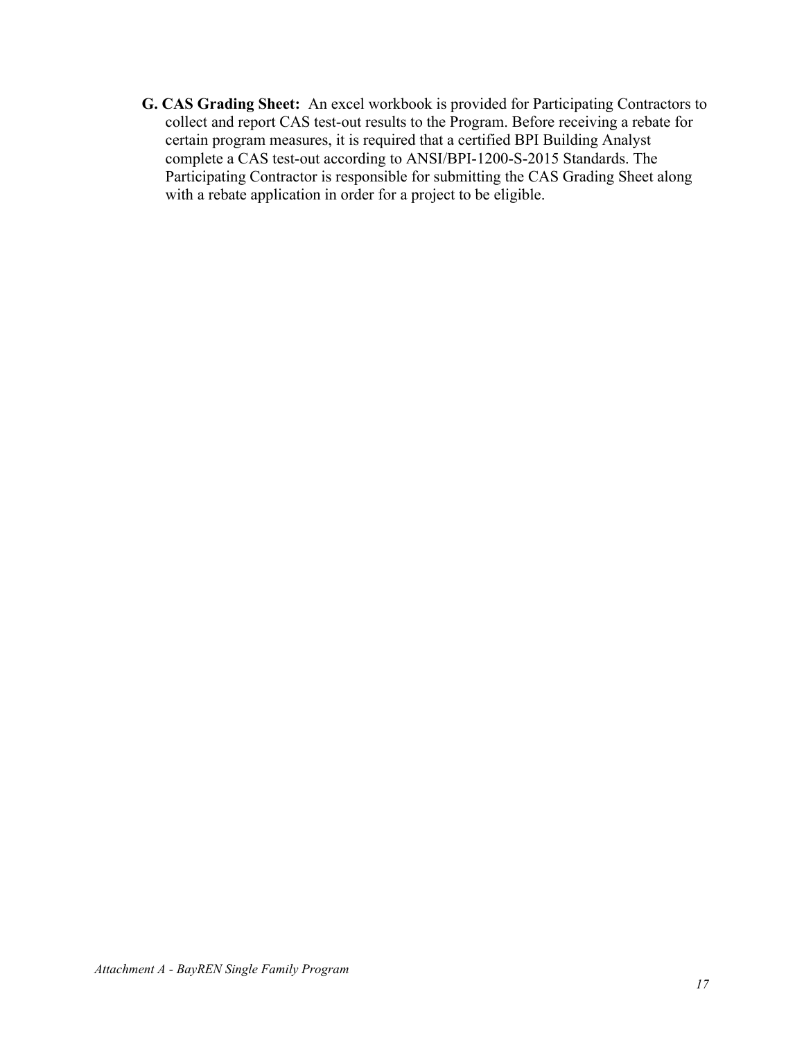**G. CAS Grading Sheet:** An excel workbook is provided for Participating Contractors to collect and report CAS test-out results to the Program. Before receiving a rebate for certain program measures, it is required that a certified BPI Building Analyst complete a CAS test-out according to ANSI/BPI-1200-S-2015 Standards. The Participating Contractor is responsible for submitting the CAS Grading Sheet along with a rebate application in order for a project to be eligible.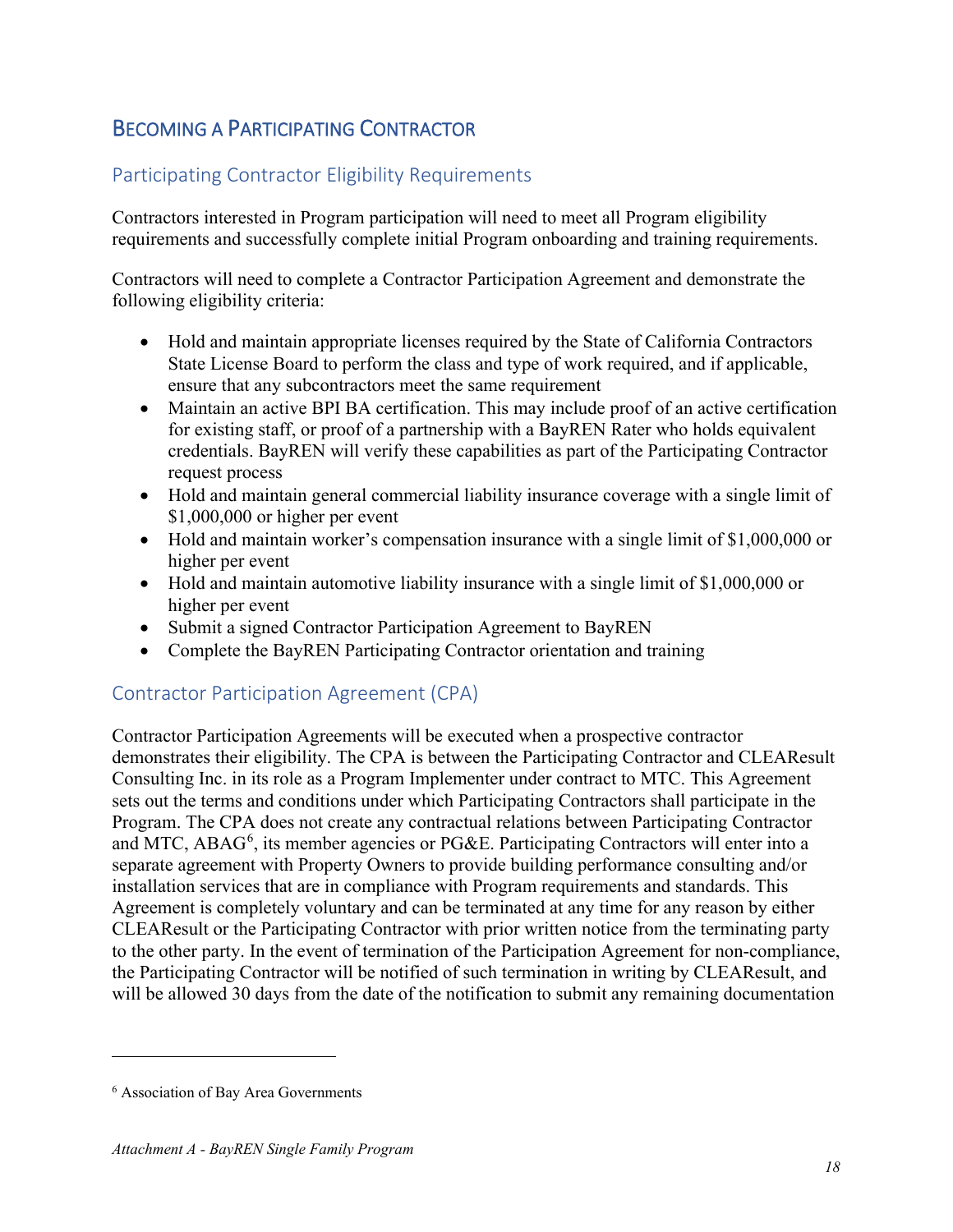## Becoming a Participating Contractor

### Participating Contractor Eligibility Requirements

Contractors interested in Program participation will need to meet all Program eligibility requirements and successfully complete initial Program onboarding and training requirements.

Contractors will need to complete a Contractor Participation Agreement and demonstrate the following eligibility criteria:

- Hold and maintain appropriate licenses required by the State of California Contractors State License Board to perform the class and type of work required, and if applicable, ensure that any subcontractors meet the same requirement
- Maintain an active BPI BA certification. This may include proof of an active certification for existing staff, or proof of a partnership with a BayREN Rater who holds equivalent credentials. BayREN will verify these capabilities as part of the Participating Contractor request process
- Hold and maintain general commercial liability insurance coverage with a single limit of $1,000,000 or higher per event
- Hold and maintain worker's compensation insurance with a single limit of $1,000,000 or higher per event
- Hold and maintain automotive liability insurance with a single limit of $1,000,000 or higher per event
- Submit a signed Contractor Participation Agreement to BayREN
- Complete the BayREN Participating Contractor orientation and training

### Contractor Participation Agreement (CPA)

Contractor Participation Agreements will be executed when a prospective contractor demonstrates their eligibility. The CPA is between the Participating Contractor and CLEAResult Consulting Inc. in its role as a Program Implementer under contract to MTC. This Agreement sets out the terms and conditions under which Participating Contractors shall participate in the Program. The CPA does not create any contractual relations between Participating Contractor and MTC, ABAG[6], its member agencies or PG&E. Participating Contractors will enter into a separate agreement with Property Owners to provide building performance consulting and/or installation services that are in compliance with Program requirements and standards. This Agreement is completely voluntary and can be terminated at any time for any reason by either CLEAResult or the Participating Contractor with prior written notice from the terminating party to the other party. In the event of termination of the Participation Agreement for non-compliance, the Participating Contractor will be notified of such termination in writing by CLEAResult, and will be allowed 30 days from the date of the notification to submit any remaining documentation

[6] Association of Bay Area Governments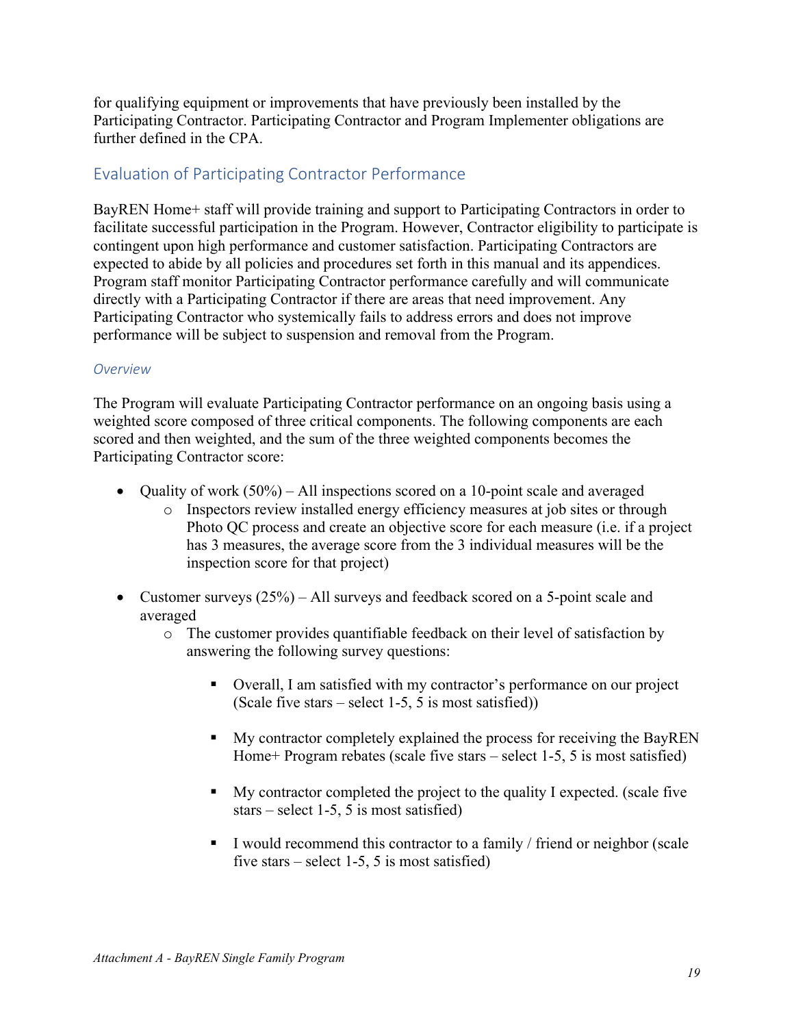for qualifying equipment or improvements that have previously been installed by the Participating Contractor. Participating Contractor and Program Implementer obligations are further defined in the CPA.

## Evaluation of Participating Contractor Performance

BayREN Home+ staff will provide training and support to Participating Contractors in order to facilitate successful participation in the Program. However, Contractor eligibility to participate is contingent upon high performance and customer satisfaction. Participating Contractors are expected to abide by all policies and procedures set forth in this manual and its appendices. Program staff monitor Participating Contractor performance carefully and will communicate directly with a Participating Contractor if there are areas that need improvement. Any Participating Contractor who systemically fails to address errors and does not improve performance will be subject to suspension and removal from the Program.

### *Overview*

The Program will evaluate Participating Contractor performance on an ongoing basis using a weighted score composed of three critical components. The following components are each scored and then weighted, and the sum of the three weighted components becomes the Participating Contractor score:

- Quality of work (50%) – All inspections scored on a 10-point scale and averaged
  - Inspectors review installed energy efficiency measures at job sites or through Photo QC process and create an objective score for each measure (i.e. if a project has 3 measures, the average score from the 3 individual measures will be the inspection score for that project)
- Customer surveys (25%) – All surveys and feedback scored on a 5-point scale and averaged
  - The customer provides quantifiable feedback on their level of satisfaction by answering the following survey questions:
    - Overall, I am satisfied with my contractor's performance on our project (Scale five stars – select 1-5, 5 is most satisfied))
    - My contractor completely explained the process for receiving the BayREN Home+ Program rebates (scale five stars – select 1-5, 5 is most satisfied)
    - My contractor completed the project to the quality I expected. (scale five stars – select 1-5, 5 is most satisfied)
    - I would recommend this contractor to a family / friend or neighbor (scale five stars – select 1-5, 5 is most satisfied)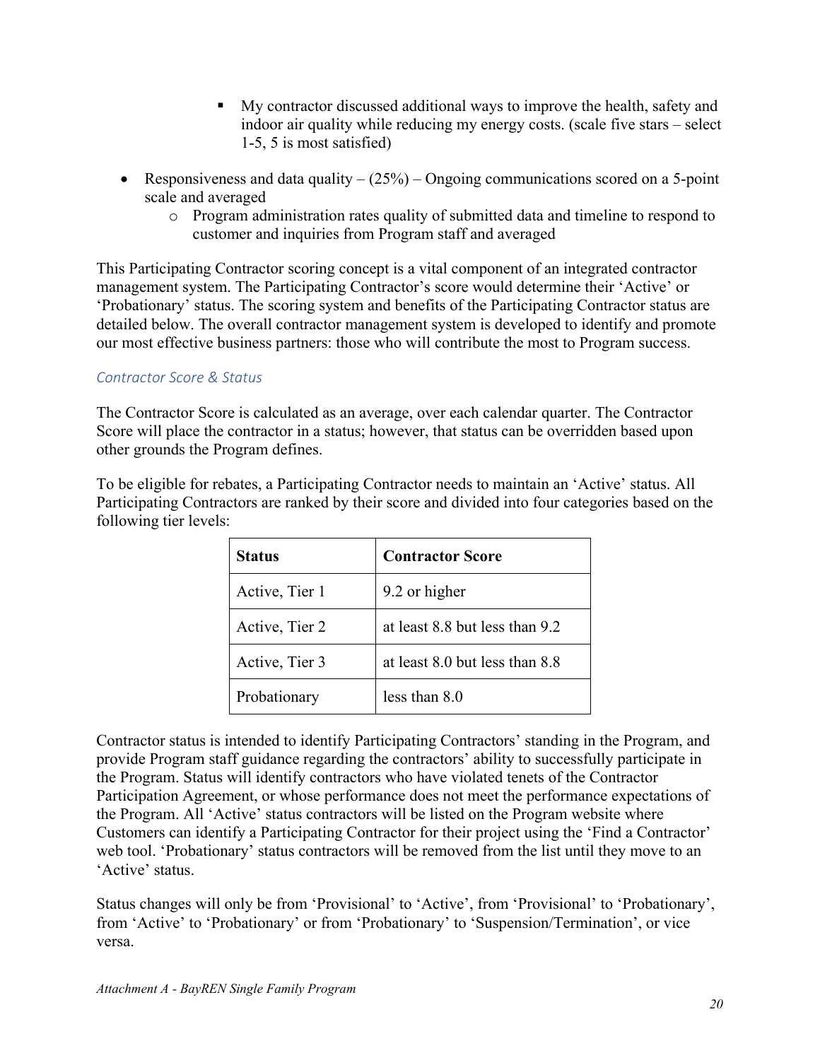- My contractor discussed additional ways to improve the health, safety and indoor air quality while reducing my energy costs. (scale five stars – select 1-5, 5 is most satisfied)

- Responsiveness and data quality – (25%) – Ongoing communications scored on a 5-point scale and averaged
    - Program administration rates quality of submitted data and timeline to respond to customer and inquiries from Program staff and averaged

This Participating Contractor scoring concept is a vital component of an integrated contractor management system. The Participating Contractor's score would determine their 'Active' or 'Probationary' status. The scoring system and benefits of the Participating Contractor status are detailed below. The overall contractor management system is developed to identify and promote our most effective business partners: those who will contribute the most to Program success.

### *Contractor Score & Status*

The Contractor Score is calculated as an average, over each calendar quarter. The Contractor Score will place the contractor in a status; however, that status can be overridden based upon other grounds the Program defines.

To be eligible for rebates, a Participating Contractor needs to maintain an 'Active' status. All Participating Contractors are ranked by their score and divided into four categories based on the following tier levels:

| **Status** | **Contractor Score** |
|---|---|
| Active, Tier 1 | 9.2 or higher |
| Active, Tier 2 | at least 8.8 but less than 9.2 |
| Active, Tier 3 | at least 8.0 but less than 8.8 |
| Probationary | less than 8.0 |

Contractor status is intended to identify Participating Contractors' standing in the Program, and provide Program staff guidance regarding the contractors' ability to successfully participate in the Program. Status will identify contractors who have violated tenets of the Contractor Participation Agreement, or whose performance does not meet the performance expectations of the Program. All 'Active' status contractors will be listed on the Program website where Customers can identify a Participating Contractor for their project using the 'Find a Contractor' web tool. 'Probationary' status contractors will be removed from the list until they move to an 'Active' status.

Status changes will only be from 'Provisional' to 'Active', from 'Provisional' to 'Probationary', from 'Active' to 'Probationary' or from 'Probationary' to 'Suspension/Termination', or vice versa.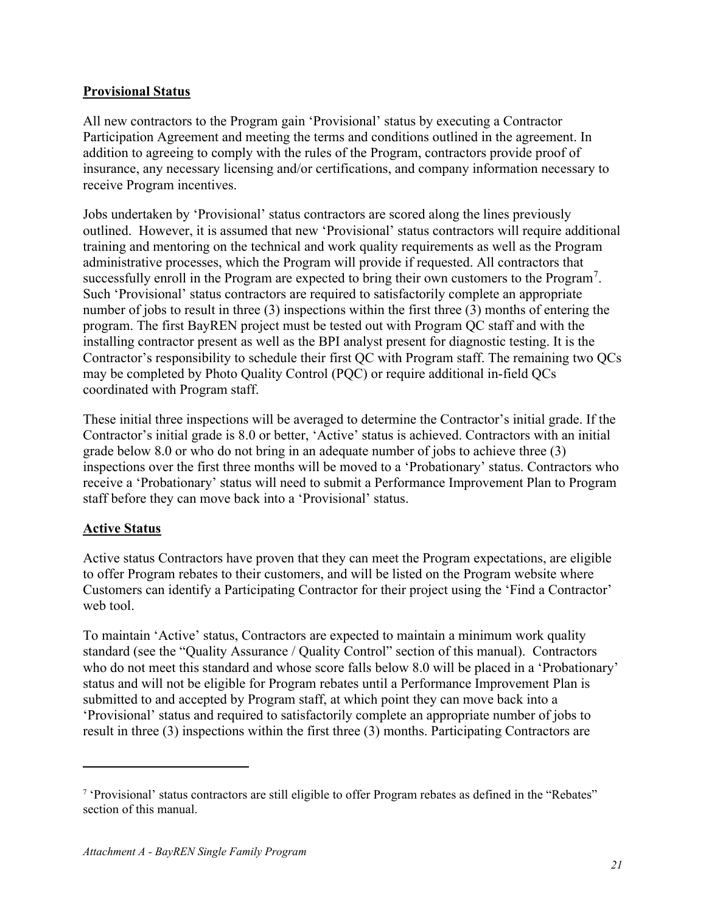## **Provisional Status**

All new contractors to the Program gain 'Provisional' status by executing a Contractor Participation Agreement and meeting the terms and conditions outlined in the agreement. In addition to agreeing to comply with the rules of the Program, contractors provide proof of insurance, any necessary licensing and/or certifications, and company information necessary to receive Program incentives.

Jobs undertaken by 'Provisional' status contractors are scored along the lines previously outlined. However, it is assumed that new 'Provisional' status contractors will require additional training and mentoring on the technical and work quality requirements as well as the Program administrative processes, which the Program will provide if requested. All contractors that successfully enroll in the Program are expected to bring their own customers to the Program[7]. Such 'Provisional' status contractors are required to satisfactorily complete an appropriate number of jobs to result in three (3) inspections within the first three (3) months of entering the program. The first BayREN project must be tested out with Program QC staff and with the installing contractor present as well as the BPI analyst present for diagnostic testing. It is the Contractor's responsibility to schedule their first QC with Program staff. The remaining two QCs may be completed by Photo Quality Control (PQC) or require additional in-field QCs coordinated with Program staff.

These initial three inspections will be averaged to determine the Contractor's initial grade. If the Contractor's initial grade is 8.0 or better, 'Active' status is achieved. Contractors with an initial grade below 8.0 or who do not bring in an adequate number of jobs to achieve three (3) inspections over the first three months will be moved to a 'Probationary' status. Contractors who receive a 'Probationary' status will need to submit a Performance Improvement Plan to Program staff before they can move back into a 'Provisional' status.

## **Active Status**

Active status Contractors have proven that they can meet the Program expectations, are eligible to offer Program rebates to their customers, and will be listed on the Program website where Customers can identify a Participating Contractor for their project using the 'Find a Contractor' web tool.

To maintain 'Active' status, Contractors are expected to maintain a minimum work quality standard (see the "Quality Assurance / Quality Control" section of this manual). Contractors who do not meet this standard and whose score falls below 8.0 will be placed in a 'Probationary' status and will not be eligible for Program rebates until a Performance Improvement Plan is submitted to and accepted by Program staff, at which point they can move back into a 'Provisional' status and required to satisfactorily complete an appropriate number of jobs to result in three (3) inspections within the first three (3) months. Participating Contractors are

---

[7] 'Provisional' status contractors are still eligible to offer Program rebates as defined in the "Rebates" section of this manual.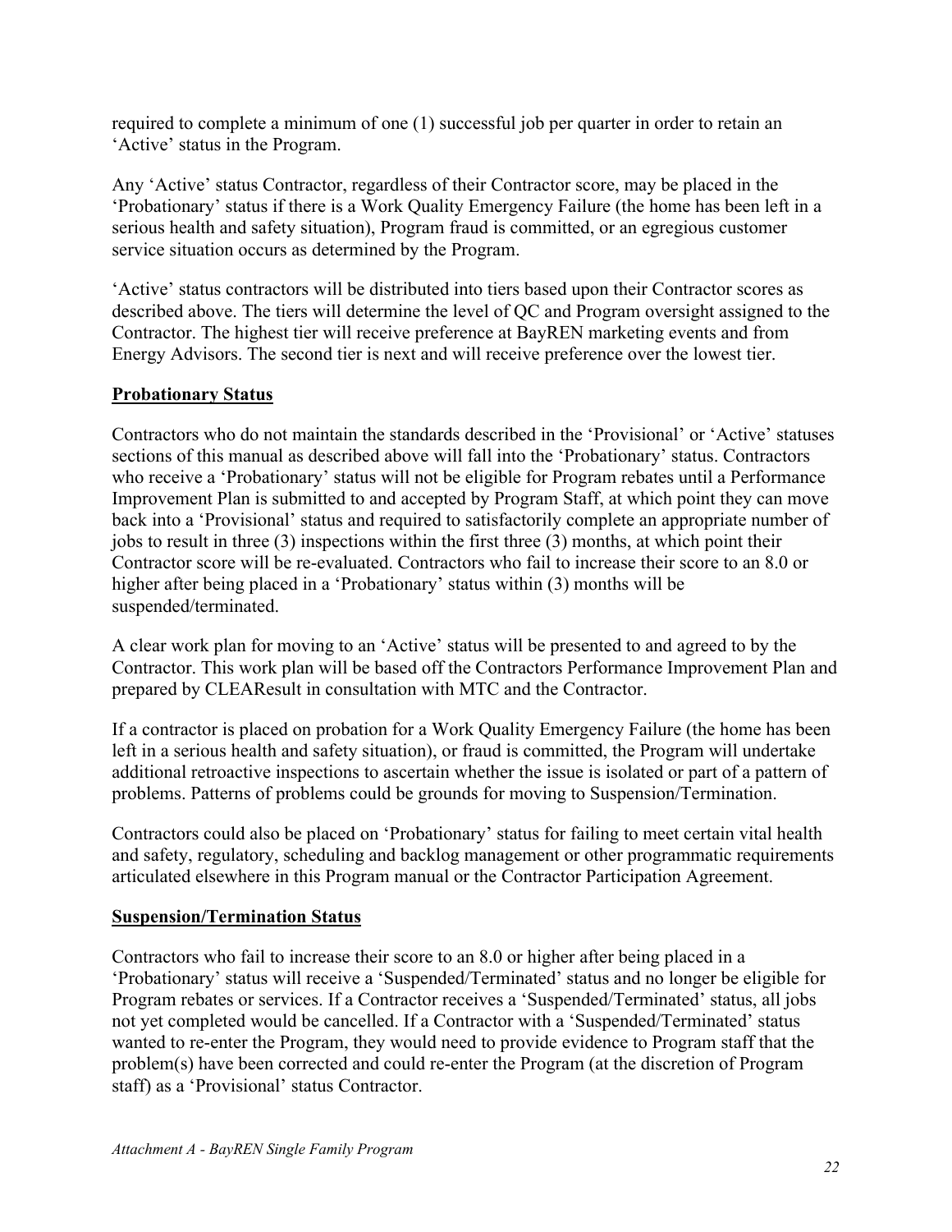required to complete a minimum of one (1) successful job per quarter in order to retain an 'Active' status in the Program.

Any 'Active' status Contractor, regardless of their Contractor score, may be placed in the 'Probationary' status if there is a Work Quality Emergency Failure (the home has been left in a serious health and safety situation), Program fraud is committed, or an egregious customer service situation occurs as determined by the Program.

'Active' status contractors will be distributed into tiers based upon their Contractor scores as described above. The tiers will determine the level of QC and Program oversight assigned to the Contractor. The highest tier will receive preference at BayREN marketing events and from Energy Advisors. The second tier is next and will receive preference over the lowest tier.

**Probationary Status**

Contractors who do not maintain the standards described in the 'Provisional' or 'Active' statuses sections of this manual as described above will fall into the 'Probationary' status. Contractors who receive a 'Probationary' status will not be eligible for Program rebates until a Performance Improvement Plan is submitted to and accepted by Program Staff, at which point they can move back into a 'Provisional' status and required to satisfactorily complete an appropriate number of jobs to result in three (3) inspections within the first three (3) months, at which point their Contractor score will be re-evaluated. Contractors who fail to increase their score to an 8.0 or higher after being placed in a 'Probationary' status within (3) months will be suspended/terminated.

A clear work plan for moving to an 'Active' status will be presented to and agreed to by the Contractor. This work plan will be based off the Contractors Performance Improvement Plan and prepared by CLEAResult in consultation with MTC and the Contractor.

If a contractor is placed on probation for a Work Quality Emergency Failure (the home has been left in a serious health and safety situation), or fraud is committed, the Program will undertake additional retroactive inspections to ascertain whether the issue is isolated or part of a pattern of problems. Patterns of problems could be grounds for moving to Suspension/Termination.

Contractors could also be placed on 'Probationary' status for failing to meet certain vital health and safety, regulatory, scheduling and backlog management or other programmatic requirements articulated elsewhere in this Program manual or the Contractor Participation Agreement.

**Suspension/Termination Status**

Contractors who fail to increase their score to an 8.0 or higher after being placed in a 'Probationary' status will receive a 'Suspended/Terminated' status and no longer be eligible for Program rebates or services. If a Contractor receives a 'Suspended/Terminated' status, all jobs not yet completed would be cancelled. If a Contractor with a 'Suspended/Terminated' status wanted to re-enter the Program, they would need to provide evidence to Program staff that the problem(s) have been corrected and could re-enter the Program (at the discretion of Program staff) as a 'Provisional' status Contractor.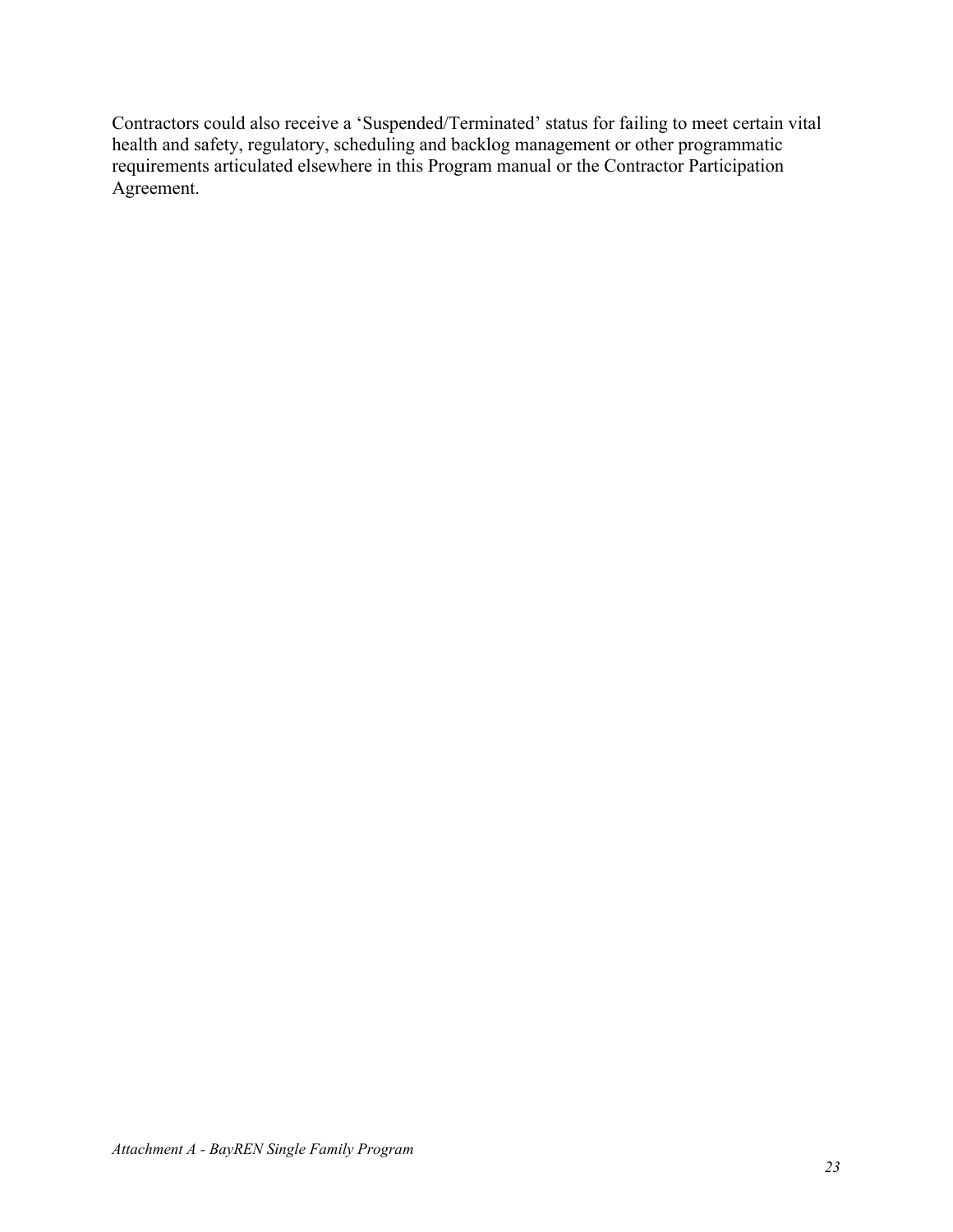Contractors could also receive a ‘Suspended/Terminated’ status for failing to meet certain vital health and safety, regulatory, scheduling and backlog management or other programmatic requirements articulated elsewhere in this Program manual or the Contractor Participation Agreement.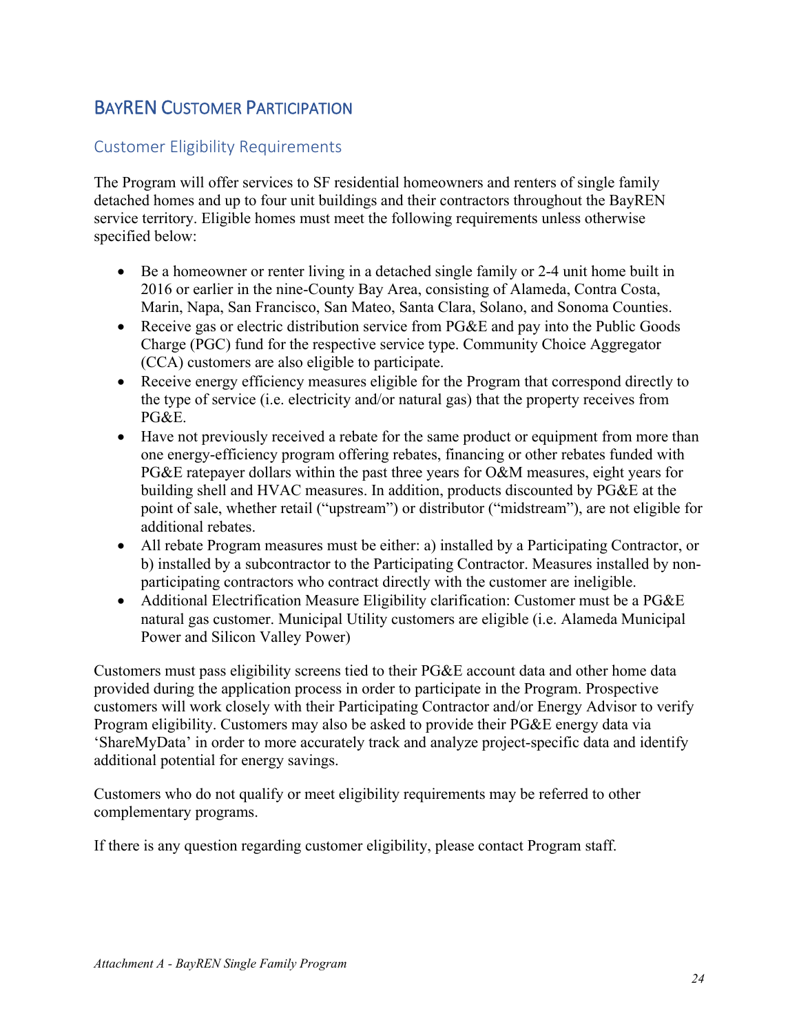# BayREN Customer Participation

## Customer Eligibility Requirements

The Program will offer services to SF residential homeowners and renters of single family detached homes and up to four unit buildings and their contractors throughout the BayREN service territory. Eligible homes must meet the following requirements unless otherwise specified below:

- Be a homeowner or renter living in a detached single family or 2-4 unit home built in 2016 or earlier in the nine-County Bay Area, consisting of Alameda, Contra Costa, Marin, Napa, San Francisco, San Mateo, Santa Clara, Solano, and Sonoma Counties.
- Receive gas or electric distribution service from PG&E and pay into the Public Goods Charge (PGC) fund for the respective service type. Community Choice Aggregator (CCA) customers are also eligible to participate.
- Receive energy efficiency measures eligible for the Program that correspond directly to the type of service (i.e. electricity and/or natural gas) that the property receives from PG&E.
- Have not previously received a rebate for the same product or equipment from more than one energy-efficiency program offering rebates, financing or other rebates funded with PG&E ratepayer dollars within the past three years for O&M measures, eight years for building shell and HVAC measures. In addition, products discounted by PG&E at the point of sale, whether retail ("upstream") or distributor ("midstream"), are not eligible for additional rebates.
- All rebate Program measures must be either: a) installed by a Participating Contractor, or b) installed by a subcontractor to the Participating Contractor. Measures installed by non-participating contractors who contract directly with the customer are ineligible.
- Additional Electrification Measure Eligibility clarification: Customer must be a PG&E natural gas customer. Municipal Utility customers are eligible (i.e. Alameda Municipal Power and Silicon Valley Power)

Customers must pass eligibility screens tied to their PG&E account data and other home data provided during the application process in order to participate in the Program. Prospective customers will work closely with their Participating Contractor and/or Energy Advisor to verify Program eligibility. Customers may also be asked to provide their PG&E energy data via 'ShareMyData' in order to more accurately track and analyze project-specific data and identify additional potential for energy savings.

Customers who do not qualify or meet eligibility requirements may be referred to other complementary programs.

If there is any question regarding customer eligibility, please contact Program staff.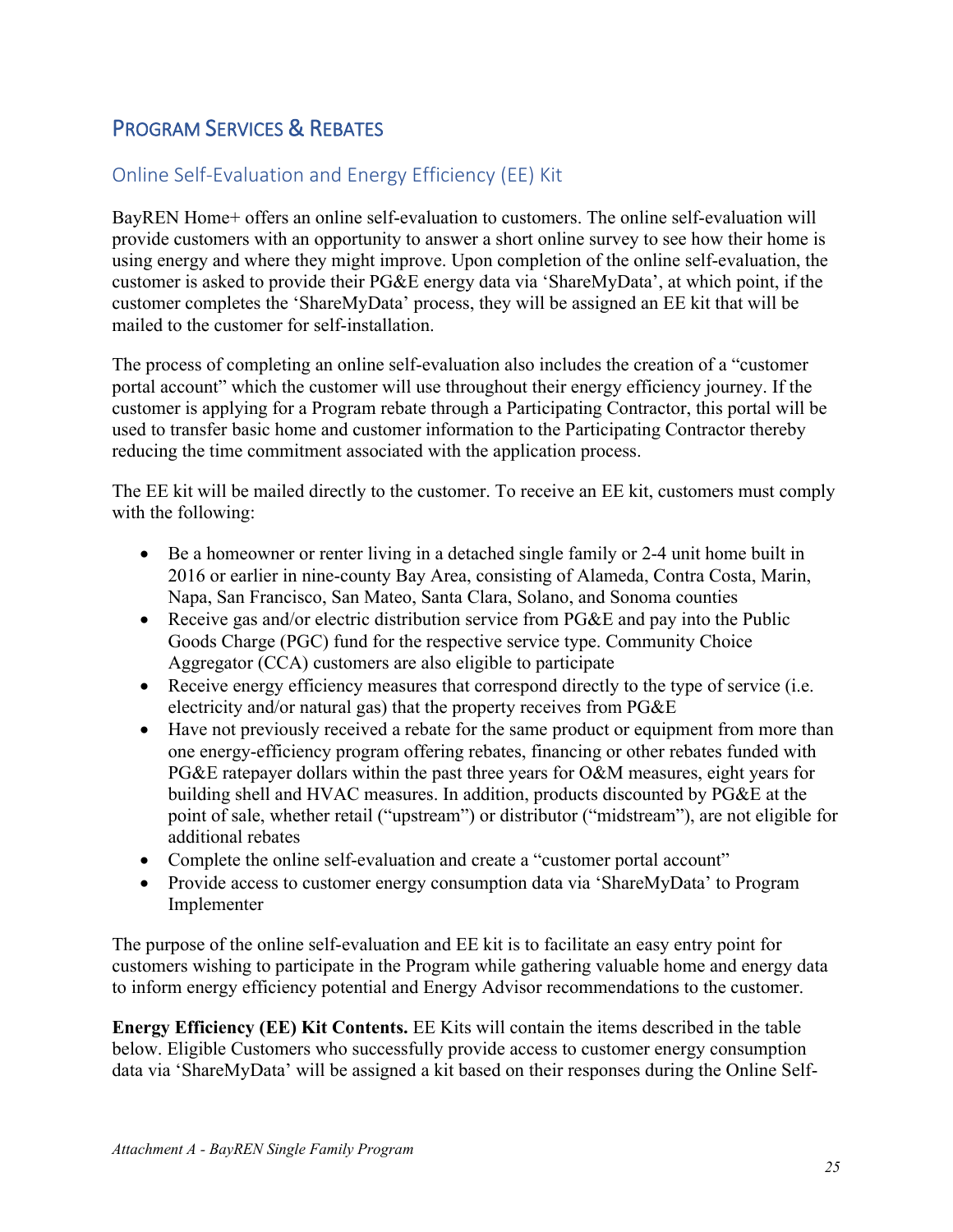## Program Services & Rebates

### Online Self-Evaluation and Energy Efficiency (EE) Kit

BayREN Home+ offers an online self-evaluation to customers. The online self-evaluation will provide customers with an opportunity to answer a short online survey to see how their home is using energy and where they might improve. Upon completion of the online self-evaluation, the customer is asked to provide their PG&E energy data via 'ShareMyData', at which point, if the customer completes the 'ShareMyData' process, they will be assigned an EE kit that will be mailed to the customer for self-installation.

The process of completing an online self-evaluation also includes the creation of a "customer portal account" which the customer will use throughout their energy efficiency journey. If the customer is applying for a Program rebate through a Participating Contractor, this portal will be used to transfer basic home and customer information to the Participating Contractor thereby reducing the time commitment associated with the application process.

The EE kit will be mailed directly to the customer. To receive an EE kit, customers must comply with the following:

- Be a homeowner or renter living in a detached single family or 2-4 unit home built in 2016 or earlier in nine-county Bay Area, consisting of Alameda, Contra Costa, Marin, Napa, San Francisco, San Mateo, Santa Clara, Solano, and Sonoma counties
- Receive gas and/or electric distribution service from PG&E and pay into the Public Goods Charge (PGC) fund for the respective service type. Community Choice Aggregator (CCA) customers are also eligible to participate
- Receive energy efficiency measures that correspond directly to the type of service (i.e. electricity and/or natural gas) that the property receives from PG&E
- Have not previously received a rebate for the same product or equipment from more than one energy-efficiency program offering rebates, financing or other rebates funded with PG&E ratepayer dollars within the past three years for O&M measures, eight years for building shell and HVAC measures. In addition, products discounted by PG&E at the point of sale, whether retail ("upstream") or distributor ("midstream"), are not eligible for additional rebates
- Complete the online self-evaluation and create a "customer portal account"
- Provide access to customer energy consumption data via 'ShareMyData' to Program Implementer

The purpose of the online self-evaluation and EE kit is to facilitate an easy entry point for customers wishing to participate in the Program while gathering valuable home and energy data to inform energy efficiency potential and Energy Advisor recommendations to the customer.

**Energy Efficiency (EE) Kit Contents.** EE Kits will contain the items described in the table below. Eligible Customers who successfully provide access to customer energy consumption data via 'ShareMyData' will be assigned a kit based on their responses during the Online Self-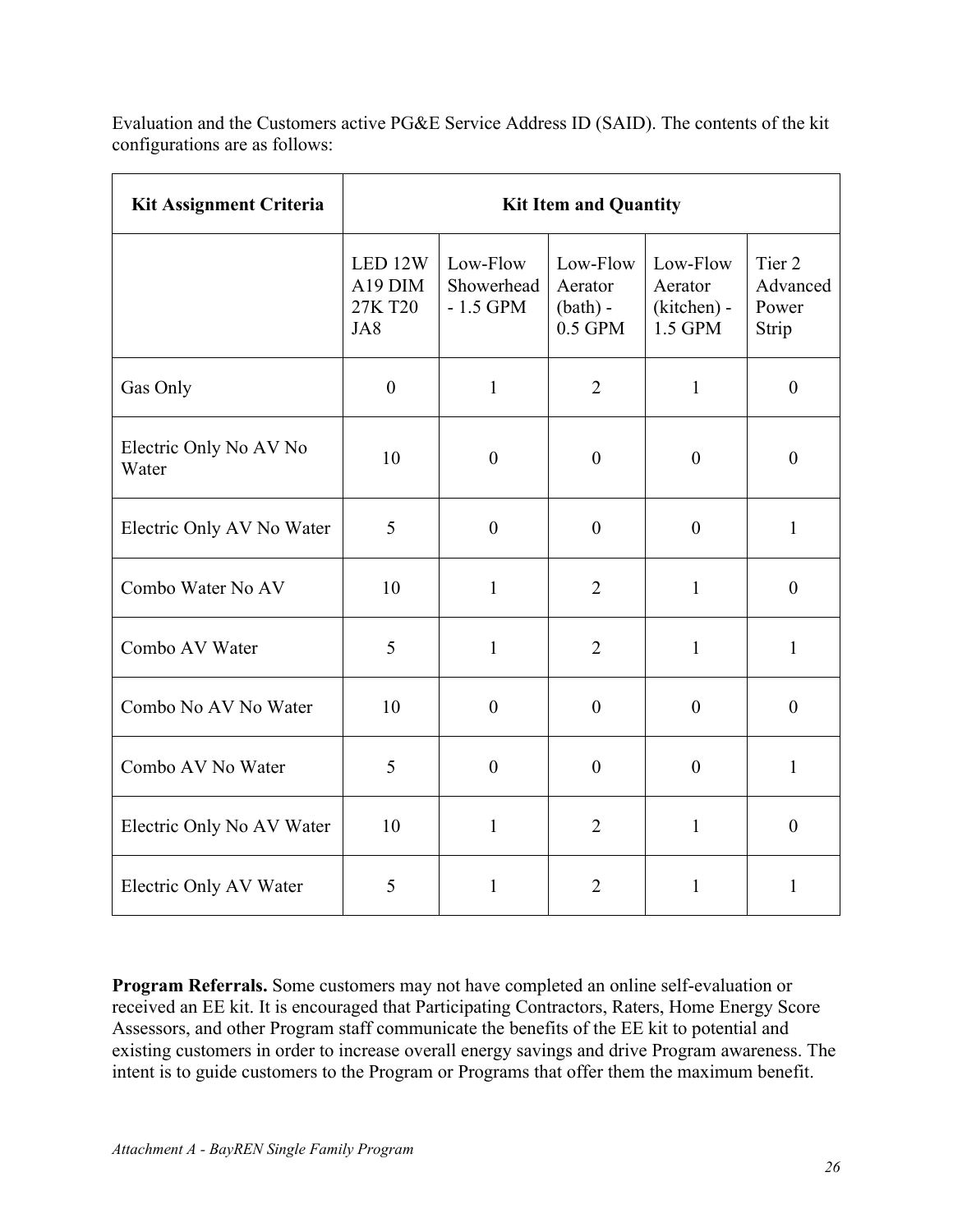Evaluation and the Customers active PG&E Service Address ID (SAID). The contents of the kit configurations are as follows:

| Kit Assignment Criteria | Kit Item and Quantity | | | | |
|---|---|---|---|---|---|
| | LED 12W A19 DIM 27K T20 JA8 | Low-Flow Showerhead - 1.5 GPM | Low-Flow Aerator (bath) - 0.5 GPM | Low-Flow Aerator (kitchen) - 1.5 GPM | Tier 2 Advanced Power Strip |
| Gas Only | 0 | 1 | 2 | 1 | 0 |
| Electric Only No AV No Water | 10 | 0 | 0 | 0 | 0 |
| Electric Only AV No Water | 5 | 0 | 0 | 0 | 1 |
| Combo Water No AV | 10 | 1 | 2 | 1 | 0 |
| Combo AV Water | 5 | 1 | 2 | 1 | 1 |
| Combo No AV No Water | 10 | 0 | 0 | 0 | 0 |
| Combo AV No Water | 5 | 0 | 0 | 0 | 1 |
| Electric Only No AV Water | 10 | 1 | 2 | 1 | 0 |
| Electric Only AV Water | 5 | 1 | 2 | 1 | 1 |

**Program Referrals.** Some customers may not have completed an online self-evaluation or received an EE kit. It is encouraged that Participating Contractors, Raters, Home Energy Score Assessors, and other Program staff communicate the benefits of the EE kit to potential and existing customers in order to increase overall energy savings and drive Program awareness. The intent is to guide customers to the Program or Programs that offer them the maximum benefit.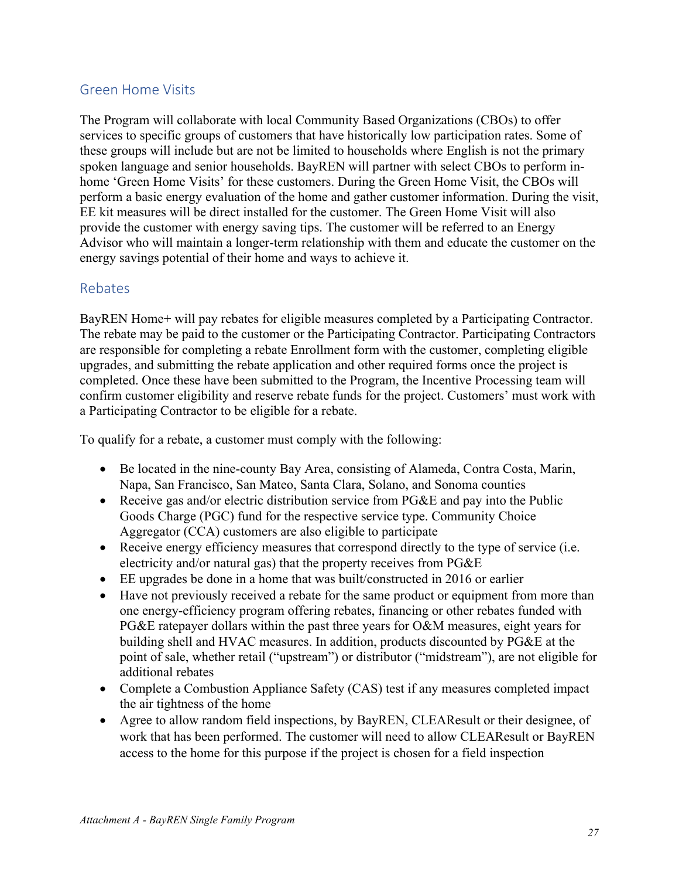## Green Home Visits

The Program will collaborate with local Community Based Organizations (CBOs) to offer services to specific groups of customers that have historically low participation rates. Some of these groups will include but are not be limited to households where English is not the primary spoken language and senior households. BayREN will partner with select CBOs to perform in-home 'Green Home Visits' for these customers. During the Green Home Visit, the CBOs will perform a basic energy evaluation of the home and gather customer information. During the visit, EE kit measures will be direct installed for the customer. The Green Home Visit will also provide the customer with energy saving tips. The customer will be referred to an Energy Advisor who will maintain a longer-term relationship with them and educate the customer on the energy savings potential of their home and ways to achieve it.

## Rebates

BayREN Home+ will pay rebates for eligible measures completed by a Participating Contractor. The rebate may be paid to the customer or the Participating Contractor. Participating Contractors are responsible for completing a rebate Enrollment form with the customer, completing eligible upgrades, and submitting the rebate application and other required forms once the project is completed. Once these have been submitted to the Program, the Incentive Processing team will confirm customer eligibility and reserve rebate funds for the project. Customers' must work with a Participating Contractor to be eligible for a rebate.

To qualify for a rebate, a customer must comply with the following:

- Be located in the nine-county Bay Area, consisting of Alameda, Contra Costa, Marin, Napa, San Francisco, San Mateo, Santa Clara, Solano, and Sonoma counties
- Receive gas and/or electric distribution service from PG&E and pay into the Public Goods Charge (PGC) fund for the respective service type. Community Choice Aggregator (CCA) customers are also eligible to participate
- Receive energy efficiency measures that correspond directly to the type of service (i.e. electricity and/or natural gas) that the property receives from PG&E
- EE upgrades be done in a home that was built/constructed in 2016 or earlier
- Have not previously received a rebate for the same product or equipment from more than one energy-efficiency program offering rebates, financing or other rebates funded with PG&E ratepayer dollars within the past three years for O&M measures, eight years for building shell and HVAC measures. In addition, products discounted by PG&E at the point of sale, whether retail ("upstream") or distributor ("midstream"), are not eligible for additional rebates
- Complete a Combustion Appliance Safety (CAS) test if any measures completed impact the air tightness of the home
- Agree to allow random field inspections, by BayREN, CLEAResult or their designee, of work that has been performed. The customer will need to allow CLEAResult or BayREN access to the home for this purpose if the project is chosen for a field inspection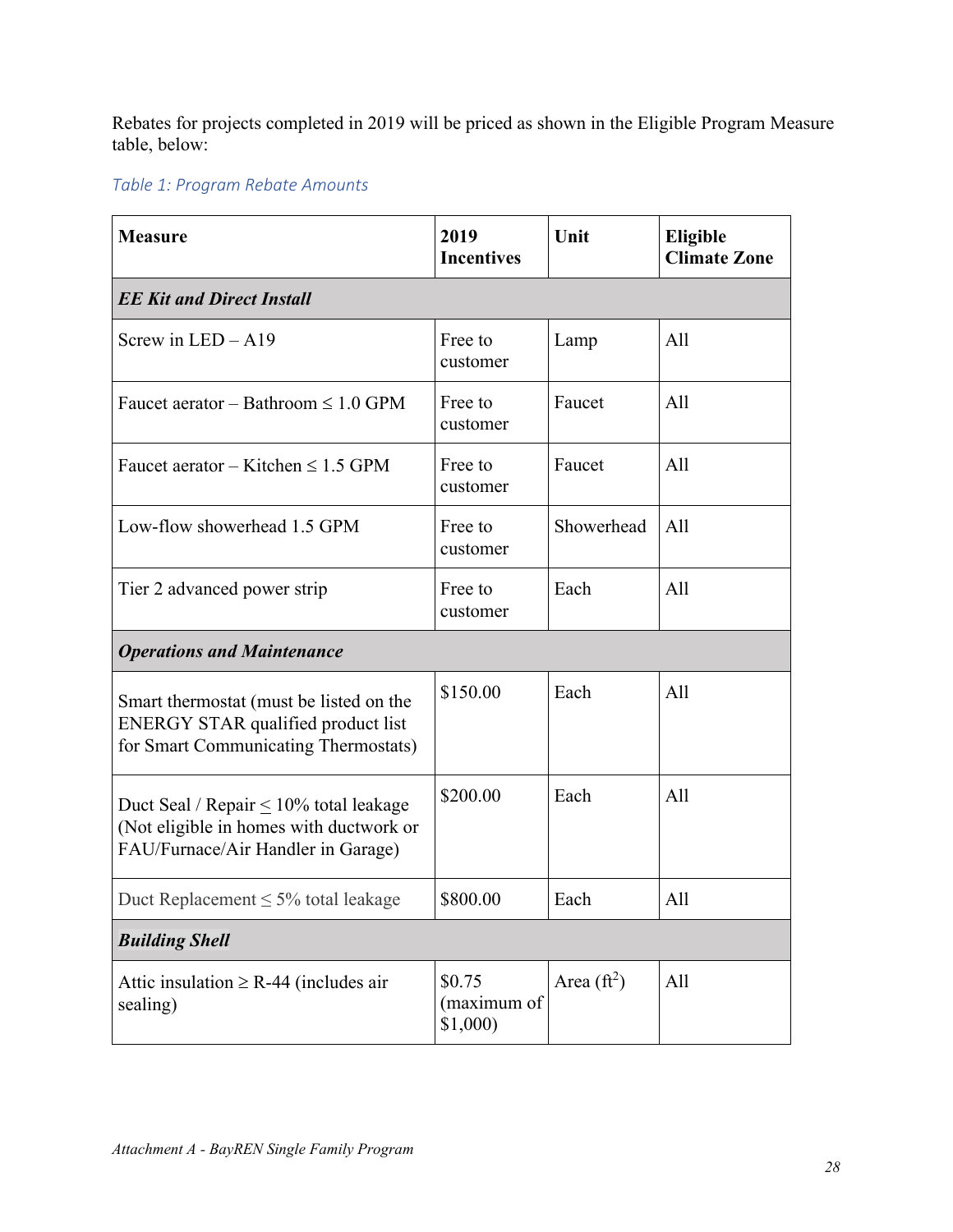Rebates for projects completed in 2019 will be priced as shown in the Eligible Program Measure table, below:

*Table 1: Program Rebate Amounts*

| Measure | 2019 Incentives | Unit | Eligible Climate Zone |
|---|---|---|---|
| ***EE Kit and Direct Install*** | | | |
| Screw in LED – A19 | Free to customer | Lamp | All |
| Faucet aerator – Bathroom ≤ 1.0 GPM | Free to customer | Faucet | All |
| Faucet aerator – Kitchen ≤ 1.5 GPM | Free to customer | Faucet | All |
| Low-flow showerhead 1.5 GPM | Free to customer | Showerhead | All |
| Tier 2 advanced power strip | Free to customer | Each | All |
| ***Operations and Maintenance*** | | | |
| Smart thermostat (must be listed on the ENERGY STAR qualified product list for Smart Communicating Thermostats) | $150.00 | Each | All |
| Duct Seal / Repair ≤ 10% total leakage (Not eligible in homes with ductwork or FAU/Furnace/Air Handler in Garage) | $200.00 | Each | All |
| Duct Replacement ≤ 5% total leakage | $800.00 | Each | All |
| ***Building Shell*** | | | |
| Attic insulation ≥ R-44 (includes air sealing) | $0.75 (maximum of $1,000) | Area ($ft^2$) | All |

*Attachment A - BayREN Single Family Program*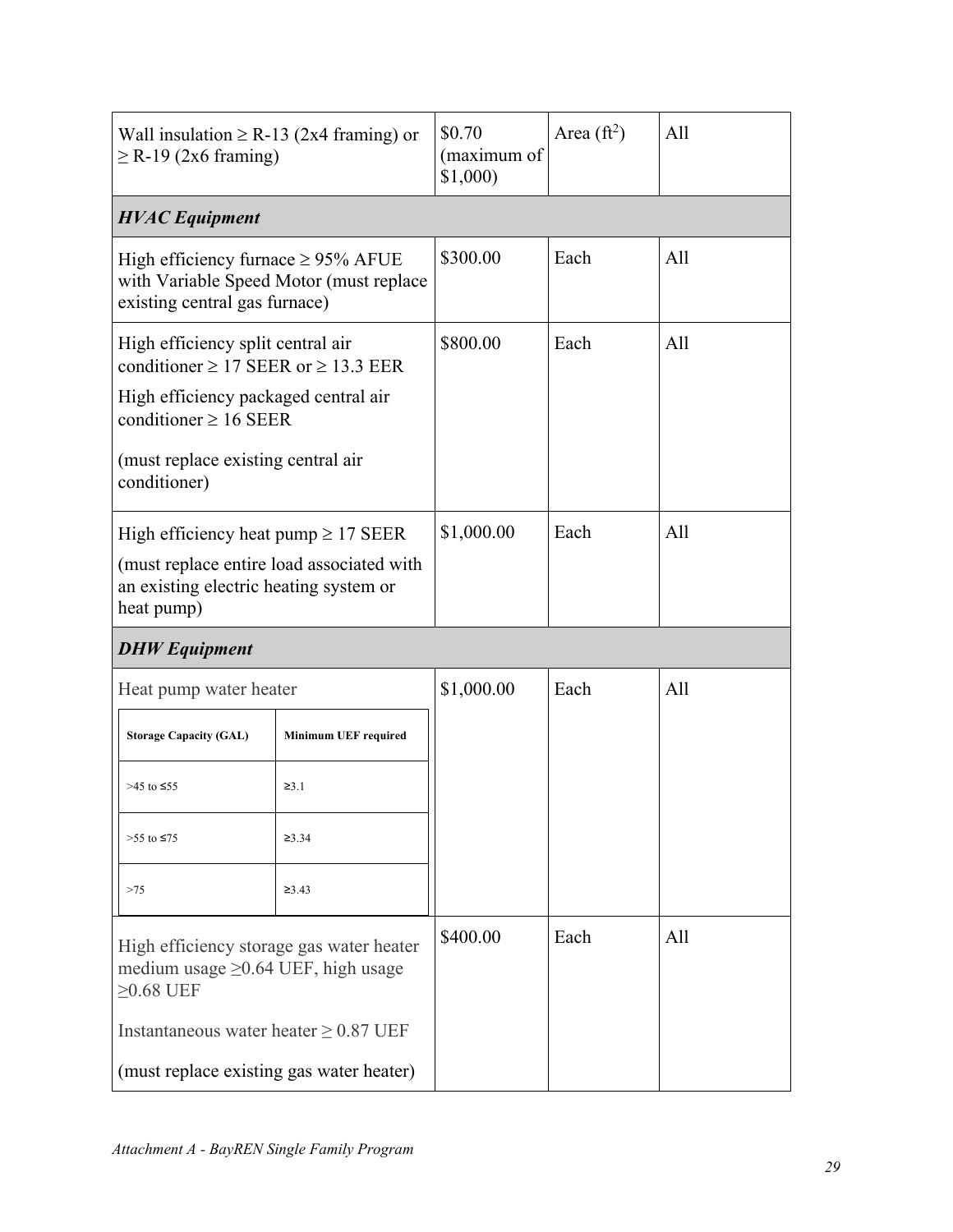| | | | |
|---|---|---|---|
| Wall insulation ≥ R-13 (2x4 framing) or ≥ R-19 (2x6 framing) | \$0.70 (maximum of \$1,000) | Area (ft$^2$) | All |
| ***HVAC Equipment*** | | | |
| High efficiency furnace ≥ 95% AFUE with Variable Speed Motor (must replace existing central gas furnace) | \$300.00 | Each | All |
| High efficiency split central air conditioner ≥ 17 SEER or ≥ 13.3 EER<br><br>High efficiency packaged central air conditioner ≥ 16 SEER<br><br>(must replace existing central air conditioner) | \$800.00 | Each | All |
| High efficiency heat pump ≥ 17 SEER<br><br>(must replace entire load associated with an existing electric heating system or heat pump) | \$1,000.00 | Each | All |
| ***DHW Equipment*** | | | |
| Heat pump water heater<br><br>**Storage Capacity (GAL)** / **Minimum UEF required**:<br>>45 to ≤55: ≥3.1<br>>55 to ≤75: ≥3.34<br>>75: ≥3.43 | \$1,000.00 | Each | All |
| High efficiency storage gas water heater medium usage ≥0.64 UEF, high usage ≥0.68 UEF<br><br>Instantaneous water heater ≥ 0.87 UEF<br><br>(must replace existing gas water heater) | \$400.00 | Each | All |

*Attachment A - BayREN Single Family Program*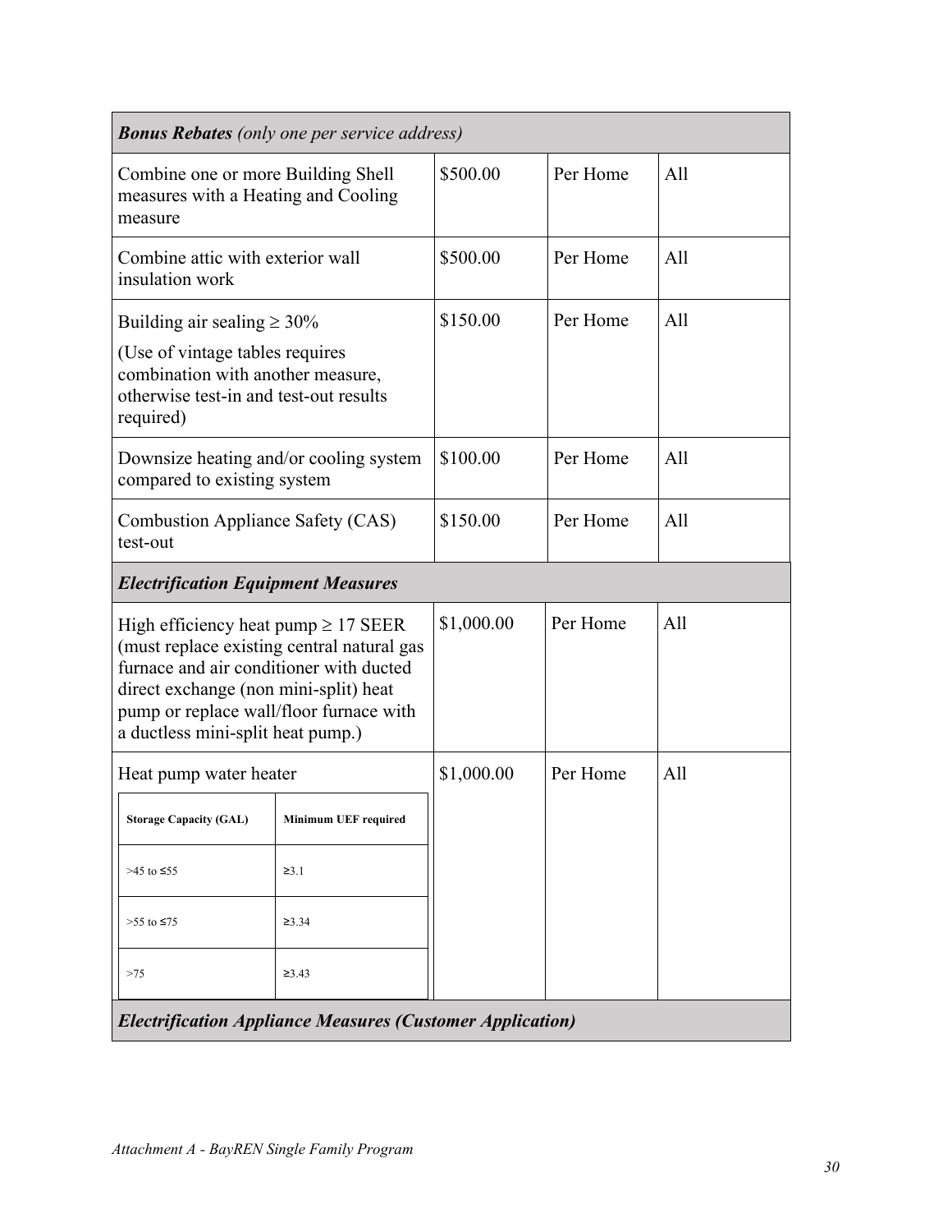| ***Bonus Rebates*** *(only one per service address)* | | | |
|---|---|---|---|
| Combine one or more Building Shell measures with a Heating and Cooling measure | \$500.00 | Per Home | All |
| Combine attic with exterior wall insulation work | \$500.00 | Per Home | All |
| Building air sealing ≥ 30%<br><br>(Use of vintage tables requires combination with another measure, otherwise test-in and test-out results required) | \$150.00 | Per Home | All |
| Downsize heating and/or cooling system compared to existing system | \$100.00 | Per Home | All |
| Combustion Appliance Safety (CAS) test-out | \$150.00 | Per Home | All |
| ***Electrification Equipment Measures*** | | | |
| High efficiency heat pump ≥ 17 SEER (must replace existing central natural gas furnace and air conditioner with ducted direct exchange (non mini-split) heat pump or replace wall/floor furnace with a ductless mini-split heat pump.) | \$1,000.00 | Per Home | All |
| Heat pump water heater<br><br>**Storage Capacity (GAL)** – **Minimum UEF required**<br>>45 to ≤55 – ≥3.1<br>>55 to ≤75 – ≥3.34<br>>75 – ≥3.43 | \$1,000.00 | Per Home | All |
| ***Electrification Appliance Measures (Customer Application)*** | | | |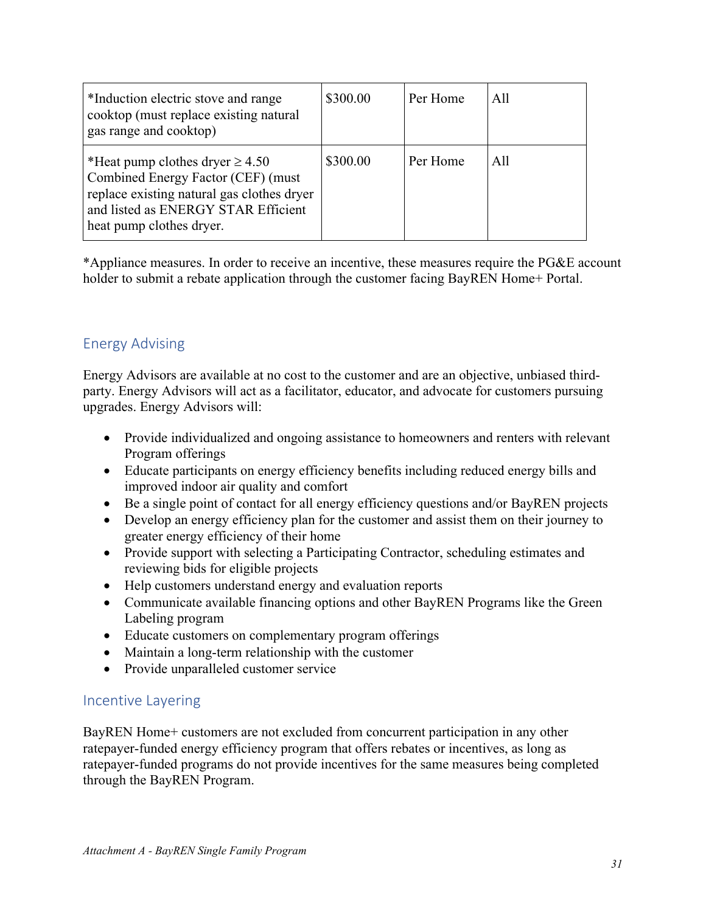| *Induction electric stove and range cooktop (must replace existing natural gas range and cooktop) | $300.00 | Per Home | All |
|---|---|---|---|
| *Heat pump clothes dryer ≥ 4.50 Combined Energy Factor (CEF) (must replace existing natural gas clothes dryer and listed as ENERGY STAR Efficient heat pump clothes dryer. | $300.00 | Per Home | All |

*Appliance measures. In order to receive an incentive, these measures require the PG&E account holder to submit a rebate application through the customer facing BayREN Home+ Portal.

## Energy Advising

Energy Advisors are available at no cost to the customer and are an objective, unbiased third-party. Energy Advisors will act as a facilitator, educator, and advocate for customers pursuing upgrades. Energy Advisors will:

- Provide individualized and ongoing assistance to homeowners and renters with relevant Program offerings
- Educate participants on energy efficiency benefits including reduced energy bills and improved indoor air quality and comfort
- Be a single point of contact for all energy efficiency questions and/or BayREN projects
- Develop an energy efficiency plan for the customer and assist them on their journey to greater energy efficiency of their home
- Provide support with selecting a Participating Contractor, scheduling estimates and reviewing bids for eligible projects
- Help customers understand energy and evaluation reports
- Communicate available financing options and other BayREN Programs like the Green Labeling program
- Educate customers on complementary program offerings
- Maintain a long-term relationship with the customer
- Provide unparalleled customer service

## Incentive Layering

BayREN Home+ customers are not excluded from concurrent participation in any other ratepayer-funded energy efficiency program that offers rebates or incentives, as long as ratepayer-funded programs do not provide incentives for the same measures being completed through the BayREN Program.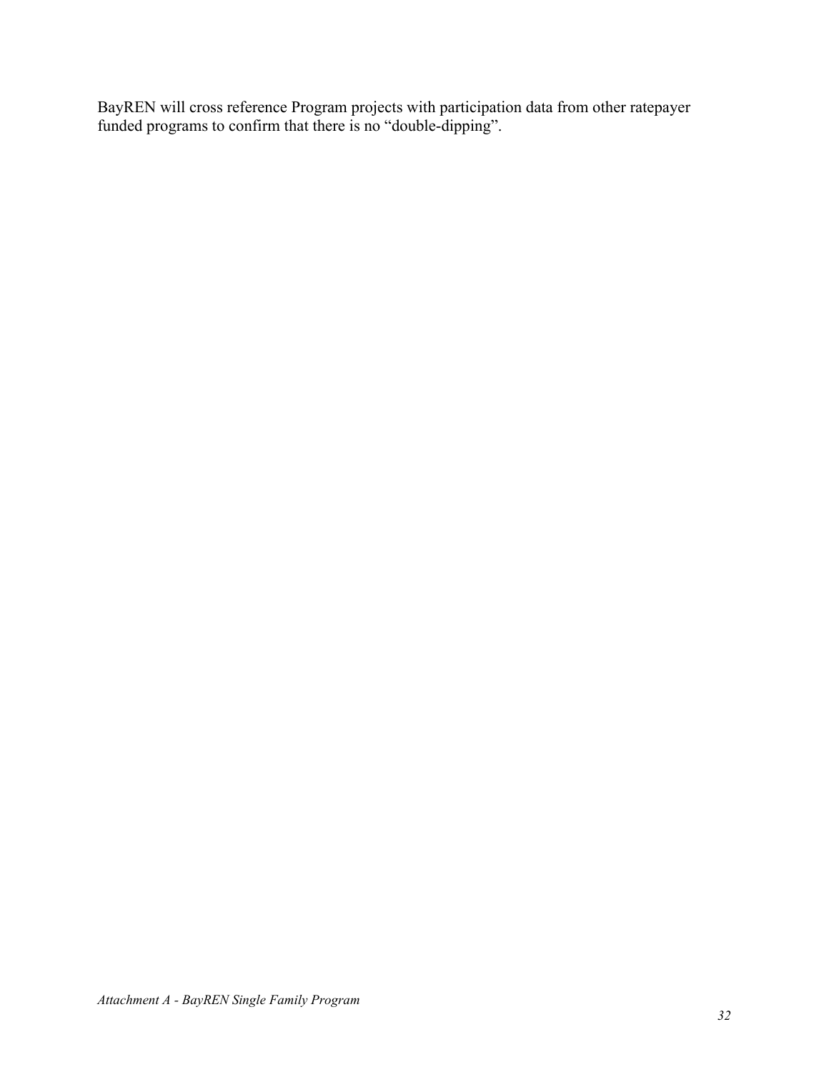BayREN will cross reference Program projects with participation data from other ratepayer funded programs to confirm that there is no “double-dipping”.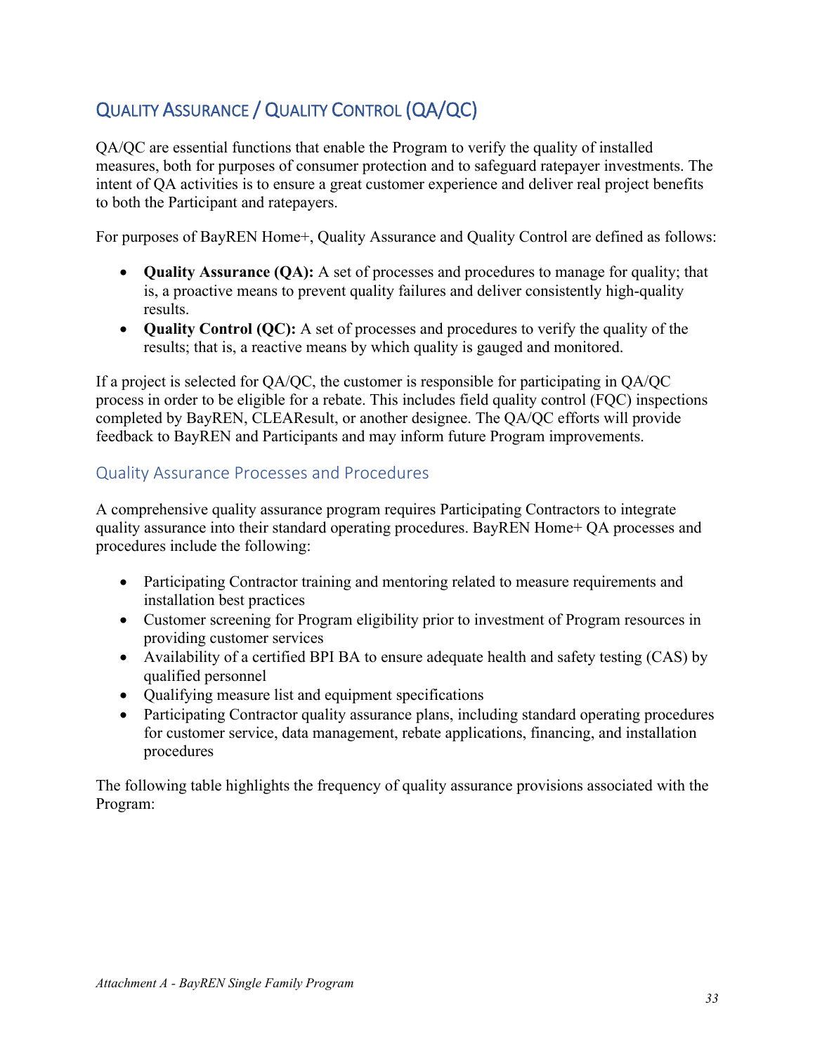## Quality Assurance / Quality Control (QA/QC)

QA/QC are essential functions that enable the Program to verify the quality of installed measures, both for purposes of consumer protection and to safeguard ratepayer investments. The intent of QA activities is to ensure a great customer experience and deliver real project benefits to both the Participant and ratepayers.

For purposes of BayREN Home+, Quality Assurance and Quality Control are defined as follows:

- **Quality Assurance (QA):** A set of processes and procedures to manage for quality; that is, a proactive means to prevent quality failures and deliver consistently high-quality results.
- **Quality Control (QC):** A set of processes and procedures to verify the quality of the results; that is, a reactive means by which quality is gauged and monitored.

If a project is selected for QA/QC, the customer is responsible for participating in QA/QC process in order to be eligible for a rebate. This includes field quality control (FQC) inspections completed by BayREN, CLEAResult, or another designee. The QA/QC efforts will provide feedback to BayREN and Participants and may inform future Program improvements.

### Quality Assurance Processes and Procedures

A comprehensive quality assurance program requires Participating Contractors to integrate quality assurance into their standard operating procedures. BayREN Home+ QA processes and procedures include the following:

- Participating Contractor training and mentoring related to measure requirements and installation best practices
- Customer screening for Program eligibility prior to investment of Program resources in providing customer services
- Availability of a certified BPI BA to ensure adequate health and safety testing (CAS) by qualified personnel
- Qualifying measure list and equipment specifications
- Participating Contractor quality assurance plans, including standard operating procedures for customer service, data management, rebate applications, financing, and installation procedures

The following table highlights the frequency of quality assurance provisions associated with the Program: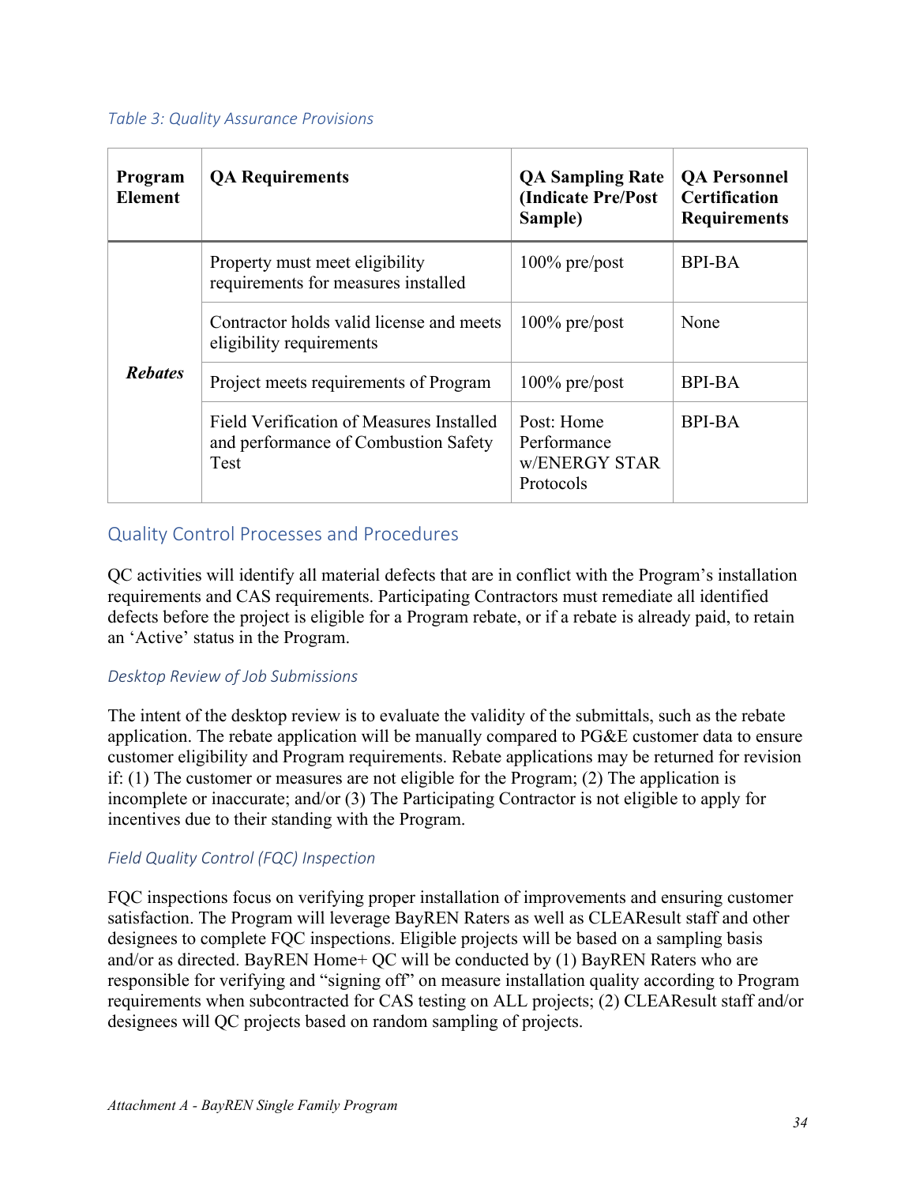*Table 3: Quality Assurance Provisions*

| Program Element | QA Requirements | QA Sampling Rate (Indicate Pre/Post Sample) | QA Personnel Certification Requirements |
|---|---|---|---|
| ***Rebates*** | Property must meet eligibility requirements for measures installed | 100% pre/post | BPI-BA |
| | Contractor holds valid license and meets eligibility requirements | 100% pre/post | None |
| | Project meets requirements of Program | 100% pre/post | BPI-BA |
| | Field Verification of Measures Installed and performance of Combustion Safety Test | Post: Home Performance w/ENERGY STAR Protocols | BPI-BA |

## Quality Control Processes and Procedures

QC activities will identify all material defects that are in conflict with the Program's installation requirements and CAS requirements. Participating Contractors must remediate all identified defects before the project is eligible for a Program rebate, or if a rebate is already paid, to retain an 'Active' status in the Program.

### *Desktop Review of Job Submissions*

The intent of the desktop review is to evaluate the validity of the submittals, such as the rebate application. The rebate application will be manually compared to PG&E customer data to ensure customer eligibility and Program requirements. Rebate applications may be returned for revision if: (1) The customer or measures are not eligible for the Program; (2) The application is incomplete or inaccurate; and/or (3) The Participating Contractor is not eligible to apply for incentives due to their standing with the Program.

### *Field Quality Control (FQC) Inspection*

FQC inspections focus on verifying proper installation of improvements and ensuring customer satisfaction. The Program will leverage BayREN Raters as well as CLEAResult staff and other designees to complete FQC inspections. Eligible projects will be based on a sampling basis and/or as directed. BayREN Home+ QC will be conducted by (1) BayREN Raters who are responsible for verifying and "signing off" on measure installation quality according to Program requirements when subcontracted for CAS testing on ALL projects; (2) CLEAResult staff and/or designees will QC projects based on random sampling of projects.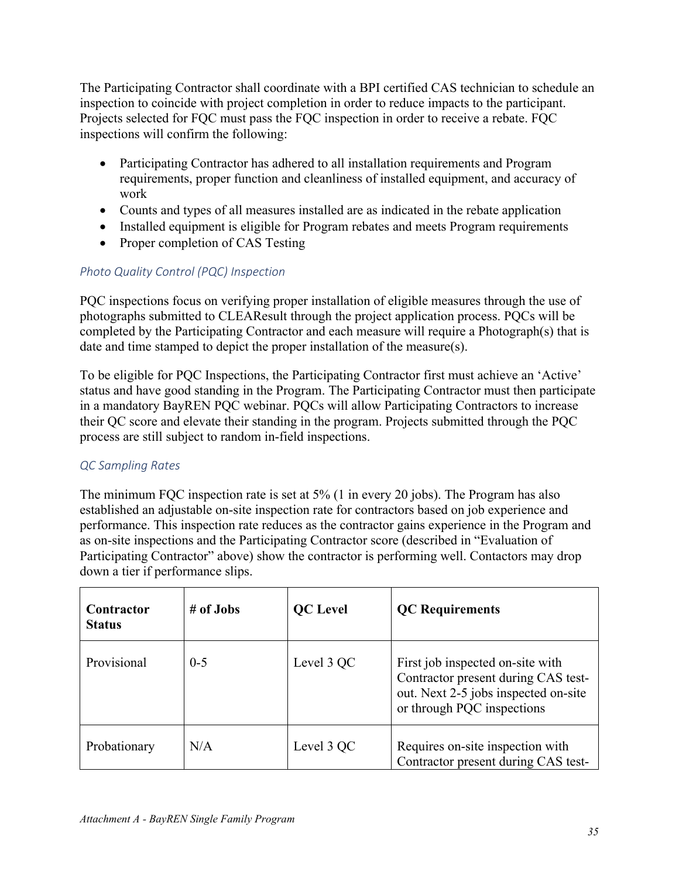The Participating Contractor shall coordinate with a BPI certified CAS technician to schedule an inspection to coincide with project completion in order to reduce impacts to the participant. Projects selected for FQC must pass the FQC inspection in order to receive a rebate. FQC inspections will confirm the following:

- Participating Contractor has adhered to all installation requirements and Program requirements, proper function and cleanliness of installed equipment, and accuracy of work
- Counts and types of all measures installed are as indicated in the rebate application
- Installed equipment is eligible for Program rebates and meets Program requirements
- Proper completion of CAS Testing

#### *Photo Quality Control (PQC) Inspection*

PQC inspections focus on verifying proper installation of eligible measures through the use of photographs submitted to CLEAResult through the project application process. PQCs will be completed by the Participating Contractor and each measure will require a Photograph(s) that is date and time stamped to depict the proper installation of the measure(s).

To be eligible for PQC Inspections, the Participating Contractor first must achieve an 'Active' status and have good standing in the Program. The Participating Contractor must then participate in a mandatory BayREN PQC webinar. PQCs will allow Participating Contractors to increase their QC score and elevate their standing in the program. Projects submitted through the PQC process are still subject to random in-field inspections.

#### *QC Sampling Rates*

The minimum FQC inspection rate is set at 5% (1 in every 20 jobs). The Program has also established an adjustable on-site inspection rate for contractors based on job experience and performance. This inspection rate reduces as the contractor gains experience in the Program and as on-site inspections and the Participating Contractor score (described in "Evaluation of Participating Contractor" above) show the contractor is performing well. Contactors may drop down a tier if performance slips.

| Contractor Status | # of Jobs | QC Level | QC Requirements |
|---|---|---|---|
| Provisional | 0-5 | Level 3 QC | First job inspected on-site with Contractor present during CAS test-out. Next 2-5 jobs inspected on-site or through PQC inspections |
| Probationary | N/A | Level 3 QC | Requires on-site inspection with Contractor present during CAS test- |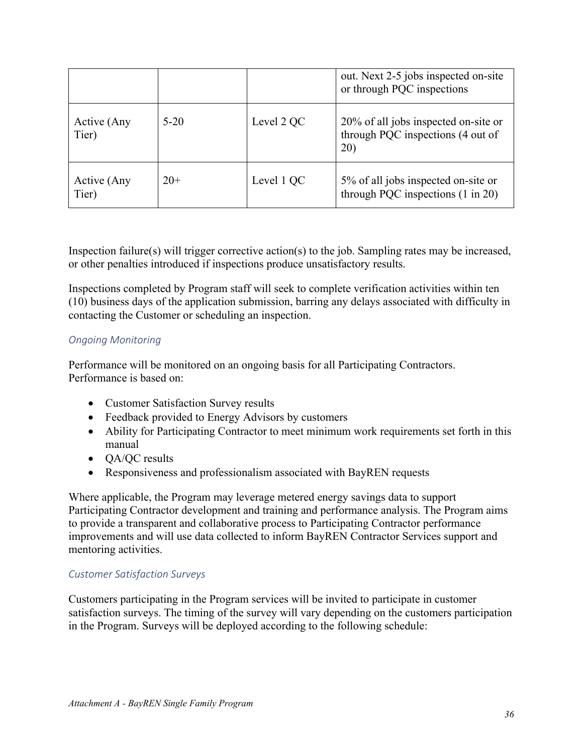| | | | |
|---|---|---|---|
| | | | out. Next 2-5 jobs inspected on-site or through PQC inspections |
| Active (Any Tier) | 5-20 | Level 2 QC | 20% of all jobs inspected on-site or through PQC inspections (4 out of 20) |
| Active (Any Tier) | 20+ | Level 1 QC | 5% of all jobs inspected on-site or through PQC inspections (1 in 20) |

Inspection failure(s) will trigger corrective action(s) to the job. Sampling rates may be increased, or other penalties introduced if inspections produce unsatisfactory results.

Inspections completed by Program staff will seek to complete verification activities within ten (10) business days of the application submission, barring any delays associated with difficulty in contacting the Customer or scheduling an inspection.

### *Ongoing Monitoring*

Performance will be monitored on an ongoing basis for all Participating Contractors. Performance is based on:

- Customer Satisfaction Survey results
- Feedback provided to Energy Advisors by customers
- Ability for Participating Contractor to meet minimum work requirements set forth in this manual
- QA/QC results
- Responsiveness and professionalism associated with BayREN requests

Where applicable, the Program may leverage metered energy savings data to support Participating Contractor development and training and performance analysis. The Program aims to provide a transparent and collaborative process to Participating Contractor performance improvements and will use data collected to inform BayREN Contractor Services support and mentoring activities.

### *Customer Satisfaction Surveys*

Customers participating in the Program services will be invited to participate in customer satisfaction surveys. The timing of the survey will vary depending on the customers participation in the Program. Surveys will be deployed according to the following schedule: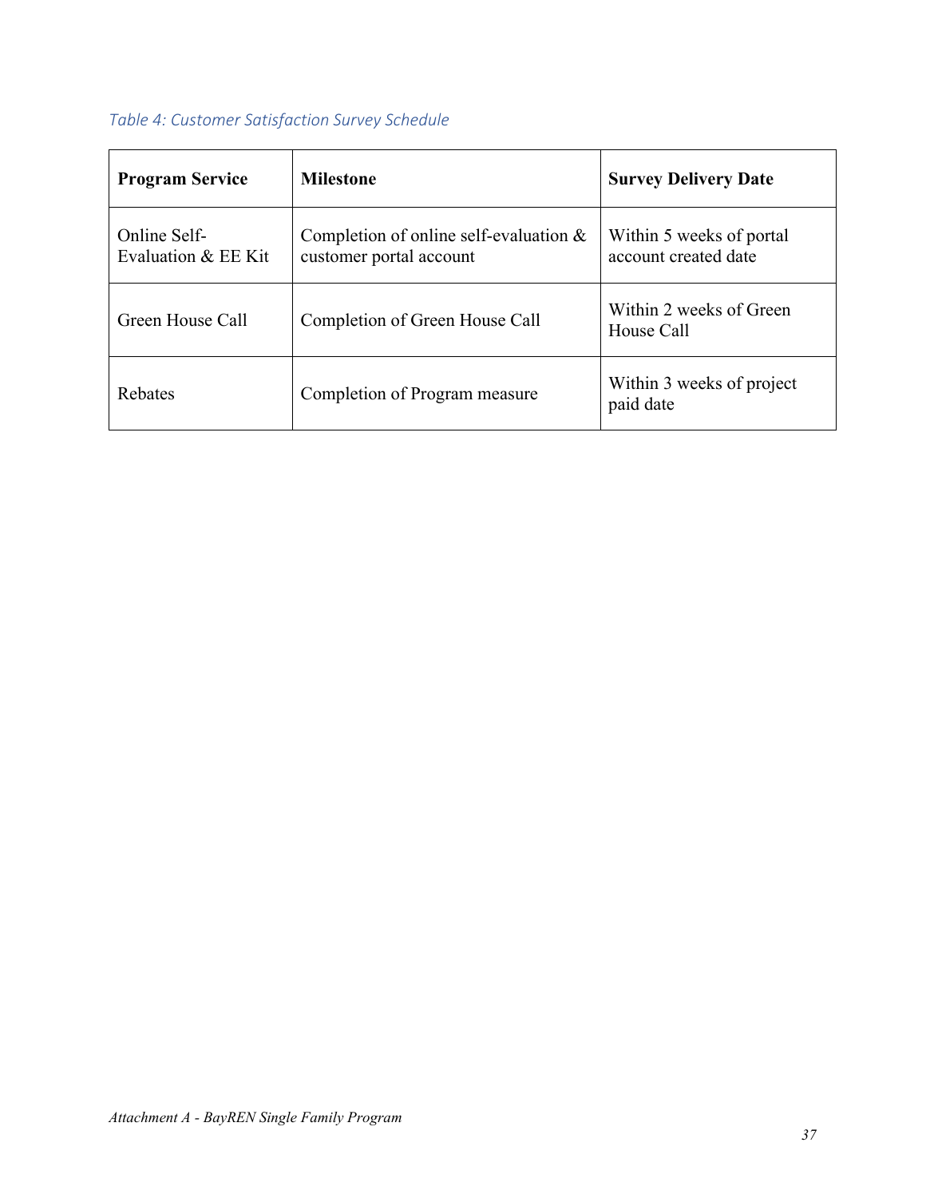*Table 4: Customer Satisfaction Survey Schedule*

| **Program Service** | **Milestone** | **Survey Delivery Date** |
|---|---|---|
| Online Self-Evaluation & EE Kit | Completion of online self-evaluation & customer portal account | Within 5 weeks of portal account created date |
| Green House Call | Completion of Green House Call | Within 2 weeks of Green House Call |
| Rebates | Completion of Program measure | Within 3 weeks of project paid date |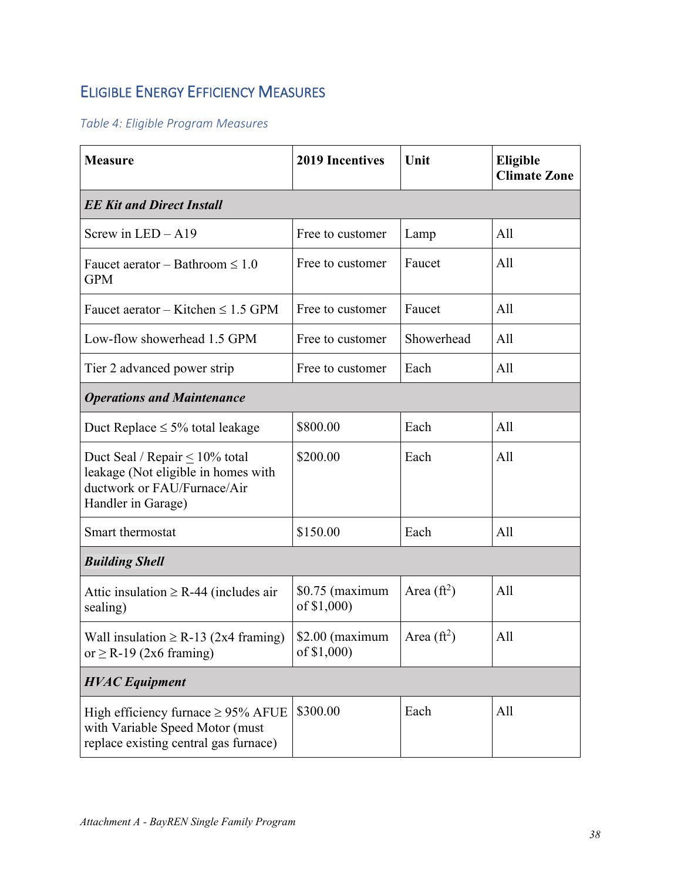## ELIGIBLE ENERGY EFFICIENCY MEASURES

*Table 4: Eligible Program Measures*

| Measure | 2019 Incentives | Unit | Eligible Climate Zone |
|---|---|---|---|
| ***EE Kit and Direct Install*** | | | |
| Screw in LED – A19 | Free to customer | Lamp | All |
| Faucet aerator – Bathroom ≤ 1.0 GPM | Free to customer | Faucet | All |
| Faucet aerator – Kitchen ≤ 1.5 GPM | Free to customer | Faucet | All |
| Low-flow showerhead 1.5 GPM | Free to customer | Showerhead | All |
| Tier 2 advanced power strip | Free to customer | Each | All |
| ***Operations and Maintenance*** | | | |
| Duct Replace ≤ 5% total leakage | $800.00 | Each | All |
| Duct Seal / Repair ≤ 10% total leakage (Not eligible in homes with ductwork or FAU/Furnace/Air Handler in Garage) | $200.00 | Each | All |
| Smart thermostat | $150.00 | Each | All |
| ***Building Shell*** | | | |
| Attic insulation ≥ R-44 (includes air sealing) | $0.75 (maximum of $1,000) | Area ($ft^2$) | All |
| Wall insulation ≥ R-13 (2x4 framing) or ≥ R-19 (2x6 framing) | $2.00 (maximum of $1,000) | Area ($ft^2$) | All |
| ***HVAC Equipment*** | | | |
| High efficiency furnace ≥ 95% AFUE with Variable Speed Motor (must replace existing central gas furnace) | $300.00 | Each | All |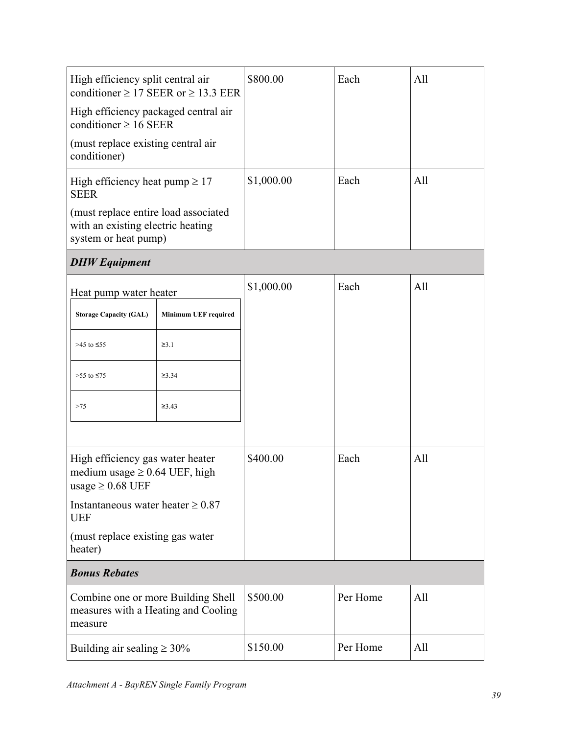| | | | |
|---|---|---|---|
| High efficiency split central air conditioner ≥ 17 SEER or ≥ 13.3 EER<br><br>High efficiency packaged central air conditioner ≥ 16 SEER<br><br>(must replace existing central air conditioner) | \$800.00 | Each | All |
| High efficiency heat pump ≥ 17 SEER<br><br>(must replace entire load associated with an existing electric heating system or heat pump) | \$1,000.00 | Each | All |
| ***DHW Equipment*** | | | |
| Heat pump water heater<br><br>Storage Capacity (GAL): >45 to ≤55 — Minimum UEF required: ≥3.1<br>Storage Capacity (GAL): >55 to ≤75 — Minimum UEF required: ≥3.34<br>Storage Capacity (GAL): >75 — Minimum UEF required: ≥3.43 | \$1,000.00 | Each | All |
| High efficiency gas water heater medium usage ≥ 0.64 UEF, high usage ≥ 0.68 UEF<br><br>Instantaneous water heater ≥ 0.87 UEF<br><br>(must replace existing gas water heater) | \$400.00 | Each | All |
| ***Bonus Rebates*** | | | |
| Combine one or more Building Shell measures with a Heating and Cooling measure | \$500.00 | Per Home | All |
| Building air sealing ≥ 30% | \$150.00 | Per Home | All |

*Attachment A - BayREN Single Family Program*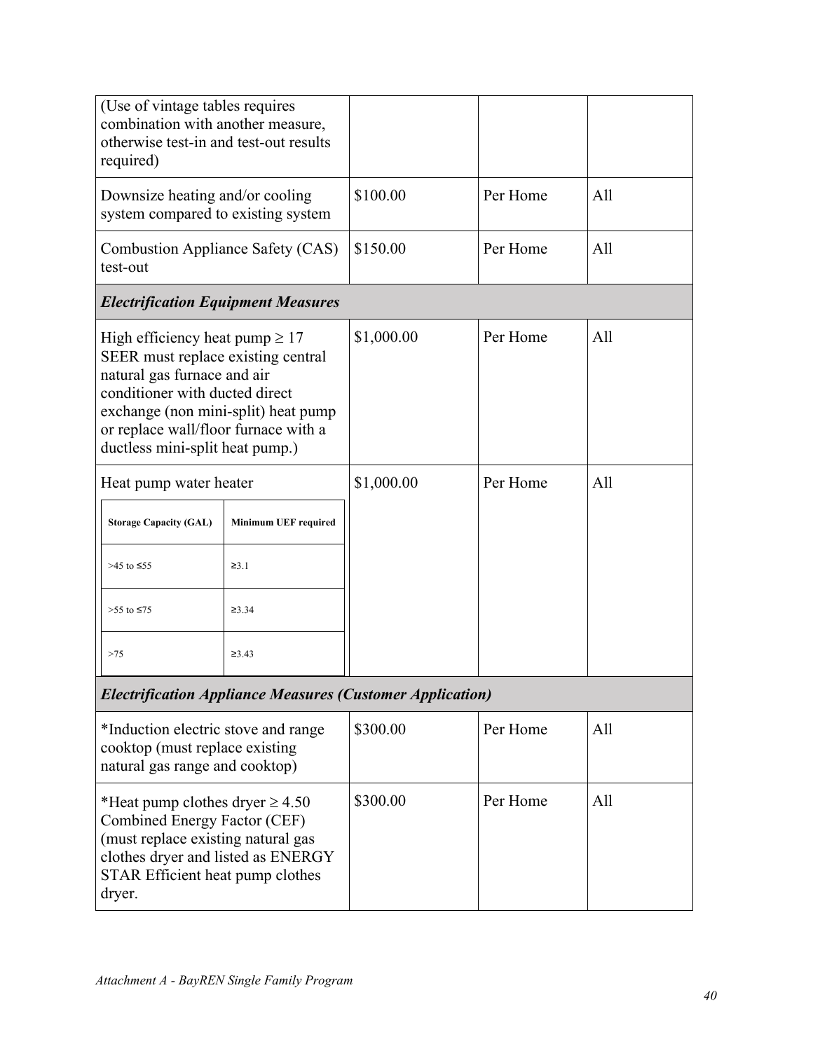| | | | |
|---|---|---|---|
| (Use of vintage tables requires combination with another measure, otherwise test-in and test-out results required) | | | |
| Downsize heating and/or cooling system compared to existing system | \$100.00 | Per Home | All |
| Combustion Appliance Safety (CAS) test-out | \$150.00 | Per Home | All |
| ***Electrification Equipment Measures*** | | | |
| High efficiency heat pump ≥ 17 SEER must replace existing central natural gas furnace and air conditioner with ducted direct exchange (non mini-split) heat pump or replace wall/floor furnace with a ductless mini-split heat pump.) | \$1,000.00 | Per Home | All |
| Heat pump water heater<br><br>**Storage Capacity (GAL)** / **Minimum UEF required**<br>>45 to ≤55 / ≥3.1<br>>55 to ≤75 / ≥3.34<br>>75 / ≥3.43 | \$1,000.00 | Per Home | All |
| ***Electrification Appliance Measures (Customer Application)*** | | | |
| *Induction electric stove and range cooktop (must replace existing natural gas range and cooktop) | \$300.00 | Per Home | All |
| *Heat pump clothes dryer ≥ 4.50 Combined Energy Factor (CEF) (must replace existing natural gas clothes dryer and listed as ENERGY STAR Efficient heat pump clothes dryer. | \$300.00 | Per Home | All |

*Attachment A - BayREN Single Family Program*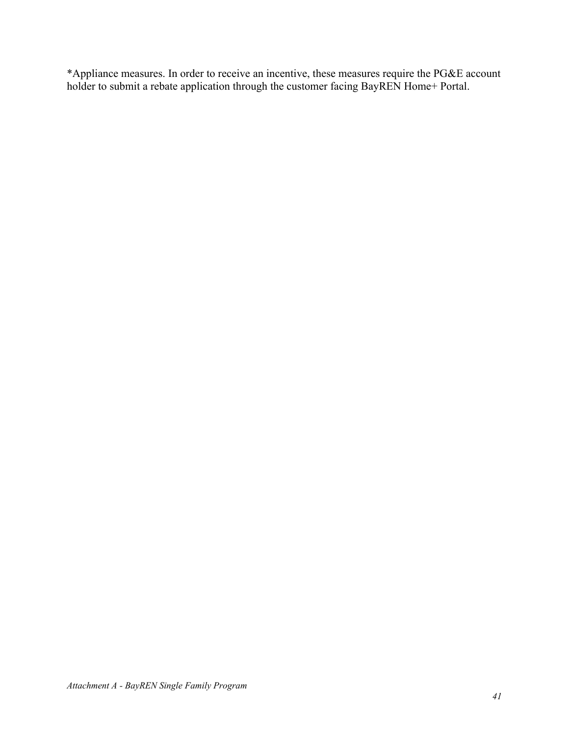*Appliance measures. In order to receive an incentive, these measures require the PG&E account holder to submit a rebate application through the customer facing BayREN Home+ Portal.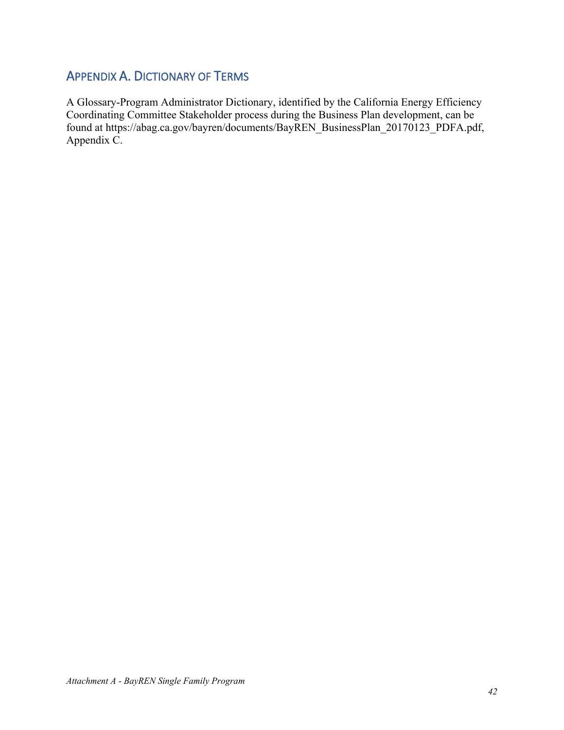## Appendix A. Dictionary of Terms

A Glossary-Program Administrator Dictionary, identified by the California Energy Efficiency Coordinating Committee Stakeholder process during the Business Plan development, can be found at https://abag.ca.gov/bayren/documents/BayREN_BusinessPlan_20170123_PDFA.pdf, Appendix C.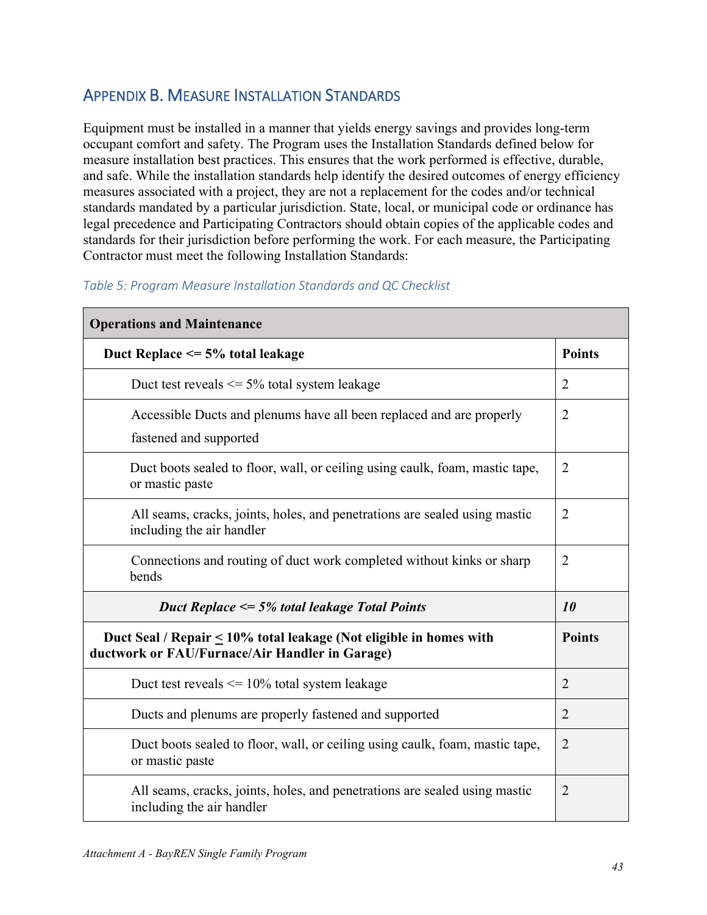## APPENDIX B. MEASURE INSTALLATION STANDARDS

Equipment must be installed in a manner that yields energy savings and provides long-term occupant comfort and safety. The Program uses the Installation Standards defined below for measure installation best practices. This ensures that the work performed is effective, durable, and safe. While the installation standards help identify the desired outcomes of energy efficiency measures associated with a project, they are not a replacement for the codes and/or technical standards mandated by a particular jurisdiction. State, local, or municipal code or ordinance has legal precedence and Participating Contractors should obtain copies of the applicable codes and standards for their jurisdiction before performing the work. For each measure, the Participating Contractor must meet the following Installation Standards:

*Table 5: Program Measure Installation Standards and QC Checklist*

| **Operations and Maintenance** | |
|---|---|
| **Duct Replace <= 5% total leakage** | **Points** |
| Duct test reveals <= 5% total system leakage | 2 |
| Accessible Ducts and plenums have all been replaced and are properly fastened and supported | 2 |
| Duct boots sealed to floor, wall, or ceiling using caulk, foam, mastic tape, or mastic paste | 2 |
| All seams, cracks, joints, holes, and penetrations are sealed using mastic including the air handler | 2 |
| Connections and routing of duct work completed without kinks or sharp bends | 2 |
| ***Duct Replace <= 5% total leakage Total Points*** | ***10*** |
| **Duct Seal / Repair ≤ 10% total leakage (Not eligible in homes with ductwork or FAU/Furnace/Air Handler in Garage)** | **Points** |
| Duct test reveals <= 10% total system leakage | 2 |
| Ducts and plenums are properly fastened and supported | 2 |
| Duct boots sealed to floor, wall, or ceiling using caulk, foam, mastic tape, or mastic paste | 2 |
| All seams, cracks, joints, holes, and penetrations are sealed using mastic including the air handler | 2 |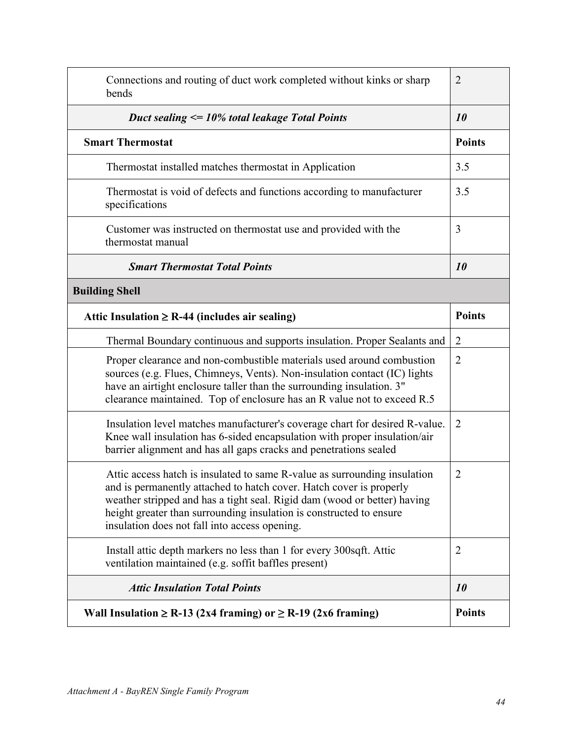| | |
|---|---|
| Connections and routing of duct work completed without kinks or sharp bends | 2 |
| ***Duct sealing <= 10% total leakage Total Points*** | ***10*** |
| **Smart Thermostat** | **Points** |
| Thermostat installed matches thermostat in Application | 3.5 |
| Thermostat is void of defects and functions according to manufacturer specifications | 3.5 |
| Customer was instructed on thermostat use and provided with the thermostat manual | 3 |
| ***Smart Thermostat Total Points*** | ***10*** |
| **Building Shell** | |
| **Attic Insulation ≥ R-44 (includes air sealing)** | **Points** |
| Thermal Boundary continuous and supports insulation. Proper Sealants and | 2 |
| Proper clearance and non-combustible materials used around combustion sources (e.g. Flues, Chimneys, Vents). Non-insulation contact (IC) lights have an airtight enclosure taller than the surrounding insulation. 3" clearance maintained. Top of enclosure has an R value not to exceed R.5 | 2 |
| Insulation level matches manufacturer's coverage chart for desired R-value. Knee wall insulation has 6-sided encapsulation with proper insulation/air barrier alignment and has all gaps cracks and penetrations sealed | 2 |
| Attic access hatch is insulated to same R-value as surrounding insulation and is permanently attached to hatch cover. Hatch cover is properly weather stripped and has a tight seal. Rigid dam (wood or better) having height greater than surrounding insulation is constructed to ensure insulation does not fall into access opening. | 2 |
| Install attic depth markers no less than 1 for every 300sqft. Attic ventilation maintained (e.g. soffit baffles present) | 2 |
| ***Attic Insulation Total Points*** | ***10*** |
| **Wall Insulation ≥ R-13 (2x4 framing) or ≥ R-19 (2x6 framing)** | **Points** |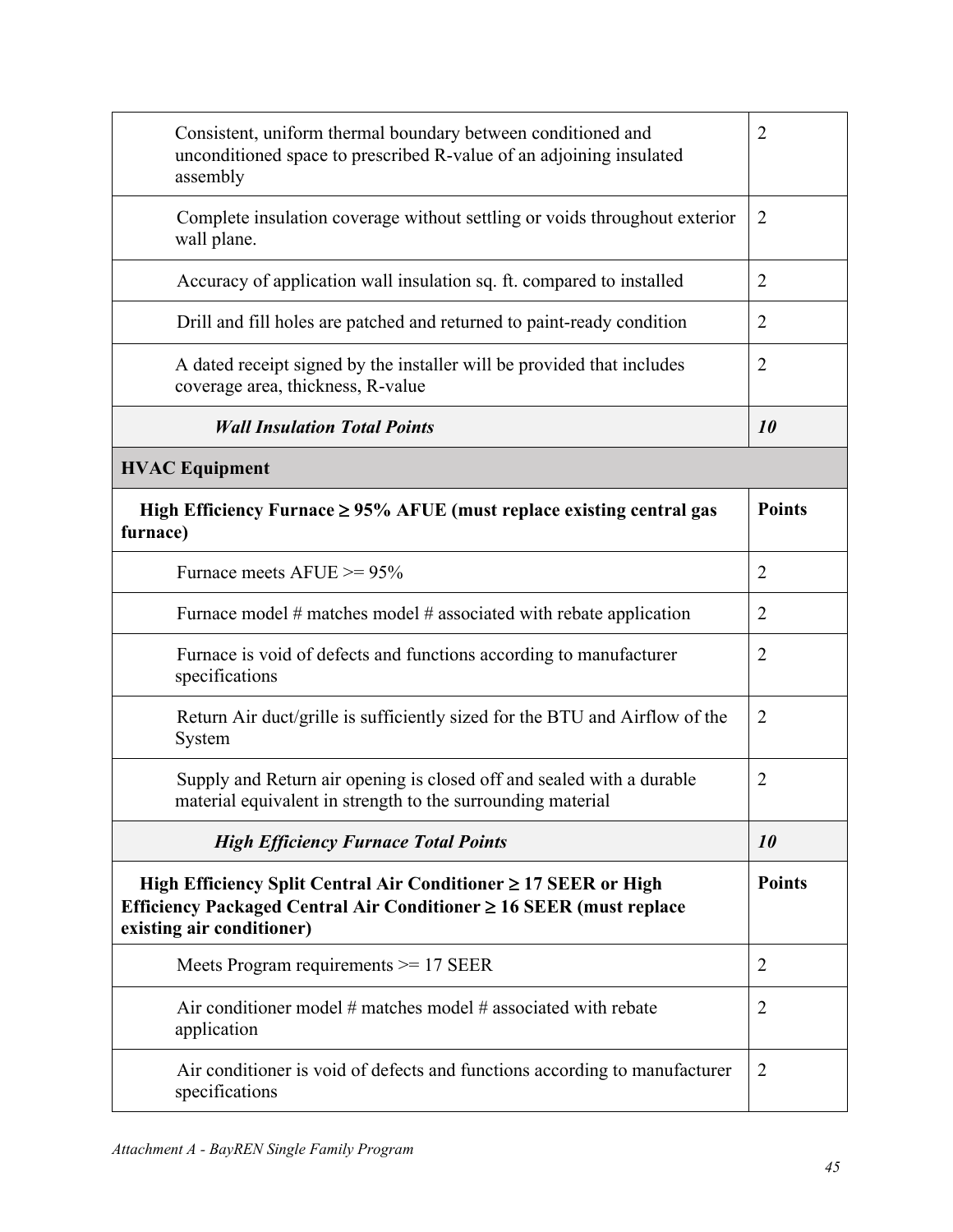| | |
|---|---|
| Consistent, uniform thermal boundary between conditioned and unconditioned space to prescribed R-value of an adjoining insulated assembly | 2 |
| Complete insulation coverage without settling or voids throughout exterior wall plane. | 2 |
| Accuracy of application wall insulation sq. ft. compared to installed | 2 |
| Drill and fill holes are patched and returned to paint-ready condition | 2 |
| A dated receipt signed by the installer will be provided that includes coverage area, thickness, R-value | 2 |
| ***Wall Insulation Total Points*** | ***10*** |
| **HVAC Equipment** | |
| **High Efficiency Furnace ≥ 95% AFUE (must replace existing central gas furnace)** | **Points** |
| Furnace meets AFUE >= 95% | 2 |
| Furnace model # matches model # associated with rebate application | 2 |
| Furnace is void of defects and functions according to manufacturer specifications | 2 |
| Return Air duct/grille is sufficiently sized for the BTU and Airflow of the System | 2 |
| Supply and Return air opening is closed off and sealed with a durable material equivalent in strength to the surrounding material | 2 |
| ***High Efficiency Furnace Total Points*** | ***10*** |
| **High Efficiency Split Central Air Conditioner ≥ 17 SEER or High Efficiency Packaged Central Air Conditioner ≥ 16 SEER (must replace existing air conditioner)** | **Points** |
| Meets Program requirements >= 17 SEER | 2 |
| Air conditioner model # matches model # associated with rebate application | 2 |
| Air conditioner is void of defects and functions according to manufacturer specifications | 2 |

*Attachment A - BayREN Single Family Program*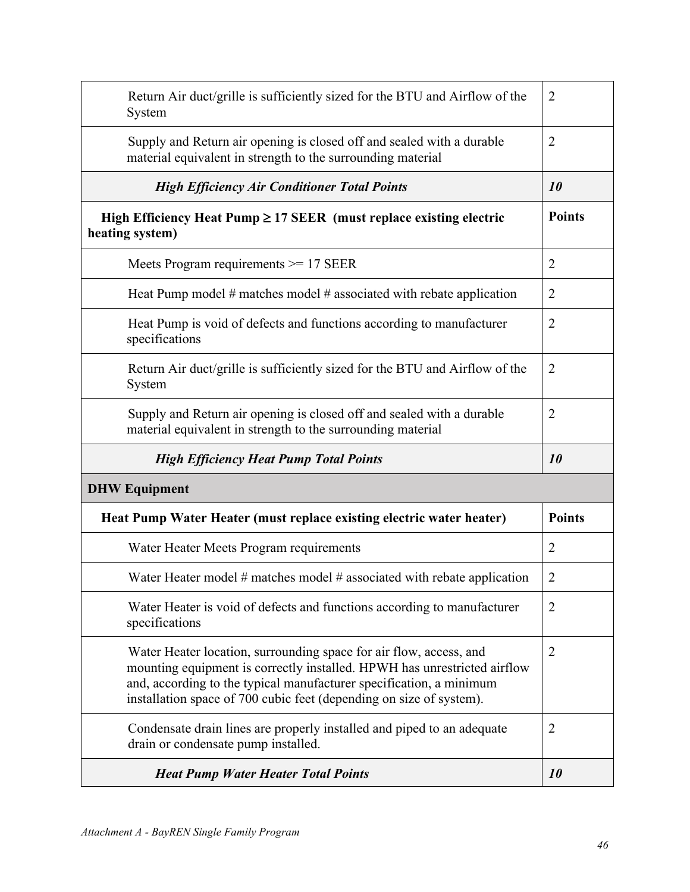| | |
|---|---|
| Return Air duct/grille is sufficiently sized for the BTU and Airflow of the System | 2 |
| Supply and Return air opening is closed off and sealed with a durable material equivalent in strength to the surrounding material | 2 |
| ***High Efficiency Air Conditioner Total Points*** | ***10*** |
| **High Efficiency Heat Pump ≥ 17 SEER (must replace existing electric heating system)** | **Points** |
| Meets Program requirements >= 17 SEER | 2 |
| Heat Pump model # matches model # associated with rebate application | 2 |
| Heat Pump is void of defects and functions according to manufacturer specifications | 2 |
| Return Air duct/grille is sufficiently sized for the BTU and Airflow of the System | 2 |
| Supply and Return air opening is closed off and sealed with a durable material equivalent in strength to the surrounding material | 2 |
| ***High Efficiency Heat Pump Total Points*** | ***10*** |
| **DHW Equipment** | |
| **Heat Pump Water Heater (must replace existing electric water heater)** | **Points** |
| Water Heater Meets Program requirements | 2 |
| Water Heater model # matches model # associated with rebate application | 2 |
| Water Heater is void of defects and functions according to manufacturer specifications | 2 |
| Water Heater location, surrounding space for air flow, access, and mounting equipment is correctly installed. HPWH has unrestricted airflow and, according to the typical manufacturer specification, a minimum installation space of 700 cubic feet (depending on size of system). | 2 |
| Condensate drain lines are properly installed and piped to an adequate drain or condensate pump installed. | 2 |
| ***Heat Pump Water Heater Total Points*** | ***10*** |

*Attachment A - BayREN Single Family Program*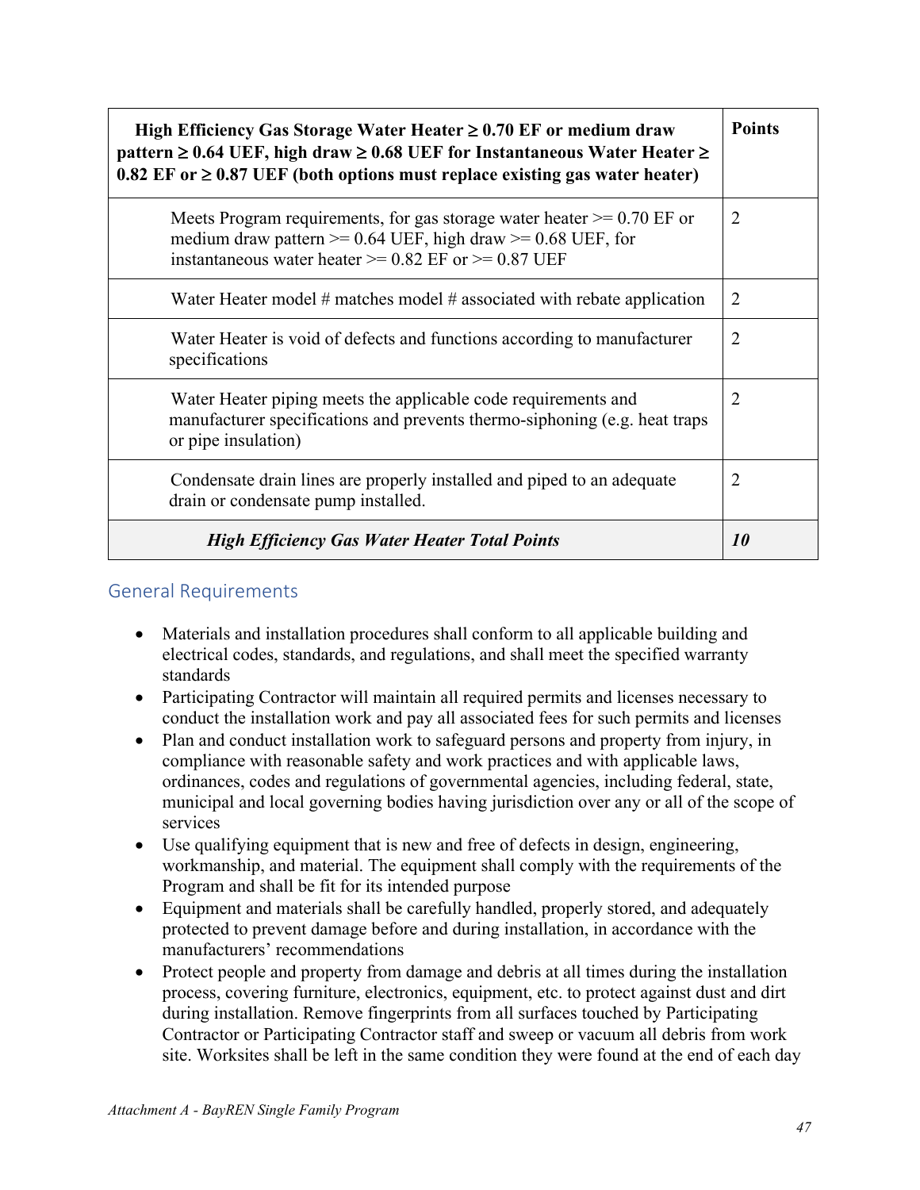| High Efficiency Gas Storage Water Heater ≥ 0.70 EF or medium draw pattern ≥ 0.64 UEF, high draw ≥ 0.68 UEF for Instantaneous Water Heater ≥ 0.82 EF or ≥ 0.87 UEF (both options must replace existing gas water heater) | Points |
|---|---|
| Meets Program requirements, for gas storage water heater >= 0.70 EF or medium draw pattern >= 0.64 UEF, high draw >= 0.68 UEF, for instantaneous water heater >= 0.82 EF or >= 0.87 UEF | 2 |
| Water Heater model # matches model # associated with rebate application | 2 |
| Water Heater is void of defects and functions according to manufacturer specifications | 2 |
| Water Heater piping meets the applicable code requirements and manufacturer specifications and prevents thermo-siphoning (e.g. heat traps or pipe insulation) | 2 |
| Condensate drain lines are properly installed and piped to an adequate drain or condensate pump installed. | 2 |
| ***High Efficiency Gas Water Heater Total Points*** | ***10*** |

## General Requirements

- Materials and installation procedures shall conform to all applicable building and electrical codes, standards, and regulations, and shall meet the specified warranty standards
- Participating Contractor will maintain all required permits and licenses necessary to conduct the installation work and pay all associated fees for such permits and licenses
- Plan and conduct installation work to safeguard persons and property from injury, in compliance with reasonable safety and work practices and with applicable laws, ordinances, codes and regulations of governmental agencies, including federal, state, municipal and local governing bodies having jurisdiction over any or all of the scope of services
- Use qualifying equipment that is new and free of defects in design, engineering, workmanship, and material. The equipment shall comply with the requirements of the Program and shall be fit for its intended purpose
- Equipment and materials shall be carefully handled, properly stored, and adequately protected to prevent damage before and during installation, in accordance with the manufacturers' recommendations
- Protect people and property from damage and debris at all times during the installation process, covering furniture, electronics, equipment, etc. to protect against dust and dirt during installation. Remove fingerprints from all surfaces touched by Participating Contractor or Participating Contractor staff and sweep or vacuum all debris from work site. Worksites shall be left in the same condition they were found at the end of each day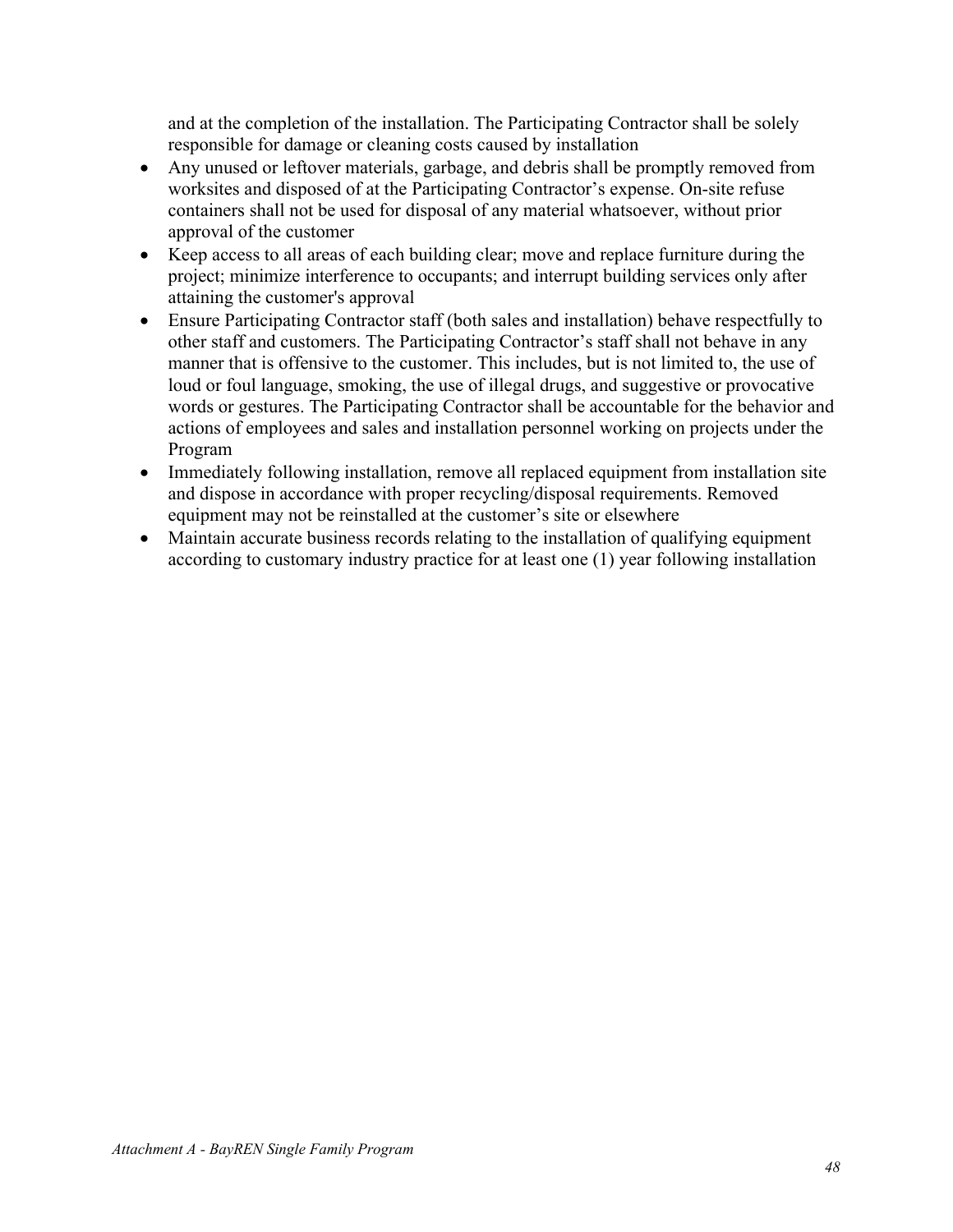and at the completion of the installation. The Participating Contractor shall be solely responsible for damage or cleaning costs caused by installation

- Any unused or leftover materials, garbage, and debris shall be promptly removed from worksites and disposed of at the Participating Contractor's expense. On-site refuse containers shall not be used for disposal of any material whatsoever, without prior approval of the customer
- Keep access to all areas of each building clear; move and replace furniture during the project; minimize interference to occupants; and interrupt building services only after attaining the customer's approval
- Ensure Participating Contractor staff (both sales and installation) behave respectfully to other staff and customers. The Participating Contractor's staff shall not behave in any manner that is offensive to the customer. This includes, but is not limited to, the use of loud or foul language, smoking, the use of illegal drugs, and suggestive or provocative words or gestures. The Participating Contractor shall be accountable for the behavior and actions of employees and sales and installation personnel working on projects under the Program
- Immediately following installation, remove all replaced equipment from installation site and dispose in accordance with proper recycling/disposal requirements. Removed equipment may not be reinstalled at the customer's site or elsewhere
- Maintain accurate business records relating to the installation of qualifying equipment according to customary industry practice for at least one (1) year following installation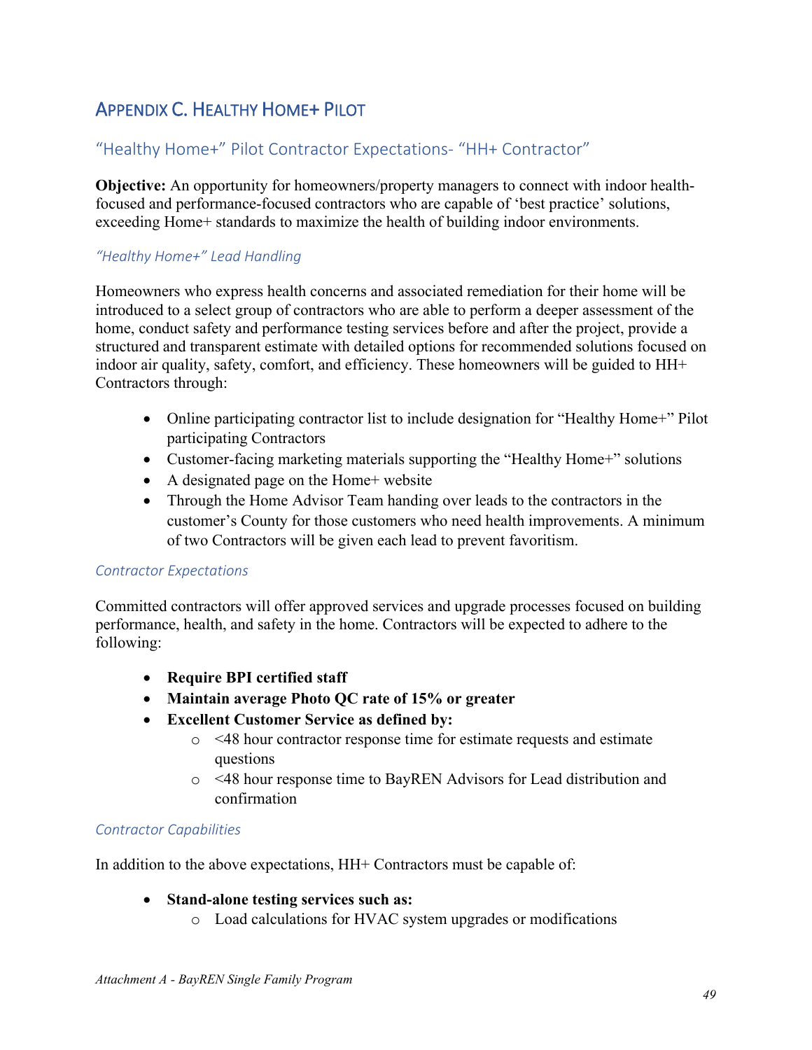# APPENDIX C. HEALTHY HOME+ PILOT

## "Healthy Home+" Pilot Contractor Expectations- "HH+ Contractor"

**Objective:** An opportunity for homeowners/property managers to connect with indoor health-focused and performance-focused contractors who are capable of 'best practice' solutions, exceeding Home+ standards to maximize the health of building indoor environments.

### *"Healthy Home+" Lead Handling*

Homeowners who express health concerns and associated remediation for their home will be introduced to a select group of contractors who are able to perform a deeper assessment of the home, conduct safety and performance testing services before and after the project, provide a structured and transparent estimate with detailed options for recommended solutions focused on indoor air quality, safety, comfort, and efficiency. These homeowners will be guided to HH+ Contractors through:

- Online participating contractor list to include designation for "Healthy Home+" Pilot participating Contractors
- Customer-facing marketing materials supporting the "Healthy Home+" solutions
- A designated page on the Home+ website
- Through the Home Advisor Team handing over leads to the contractors in the customer's County for those customers who need health improvements. A minimum of two Contractors will be given each lead to prevent favoritism.

### *Contractor Expectations*

Committed contractors will offer approved services and upgrade processes focused on building performance, health, and safety in the home. Contractors will be expected to adhere to the following:

- **Require BPI certified staff**
- **Maintain average Photo QC rate of 15% or greater**
- **Excellent Customer Service as defined by:**
    - <48 hour contractor response time for estimate requests and estimate questions
    - <48 hour response time to BayREN Advisors for Lead distribution and confirmation

### *Contractor Capabilities*

In addition to the above expectations, HH+ Contractors must be capable of:

- **Stand-alone testing services such as:**
    - Load calculations for HVAC system upgrades or modifications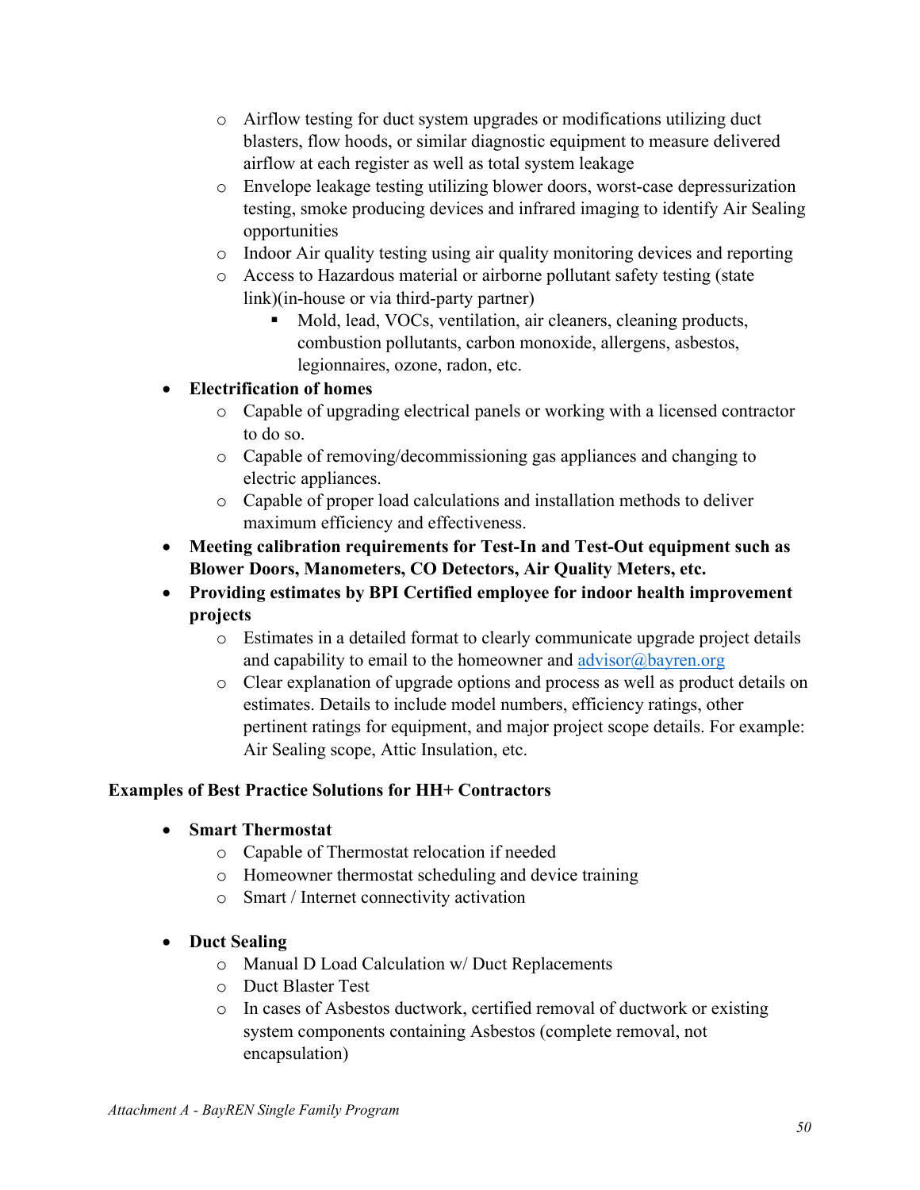- Airflow testing for duct system upgrades or modifications utilizing duct blasters, flow hoods, or similar diagnostic equipment to measure delivered airflow at each register as well as total system leakage
  - Envelope leakage testing utilizing blower doors, worst-case depressurization testing, smoke producing devices and infrared imaging to identify Air Sealing opportunities
  - Indoor Air quality testing using air quality monitoring devices and reporting
  - Access to Hazardous material or airborne pollutant safety testing (state link)(in-house or via third-party partner)
    - Mold, lead, VOCs, ventilation, air cleaners, cleaning products, combustion pollutants, carbon monoxide, allergens, asbestos, legionnaires, ozone, radon, etc.
- **Electrification of homes**
  - Capable of upgrading electrical panels or working with a licensed contractor to do so.
  - Capable of removing/decommissioning gas appliances and changing to electric appliances.
  - Capable of proper load calculations and installation methods to deliver maximum efficiency and effectiveness.
- **Meeting calibration requirements for Test-In and Test-Out equipment such as Blower Doors, Manometers, CO Detectors, Air Quality Meters, etc.**
- **Providing estimates by BPI Certified employee for indoor health improvement projects**
  - Estimates in a detailed format to clearly communicate upgrade project details and capability to email to the homeowner and advisor@bayren.org
  - Clear explanation of upgrade options and process as well as product details on estimates. Details to include model numbers, efficiency ratings, other pertinent ratings for equipment, and major project scope details. For example: Air Sealing scope, Attic Insulation, etc.

**Examples of Best Practice Solutions for HH+ Contractors**

- **Smart Thermostat**
  - Capable of Thermostat relocation if needed
  - Homeowner thermostat scheduling and device training
  - Smart / Internet connectivity activation
- **Duct Sealing**
  - Manual D Load Calculation w/ Duct Replacements
  - Duct Blaster Test
  - In cases of Asbestos ductwork, certified removal of ductwork or existing system components containing Asbestos (complete removal, not encapsulation)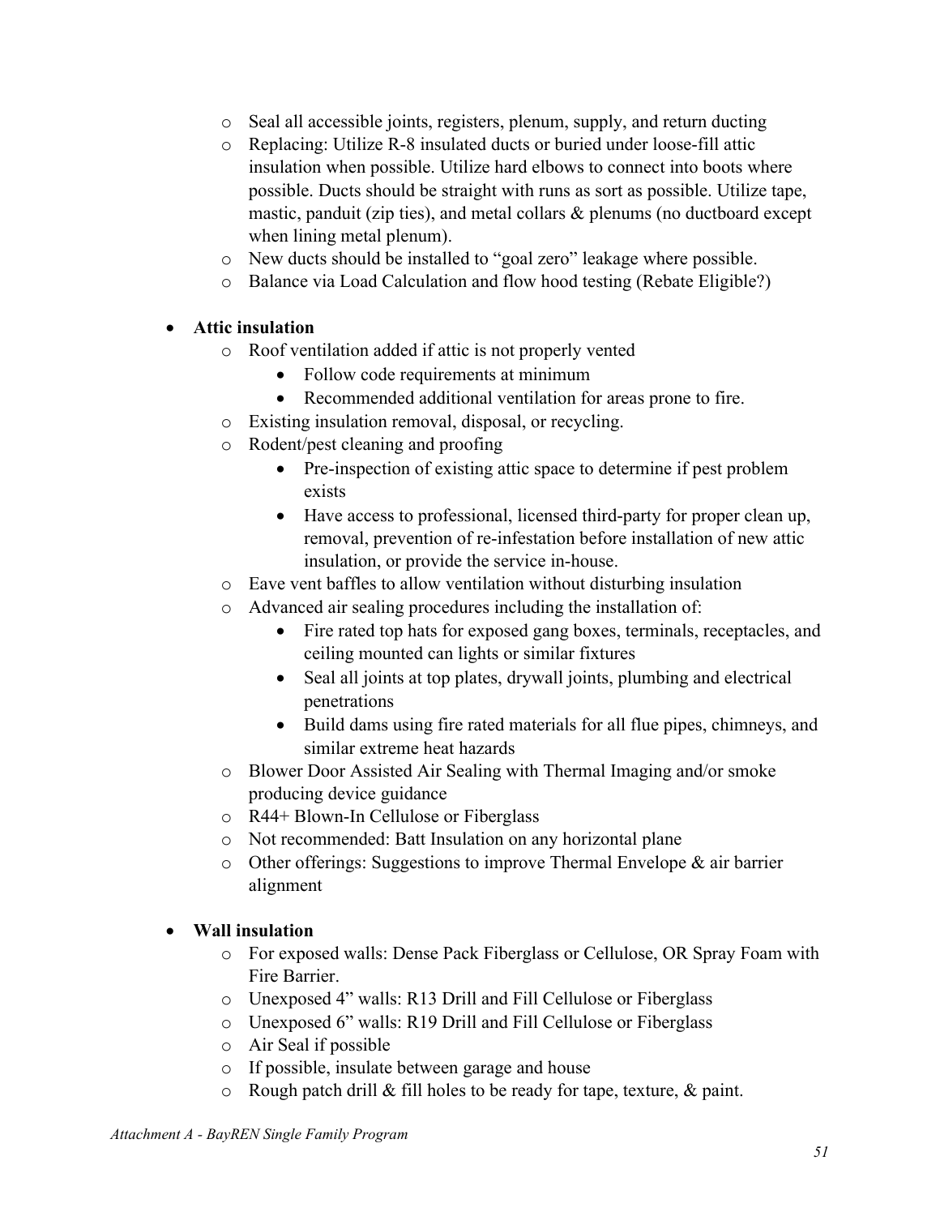- Seal all accessible joints, registers, plenum, supply, and return ducting
  - Replacing: Utilize R-8 insulated ducts or buried under loose-fill attic insulation when possible. Utilize hard elbows to connect into boots where possible. Ducts should be straight with runs as sort as possible. Utilize tape, mastic, panduit (zip ties), and metal collars & plenums (no ductboard except when lining metal plenum).
  - New ducts should be installed to "goal zero" leakage where possible.
  - Balance via Load Calculation and flow hood testing (Rebate Eligible?)

- **Attic insulation**
  - Roof ventilation added if attic is not properly vented
    - Follow code requirements at minimum
    - Recommended additional ventilation for areas prone to fire.
  - Existing insulation removal, disposal, or recycling.
  - Rodent/pest cleaning and proofing
    - Pre-inspection of existing attic space to determine if pest problem exists
    - Have access to professional, licensed third-party for proper clean up, removal, prevention of re-infestation before installation of new attic insulation, or provide the service in-house.
  - Eave vent baffles to allow ventilation without disturbing insulation
  - Advanced air sealing procedures including the installation of:
    - Fire rated top hats for exposed gang boxes, terminals, receptacles, and ceiling mounted can lights or similar fixtures
    - Seal all joints at top plates, drywall joints, plumbing and electrical penetrations
    - Build dams using fire rated materials for all flue pipes, chimneys, and similar extreme heat hazards
  - Blower Door Assisted Air Sealing with Thermal Imaging and/or smoke producing device guidance
  - R44+ Blown-In Cellulose or Fiberglass
  - Not recommended: Batt Insulation on any horizontal plane
  - Other offerings: Suggestions to improve Thermal Envelope & air barrier alignment

- **Wall insulation**
  - For exposed walls: Dense Pack Fiberglass or Cellulose, OR Spray Foam with Fire Barrier.
  - Unexposed 4" walls: R13 Drill and Fill Cellulose or Fiberglass
  - Unexposed 6" walls: R19 Drill and Fill Cellulose or Fiberglass
  - Air Seal if possible
  - If possible, insulate between garage and house
  - Rough patch drill & fill holes to be ready for tape, texture, & paint.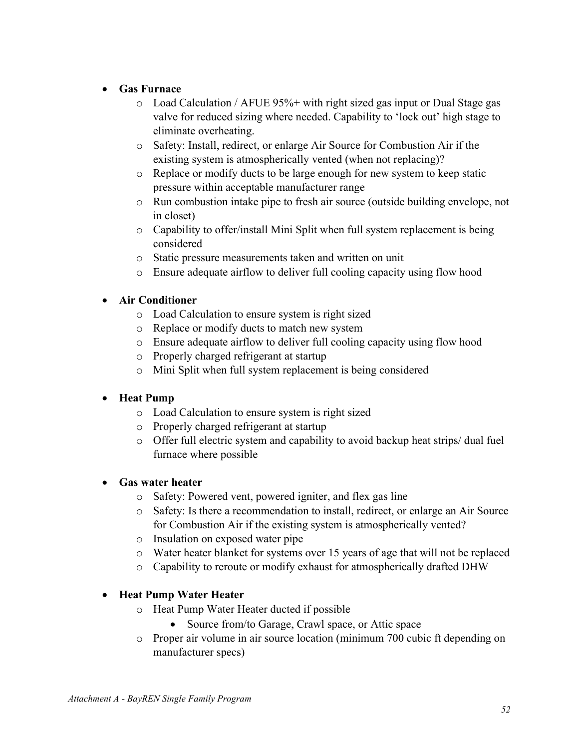- **Gas Furnace**
  - Load Calculation / AFUE 95%+ with right sized gas input or Dual Stage gas valve for reduced sizing where needed. Capability to 'lock out' high stage to eliminate overheating.
  - Safety: Install, redirect, or enlarge Air Source for Combustion Air if the existing system is atmospherically vented (when not replacing)?
  - Replace or modify ducts to be large enough for new system to keep static pressure within acceptable manufacturer range
  - Run combustion intake pipe to fresh air source (outside building envelope, not in closet)
  - Capability to offer/install Mini Split when full system replacement is being considered
  - Static pressure measurements taken and written on unit
  - Ensure adequate airflow to deliver full cooling capacity using flow hood

- **Air Conditioner**
  - Load Calculation to ensure system is right sized
  - Replace or modify ducts to match new system
  - Ensure adequate airflow to deliver full cooling capacity using flow hood
  - Properly charged refrigerant at startup
  - Mini Split when full system replacement is being considered

- **Heat Pump**
  - Load Calculation to ensure system is right sized
  - Properly charged refrigerant at startup
  - Offer full electric system and capability to avoid backup heat strips/ dual fuel furnace where possible

- **Gas water heater**
  - Safety: Powered vent, powered igniter, and flex gas line
  - Safety: Is there a recommendation to install, redirect, or enlarge an Air Source for Combustion Air if the existing system is atmospherically vented?
  - Insulation on exposed water pipe
  - Water heater blanket for systems over 15 years of age that will not be replaced
  - Capability to reroute or modify exhaust for atmospherically drafted DHW

- **Heat Pump Water Heater**
  - Heat Pump Water Heater ducted if possible
    - Source from/to Garage, Crawl space, or Attic space
  - Proper air volume in air source location (minimum 700 cubic ft depending on manufacturer specs)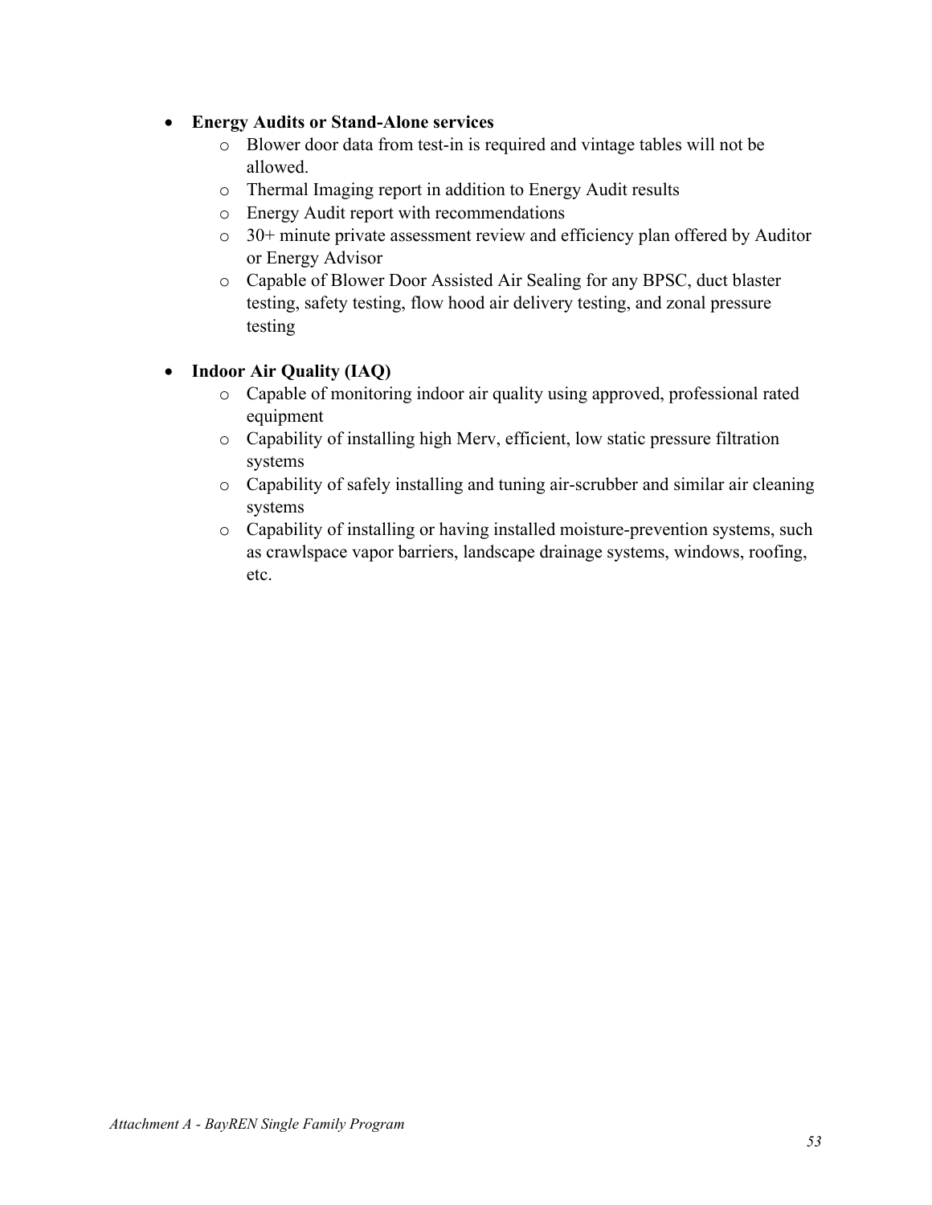- **Energy Audits or Stand-Alone services**
  - Blower door data from test-in is required and vintage tables will not be allowed.
  - Thermal Imaging report in addition to Energy Audit results
  - Energy Audit report with recommendations
  - 30+ minute private assessment review and efficiency plan offered by Auditor or Energy Advisor
  - Capable of Blower Door Assisted Air Sealing for any BPSC, duct blaster testing, safety testing, flow hood air delivery testing, and zonal pressure testing

- **Indoor Air Quality (IAQ)**
  - Capable of monitoring indoor air quality using approved, professional rated equipment
  - Capability of installing high Merv, efficient, low static pressure filtration systems
  - Capability of safely installing and tuning air-scrubber and similar air cleaning systems
  - Capability of installing or having installed moisture-prevention systems, such as crawlspace vapor barriers, landscape drainage systems, windows, roofing, etc.